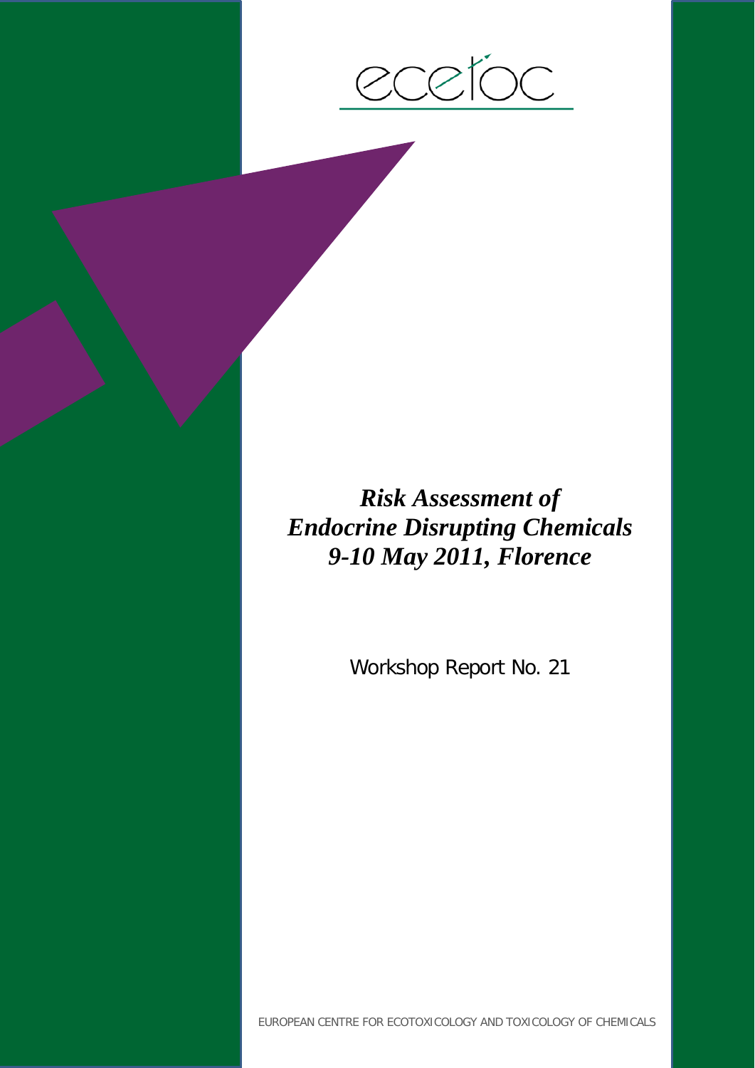ecetoc

# *Risk Assessment of Endocrine Disrupting Chemicals 9-10 May 2011, Florence*

Workshop Report No. 21

EUROPEAN CENTRE FOR ECOTOXICOLOGY AND TOXICOLOGY OF CHEMICALS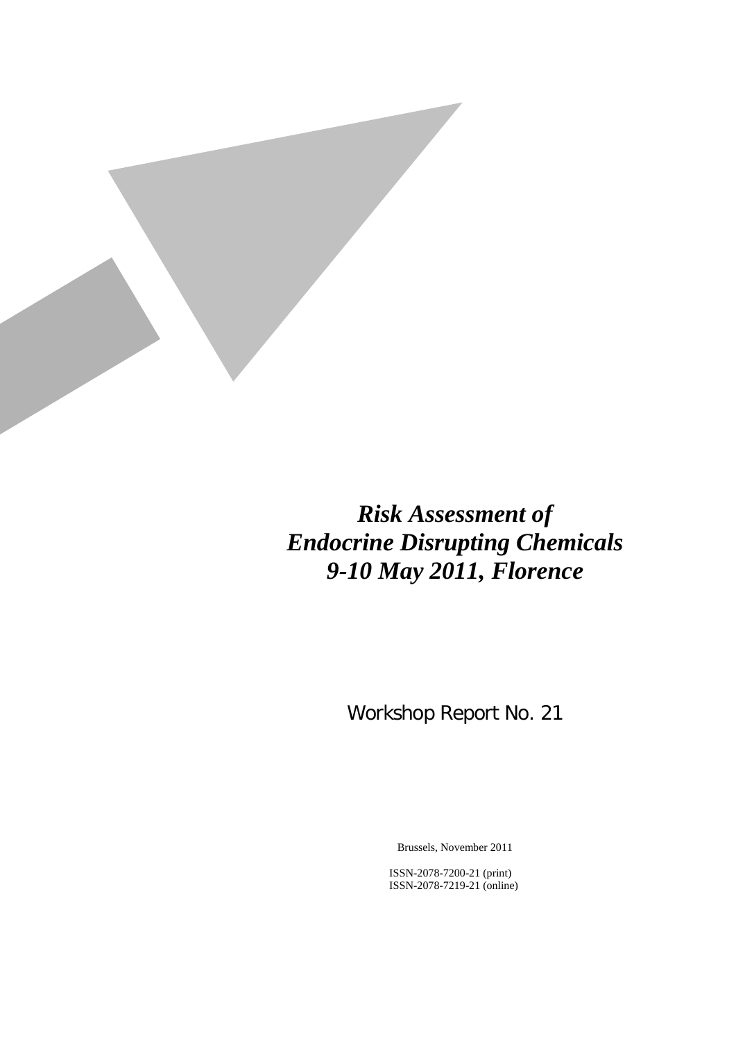# *Risk Assessment of Endocrine Disrupting Chemicals 9-10 May 2011, Florence*

Workshop Report No. 21

Brussels, November 2011

ISSN-2078-7200-21 (print)
ISSN-2078-7219-21 (online)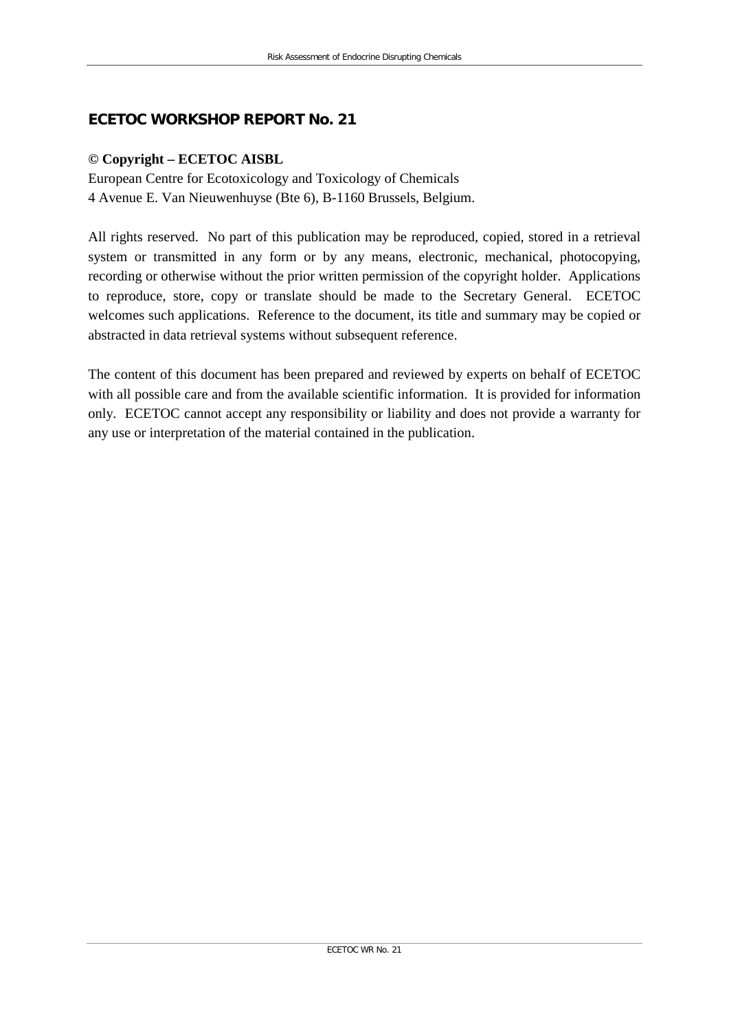## ECETOC WORKSHOP REPORT No. 21

**© Copyright – ECETOC AISBL**
European Centre for Ecotoxicology and Toxicology of Chemicals
4 Avenue E. Van Nieuwenhuyse (Bte 6), B-1160 Brussels, Belgium.

All rights reserved. No part of this publication may be reproduced, copied, stored in a retrieval system or transmitted in any form or by any means, electronic, mechanical, photocopying, recording or otherwise without the prior written permission of the copyright holder. Applications to reproduce, store, copy or translate should be made to the Secretary General. ECETOC welcomes such applications. Reference to the document, its title and summary may be copied or abstracted in data retrieval systems without subsequent reference.

The content of this document has been prepared and reviewed by experts on behalf of ECETOC with all possible care and from the available scientific information. It is provided for information only. ECETOC cannot accept any responsibility or liability and does not provide a warranty for any use or interpretation of the material contained in the publication.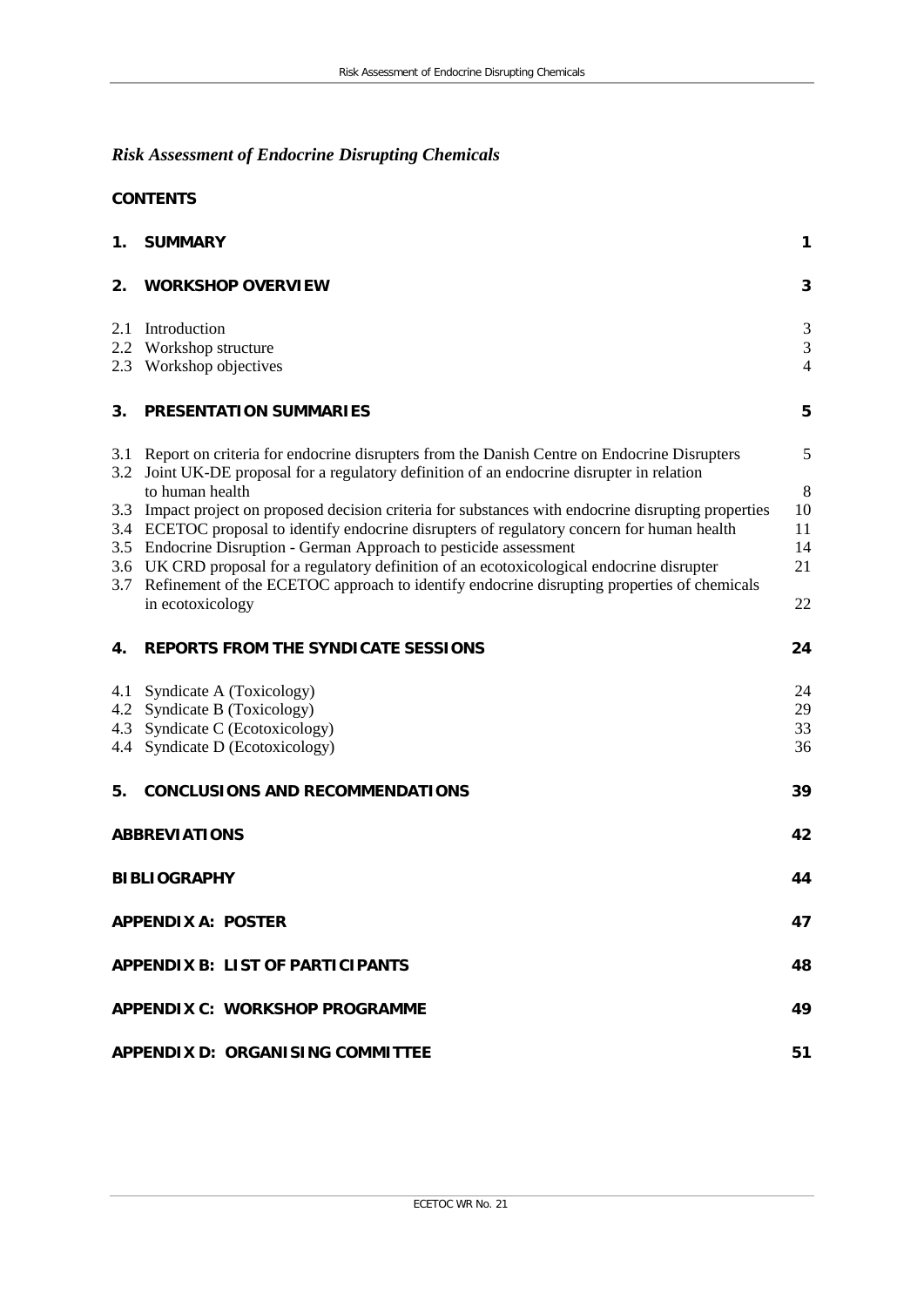# *Risk Assessment of Endocrine Disrupting Chemicals*

## CONTENTS

| | | |
|---|---|---|
| **1.** | **SUMMARY** | **1** |
| **2.** | **WORKSHOP OVERVIEW** | **3** |
| 2.1 | Introduction | 3 |
| 2.2 | Workshop structure | 3 |
| 2.3 | Workshop objectives | 4 |
| **3.** | **PRESENTATION SUMMARIES** | **5** |
| 3.1 | Report on criteria for endocrine disrupters from the Danish Centre on Endocrine Disrupters | 5 |
| 3.2 | Joint UK-DE proposal for a regulatory definition of an endocrine disrupter in relation to human health | 8 |
| 3.3 | Impact project on proposed decision criteria for substances with endocrine disrupting properties | 10 |
| 3.4 | ECETOC proposal to identify endocrine disrupters of regulatory concern for human health | 11 |
| 3.5 | Endocrine Disruption - German Approach to pesticide assessment | 14 |
| 3.6 | UK CRD proposal for a regulatory definition of an ecotoxicological endocrine disrupter | 21 |
| 3.7 | Refinement of the ECETOC approach to identify endocrine disrupting properties of chemicals in ecotoxicology | 22 |
| **4.** | **REPORTS FROM THE SYNDICATE SESSIONS** | **24** |
| 4.1 | Syndicate A (Toxicology) | 24 |
| 4.2 | Syndicate B (Toxicology) | 29 |
| 4.3 | Syndicate C (Ecotoxicology) | 33 |
| 4.4 | Syndicate D (Ecotoxicology) | 36 |
| **5.** | **CONCLUSIONS AND RECOMMENDATIONS** | **39** |
| | **ABBREVIATIONS** | **42** |
| | **BIBLIOGRAPHY** | **44** |
| | **APPENDIX A: POSTER** | **47** |
| | **APPENDIX B: LIST OF PARTICIPANTS** | **48** |
| | **APPENDIX C: WORKSHOP PROGRAMME** | **49** |
| | **APPENDIX D: ORGANISING COMMITTEE** | **51** |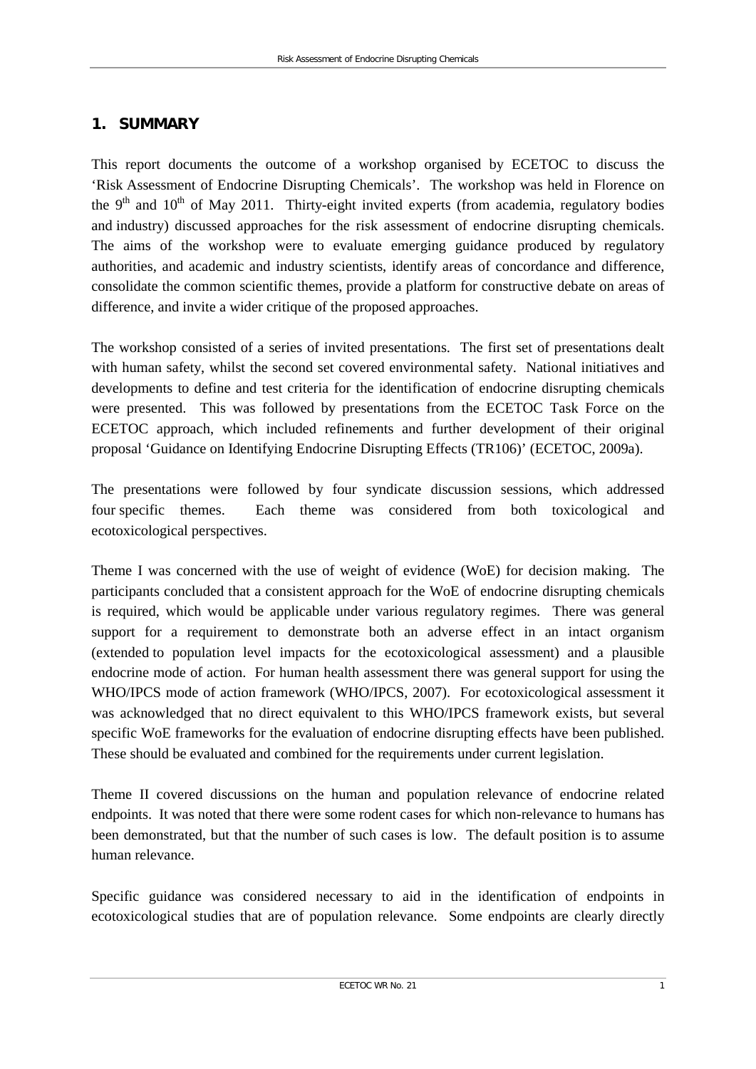## 1. SUMMARY

This report documents the outcome of a workshop organised by ECETOC to discuss the 'Risk Assessment of Endocrine Disrupting Chemicals'. The workshop was held in Florence on the 9th and 10th of May 2011. Thirty-eight invited experts (from academia, regulatory bodies and industry) discussed approaches for the risk assessment of endocrine disrupting chemicals. The aims of the workshop were to evaluate emerging guidance produced by regulatory authorities, and academic and industry scientists, identify areas of concordance and difference, consolidate the common scientific themes, provide a platform for constructive debate on areas of difference, and invite a wider critique of the proposed approaches.

The workshop consisted of a series of invited presentations. The first set of presentations dealt with human safety, whilst the second set covered environmental safety. National initiatives and developments to define and test criteria for the identification of endocrine disrupting chemicals were presented. This was followed by presentations from the ECETOC Task Force on the ECETOC approach, which included refinements and further development of their original proposal 'Guidance on Identifying Endocrine Disrupting Effects (TR106)' (ECETOC, 2009a).

The presentations were followed by four syndicate discussion sessions, which addressed four specific themes. Each theme was considered from both toxicological and ecotoxicological perspectives.

Theme I was concerned with the use of weight of evidence (WoE) for decision making. The participants concluded that a consistent approach for the WoE of endocrine disrupting chemicals is required, which would be applicable under various regulatory regimes. There was general support for a requirement to demonstrate both an adverse effect in an intact organism (extended to population level impacts for the ecotoxicological assessment) and a plausible endocrine mode of action. For human health assessment there was general support for using the WHO/IPCS mode of action framework (WHO/IPCS, 2007). For ecotoxicological assessment it was acknowledged that no direct equivalent to this WHO/IPCS framework exists, but several specific WoE frameworks for the evaluation of endocrine disrupting effects have been published. These should be evaluated and combined for the requirements under current legislation.

Theme II covered discussions on the human and population relevance of endocrine related endpoints. It was noted that there were some rodent cases for which non-relevance to humans has been demonstrated, but that the number of such cases is low. The default position is to assume human relevance.

Specific guidance was considered necessary to aid in the identification of endpoints in ecotoxicological studies that are of population relevance. Some endpoints are clearly directly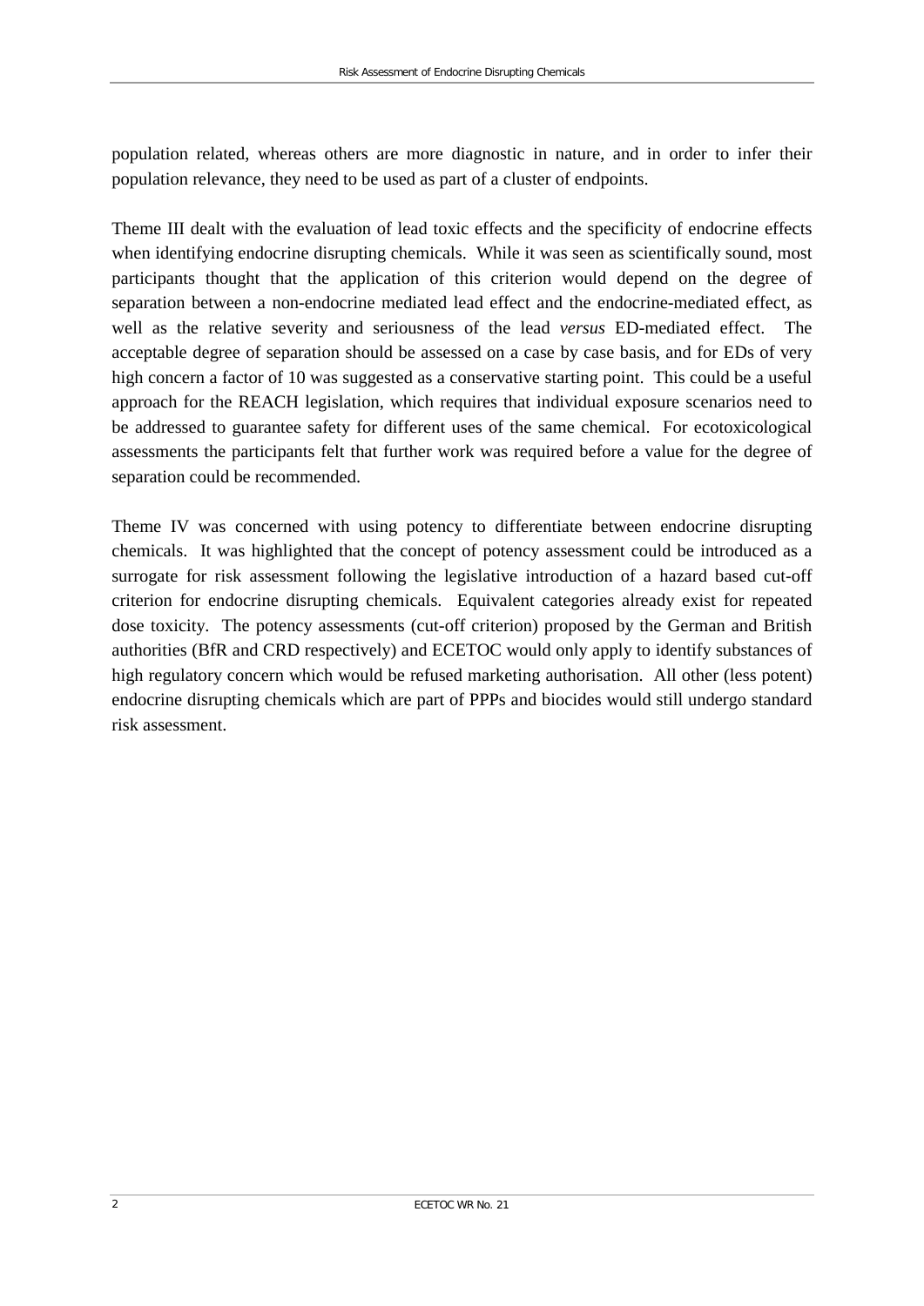population related, whereas others are more diagnostic in nature, and in order to infer their population relevance, they need to be used as part of a cluster of endpoints.

Theme III dealt with the evaluation of lead toxic effects and the specificity of endocrine effects when identifying endocrine disrupting chemicals. While it was seen as scientifically sound, most participants thought that the application of this criterion would depend on the degree of separation between a non-endocrine mediated lead effect and the endocrine-mediated effect, as well as the relative severity and seriousness of the lead *versus* ED-mediated effect. The acceptable degree of separation should be assessed on a case by case basis, and for EDs of very high concern a factor of 10 was suggested as a conservative starting point. This could be a useful approach for the REACH legislation, which requires that individual exposure scenarios need to be addressed to guarantee safety for different uses of the same chemical. For ecotoxicological assessments the participants felt that further work was required before a value for the degree of separation could be recommended.

Theme IV was concerned with using potency to differentiate between endocrine disrupting chemicals. It was highlighted that the concept of potency assessment could be introduced as a surrogate for risk assessment following the legislative introduction of a hazard based cut-off criterion for endocrine disrupting chemicals. Equivalent categories already exist for repeated dose toxicity. The potency assessments (cut-off criterion) proposed by the German and British authorities (BfR and CRD respectively) and ECETOC would only apply to identify substances of high regulatory concern which would be refused marketing authorisation. All other (less potent) endocrine disrupting chemicals which are part of PPPs and biocides would still undergo standard risk assessment.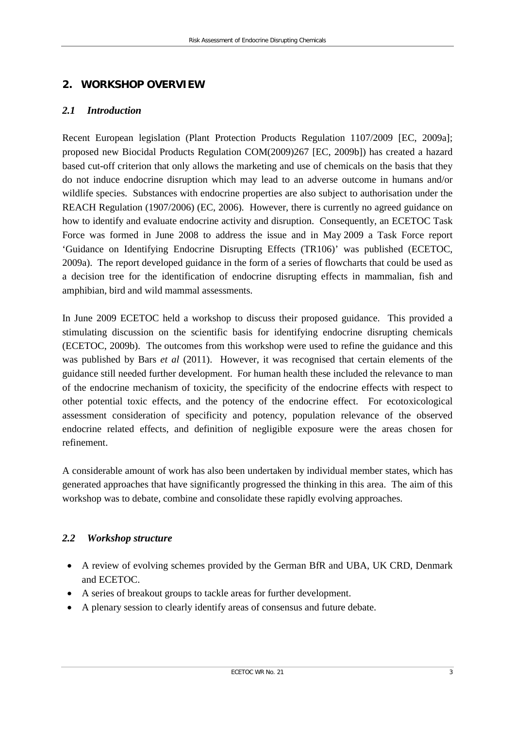## 2. WORKSHOP OVERVIEW

### *2.1 Introduction*

Recent European legislation (Plant Protection Products Regulation 1107/2009 [EC, 2009a]; proposed new Biocidal Products Regulation COM(2009)267 [EC, 2009b]) has created a hazard based cut-off criterion that only allows the marketing and use of chemicals on the basis that they do not induce endocrine disruption which may lead to an adverse outcome in humans and/or wildlife species. Substances with endocrine properties are also subject to authorisation under the REACH Regulation (1907/2006) (EC, 2006). However, there is currently no agreed guidance on how to identify and evaluate endocrine activity and disruption. Consequently, an ECETOC Task Force was formed in June 2008 to address the issue and in May 2009 a Task Force report 'Guidance on Identifying Endocrine Disrupting Effects (TR106)' was published (ECETOC, 2009a). The report developed guidance in the form of a series of flowcharts that could be used as a decision tree for the identification of endocrine disrupting effects in mammalian, fish and amphibian, bird and wild mammal assessments.

In June 2009 ECETOC held a workshop to discuss their proposed guidance. This provided a stimulating discussion on the scientific basis for identifying endocrine disrupting chemicals (ECETOC, 2009b). The outcomes from this workshop were used to refine the guidance and this was published by Bars *et al* (2011). However, it was recognised that certain elements of the guidance still needed further development. For human health these included the relevance to man of the endocrine mechanism of toxicity, the specificity of the endocrine effects with respect to other potential toxic effects, and the potency of the endocrine effect. For ecotoxicological assessment consideration of specificity and potency, population relevance of the observed endocrine related effects, and definition of negligible exposure were the areas chosen for refinement.

A considerable amount of work has also been undertaken by individual member states, which has generated approaches that have significantly progressed the thinking in this area. The aim of this workshop was to debate, combine and consolidate these rapidly evolving approaches.

### *2.2 Workshop structure*

- A review of evolving schemes provided by the German BfR and UBA, UK CRD, Denmark and ECETOC.
- A series of breakout groups to tackle areas for further development.
- A plenary session to clearly identify areas of consensus and future debate.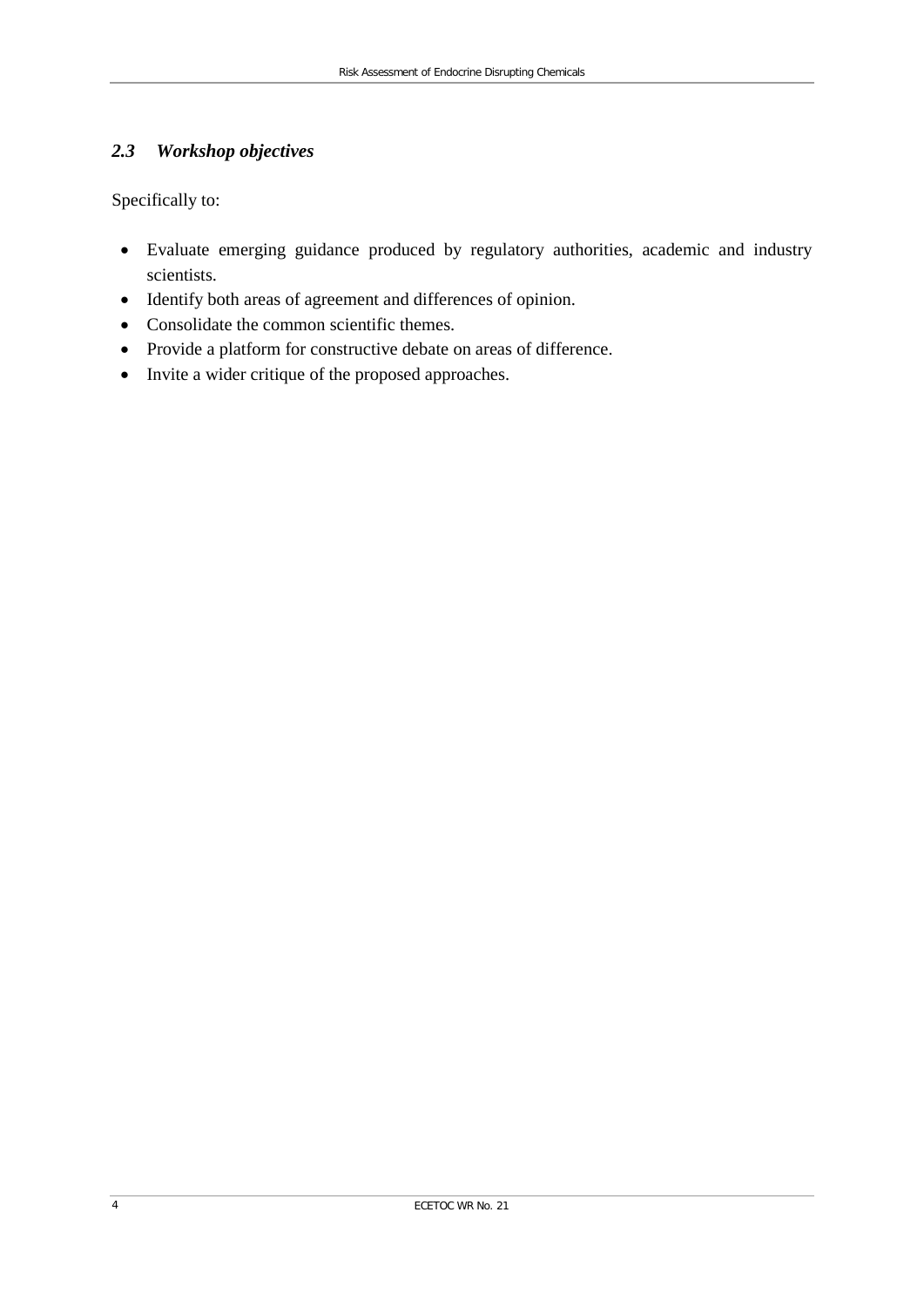### *2.3 Workshop objectives*

Specifically to:

- Evaluate emerging guidance produced by regulatory authorities, academic and industry scientists.
- Identify both areas of agreement and differences of opinion.
- Consolidate the common scientific themes.
- Provide a platform for constructive debate on areas of difference.
- Invite a wider critique of the proposed approaches.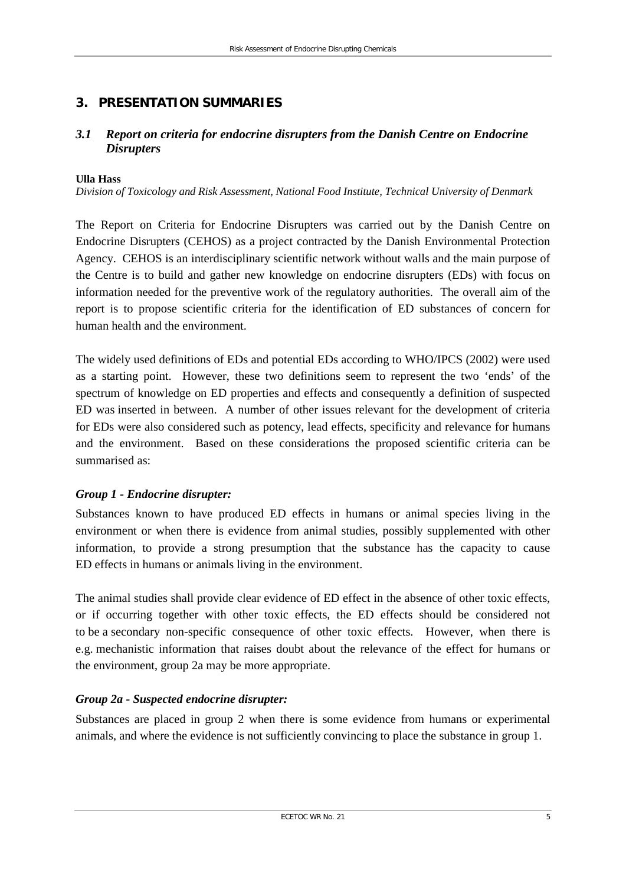## 3. PRESENTATION SUMMARIES

### 3.1 *Report on criteria for endocrine disrupters from the Danish Centre on Endocrine Disrupters*

**Ulla Hass**
*Division of Toxicology and Risk Assessment, National Food Institute, Technical University of Denmark*

The Report on Criteria for Endocrine Disrupters was carried out by the Danish Centre on Endocrine Disrupters (CEHOS) as a project contracted by the Danish Environmental Protection Agency. CEHOS is an interdisciplinary scientific network without walls and the main purpose of the Centre is to build and gather new knowledge on endocrine disrupters (EDs) with focus on information needed for the preventive work of the regulatory authorities. The overall aim of the report is to propose scientific criteria for the identification of ED substances of concern for human health and the environment.

The widely used definitions of EDs and potential EDs according to WHO/IPCS (2002) were used as a starting point. However, these two definitions seem to represent the two 'ends' of the spectrum of knowledge on ED properties and effects and consequently a definition of suspected ED was inserted in between. A number of other issues relevant for the development of criteria for EDs were also considered such as potency, lead effects, specificity and relevance for humans and the environment. Based on these considerations the proposed scientific criteria can be summarised as:

#### *Group 1 - Endocrine disrupter:*

Substances known to have produced ED effects in humans or animal species living in the environment or when there is evidence from animal studies, possibly supplemented with other information, to provide a strong presumption that the substance has the capacity to cause ED effects in humans or animals living in the environment.

The animal studies shall provide clear evidence of ED effect in the absence of other toxic effects, or if occurring together with other toxic effects, the ED effects should be considered not to be a secondary non-specific consequence of other toxic effects. However, when there is e.g. mechanistic information that raises doubt about the relevance of the effect for humans or the environment, group 2a may be more appropriate.

#### *Group 2a - Suspected endocrine disrupter:*

Substances are placed in group 2 when there is some evidence from humans or experimental animals, and where the evidence is not sufficiently convincing to place the substance in group 1.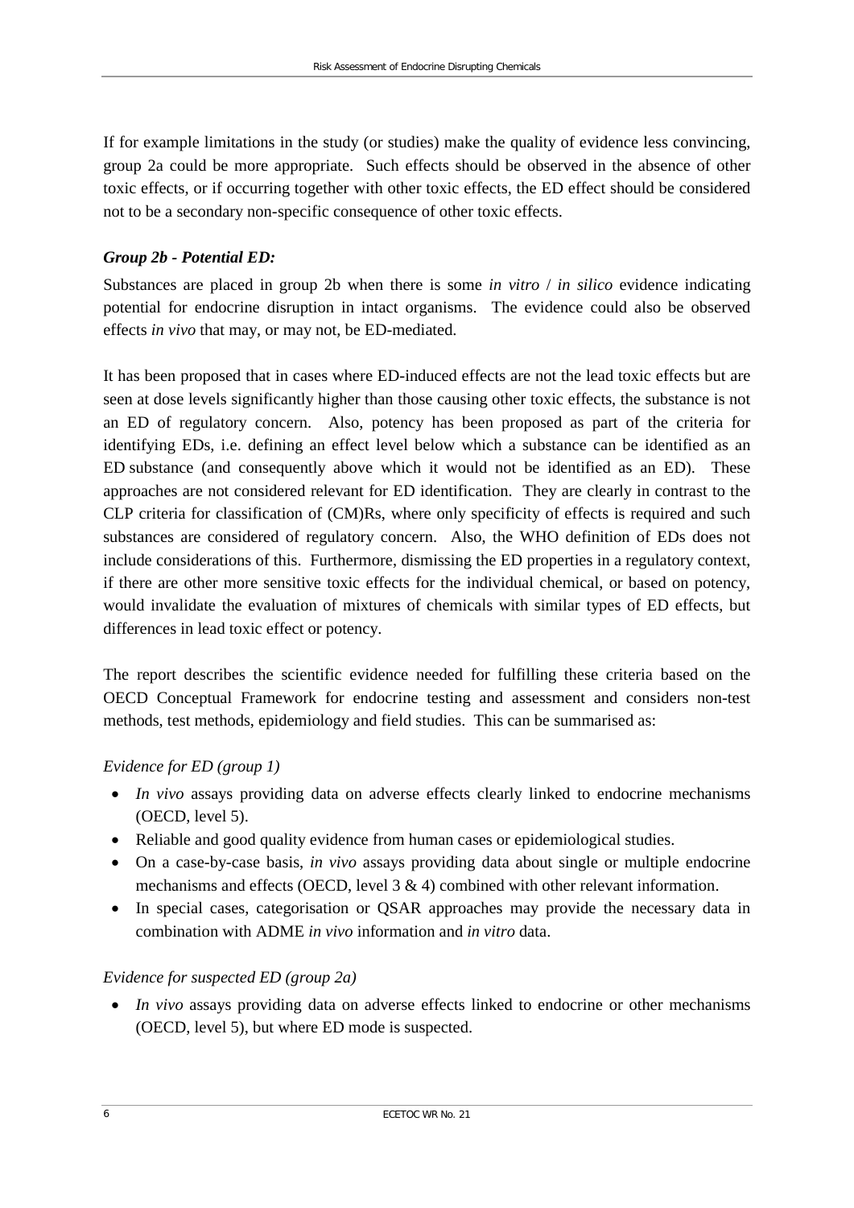If for example limitations in the study (or studies) make the quality of evidence less convincing, group 2a could be more appropriate. Such effects should be observed in the absence of other toxic effects, or if occurring together with other toxic effects, the ED effect should be considered not to be a secondary non-specific consequence of other toxic effects.

### *Group 2b - Potential ED:*

Substances are placed in group 2b when there is some *in vitro* / *in silico* evidence indicating potential for endocrine disruption in intact organisms. The evidence could also be observed effects *in vivo* that may, or may not, be ED-mediated.

It has been proposed that in cases where ED-induced effects are not the lead toxic effects but are seen at dose levels significantly higher than those causing other toxic effects, the substance is not an ED of regulatory concern. Also, potency has been proposed as part of the criteria for identifying EDs, i.e. defining an effect level below which a substance can be identified as an ED substance (and consequently above which it would not be identified as an ED). These approaches are not considered relevant for ED identification. They are clearly in contrast to the CLP criteria for classification of (CM)Rs, where only specificity of effects is required and such substances are considered of regulatory concern. Also, the WHO definition of EDs does not include considerations of this. Furthermore, dismissing the ED properties in a regulatory context, if there are other more sensitive toxic effects for the individual chemical, or based on potency, would invalidate the evaluation of mixtures of chemicals with similar types of ED effects, but differences in lead toxic effect or potency.

The report describes the scientific evidence needed for fulfilling these criteria based on the OECD Conceptual Framework for endocrine testing and assessment and considers non-test methods, test methods, epidemiology and field studies. This can be summarised as:

*Evidence for ED (group 1)*

- *In vivo* assays providing data on adverse effects clearly linked to endocrine mechanisms (OECD, level 5).
- Reliable and good quality evidence from human cases or epidemiological studies.
- On a case-by-case basis, *in vivo* assays providing data about single or multiple endocrine mechanisms and effects (OECD, level 3 & 4) combined with other relevant information.
- In special cases, categorisation or QSAR approaches may provide the necessary data in combination with ADME *in vivo* information and *in vitro* data.

*Evidence for suspected ED (group 2a)*

- *In vivo* assays providing data on adverse effects linked to endocrine or other mechanisms (OECD, level 5), but where ED mode is suspected.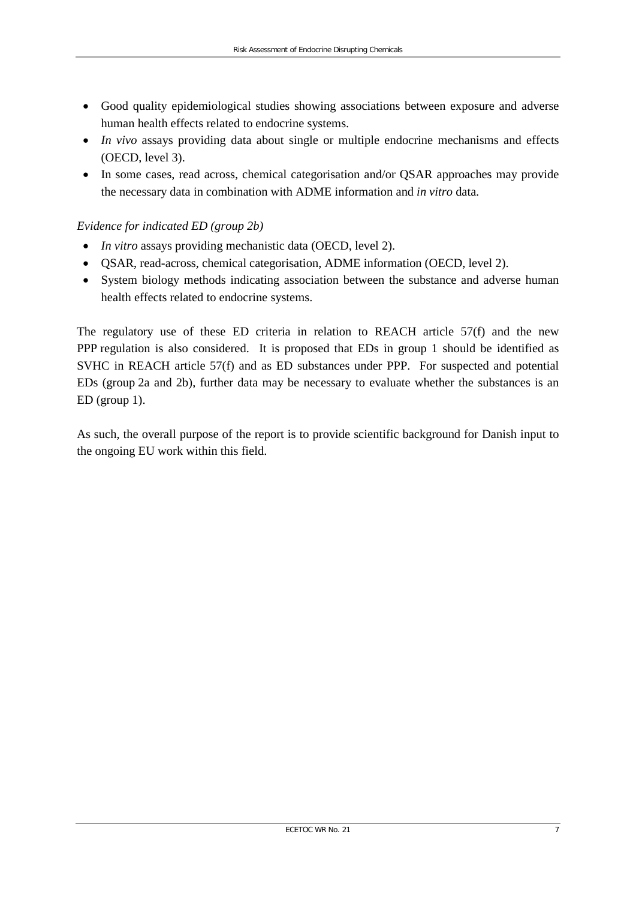- Good quality epidemiological studies showing associations between exposure and adverse human health effects related to endocrine systems.
- *In vivo* assays providing data about single or multiple endocrine mechanisms and effects (OECD, level 3).
- In some cases, read across, chemical categorisation and/or QSAR approaches may provide the necessary data in combination with ADME information and *in vitro* data.

*Evidence for indicated ED (group 2b)*

- *In vitro* assays providing mechanistic data (OECD, level 2).
- QSAR, read-across, chemical categorisation, ADME information (OECD, level 2).
- System biology methods indicating association between the substance and adverse human health effects related to endocrine systems.

The regulatory use of these ED criteria in relation to REACH article 57(f) and the new PPP regulation is also considered. It is proposed that EDs in group 1 should be identified as SVHC in REACH article 57(f) and as ED substances under PPP. For suspected and potential EDs (group 2a and 2b), further data may be necessary to evaluate whether the substances is an ED (group 1).

As such, the overall purpose of the report is to provide scientific background for Danish input to the ongoing EU work within this field.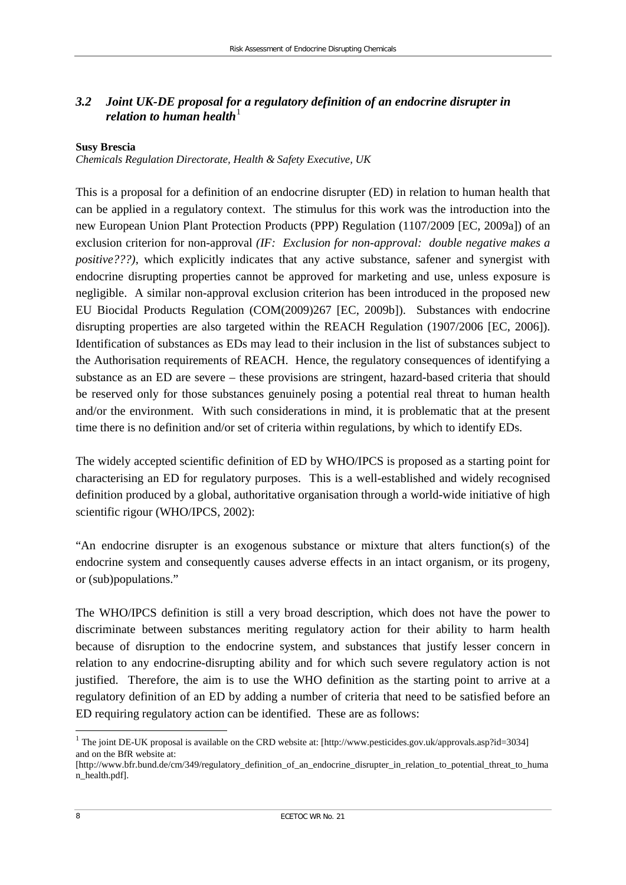### *3.2 Joint UK-DE proposal for a regulatory definition of an endocrine disrupter in relation to human health*[1]

**Susy Brescia**
*Chemicals Regulation Directorate, Health & Safety Executive, UK*

This is a proposal for a definition of an endocrine disrupter (ED) in relation to human health that can be applied in a regulatory context. The stimulus for this work was the introduction into the new European Union Plant Protection Products (PPP) Regulation (1107/2009 [EC, 2009a]) of an exclusion criterion for non-approval *(IF: Exclusion for non-approval: double negative makes a positive???)*, which explicitly indicates that any active substance, safener and synergist with endocrine disrupting properties cannot be approved for marketing and use, unless exposure is negligible. A similar non-approval exclusion criterion has been introduced in the proposed new EU Biocidal Products Regulation (COM(2009)267 [EC, 2009b]). Substances with endocrine disrupting properties are also targeted within the REACH Regulation (1907/2006 [EC, 2006]). Identification of substances as EDs may lead to their inclusion in the list of substances subject to the Authorisation requirements of REACH. Hence, the regulatory consequences of identifying a substance as an ED are severe – these provisions are stringent, hazard-based criteria that should be reserved only for those substances genuinely posing a potential real threat to human health and/or the environment. With such considerations in mind, it is problematic that at the present time there is no definition and/or set of criteria within regulations, by which to identify EDs.

The widely accepted scientific definition of ED by WHO/IPCS is proposed as a starting point for characterising an ED for regulatory purposes. This is a well-established and widely recognised definition produced by a global, authoritative organisation through a world-wide initiative of high scientific rigour (WHO/IPCS, 2002):

"An endocrine disrupter is an exogenous substance or mixture that alters function(s) of the endocrine system and consequently causes adverse effects in an intact organism, or its progeny, or (sub)populations."

The WHO/IPCS definition is still a very broad description, which does not have the power to discriminate between substances meriting regulatory action for their ability to harm health because of disruption to the endocrine system, and substances that justify lesser concern in relation to any endocrine-disrupting ability and for which such severe regulatory action is not justified. Therefore, the aim is to use the WHO definition as the starting point to arrive at a regulatory definition of an ED by adding a number of criteria that need to be satisfied before an ED requiring regulatory action can be identified. These are as follows:

---

[1] The joint DE-UK proposal is available on the CRD website at: [http://www.pesticides.gov.uk/approvals.asp?id=3034] and on the BfR website at:
[http://www.bfr.bund.de/cm/349/regulatory_definition_of_an_endocrine_disrupter_in_relation_to_potential_threat_to_human_health.pdf].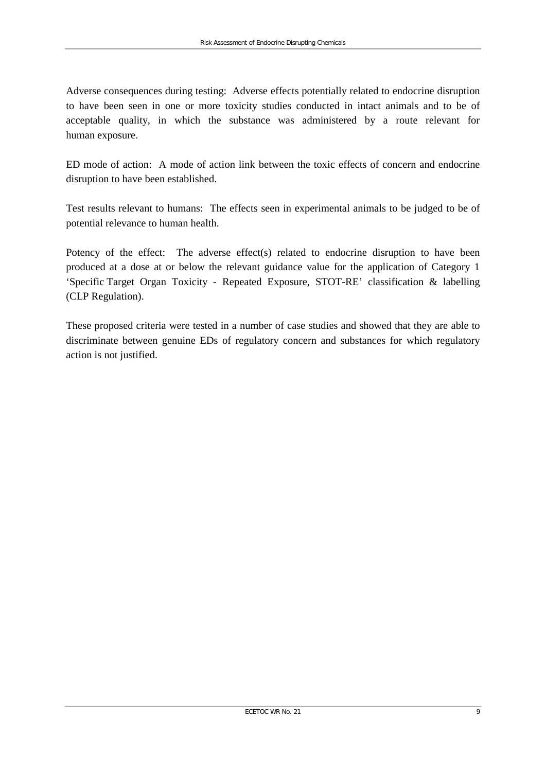Adverse consequences during testing: Adverse effects potentially related to endocrine disruption to have been seen in one or more toxicity studies conducted in intact animals and to be of acceptable quality, in which the substance was administered by a route relevant for human exposure.

ED mode of action: A mode of action link between the toxic effects of concern and endocrine disruption to have been established.

Test results relevant to humans: The effects seen in experimental animals to be judged to be of potential relevance to human health.

Potency of the effect: The adverse effect(s) related to endocrine disruption to have been produced at a dose at or below the relevant guidance value for the application of Category 1 'Specific Target Organ Toxicity - Repeated Exposure, STOT-RE' classification & labelling (CLP Regulation).

These proposed criteria were tested in a number of case studies and showed that they are able to discriminate between genuine EDs of regulatory concern and substances for which regulatory action is not justified.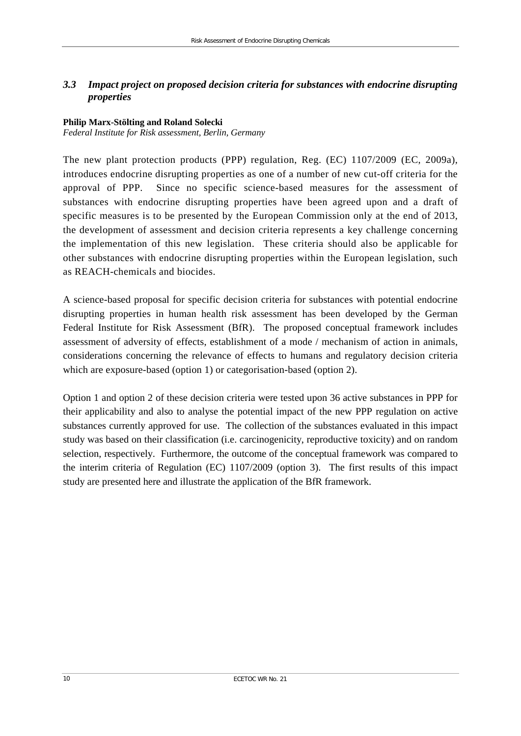### 3.3 *Impact project on proposed decision criteria for substances with endocrine disrupting properties*

**Philip Marx-Stölting and Roland Solecki**
*Federal Institute for Risk assessment, Berlin, Germany*

The new plant protection products (PPP) regulation, Reg. (EC) 1107/2009 (EC, 2009a), introduces endocrine disrupting properties as one of a number of new cut-off criteria for the approval of PPP. Since no specific science-based measures for the assessment of substances with endocrine disrupting properties have been agreed upon and a draft of specific measures is to be presented by the European Commission only at the end of 2013, the development of assessment and decision criteria represents a key challenge concerning the implementation of this new legislation. These criteria should also be applicable for other substances with endocrine disrupting properties within the European legislation, such as REACH-chemicals and biocides.

A science-based proposal for specific decision criteria for substances with potential endocrine disrupting properties in human health risk assessment has been developed by the German Federal Institute for Risk Assessment (BfR). The proposed conceptual framework includes assessment of adversity of effects, establishment of a mode / mechanism of action in animals, considerations concerning the relevance of effects to humans and regulatory decision criteria which are exposure-based (option 1) or categorisation-based (option 2).

Option 1 and option 2 of these decision criteria were tested upon 36 active substances in PPP for their applicability and also to analyse the potential impact of the new PPP regulation on active substances currently approved for use. The collection of the substances evaluated in this impact study was based on their classification (i.e. carcinogenicity, reproductive toxicity) and on random selection, respectively. Furthermore, the outcome of the conceptual framework was compared to the interim criteria of Regulation (EC) 1107/2009 (option 3). The first results of this impact study are presented here and illustrate the application of the BfR framework.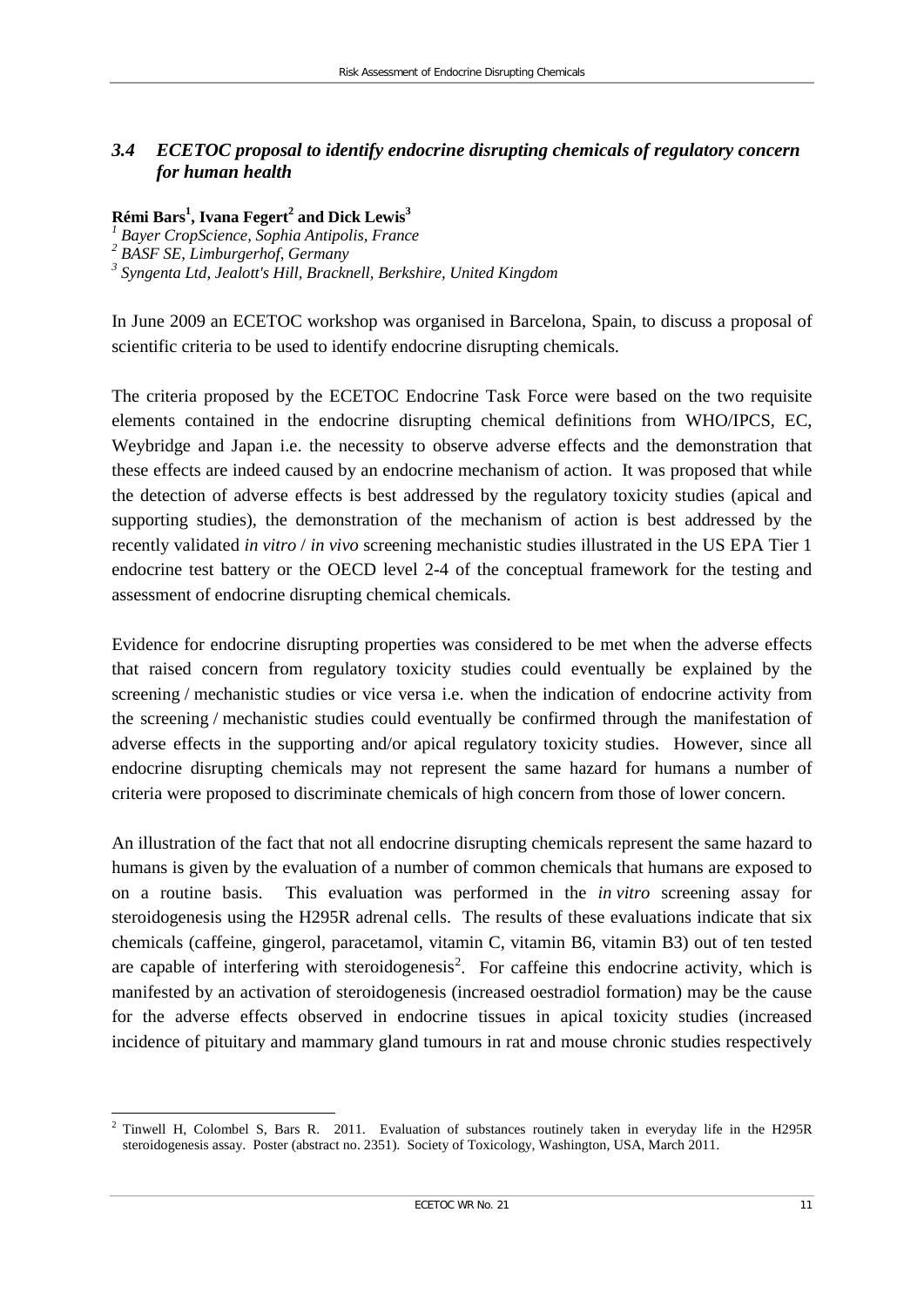### *3.4 ECETOC proposal to identify endocrine disrupting chemicals of regulatory concern for human health*

**Rémi Bars[1], Ivana Fegert[2] and Dick Lewis[3]**

*[1] Bayer CropScience, Sophia Antipolis, France*
*[2] BASF SE, Limburgerhof, Germany*
*[3] Syngenta Ltd, Jealott's Hill, Bracknell, Berkshire, United Kingdom*

In June 2009 an ECETOC workshop was organised in Barcelona, Spain, to discuss a proposal of scientific criteria to be used to identify endocrine disrupting chemicals.

The criteria proposed by the ECETOC Endocrine Task Force were based on the two requisite elements contained in the endocrine disrupting chemical definitions from WHO/IPCS, EC, Weybridge and Japan i.e. the necessity to observe adverse effects and the demonstration that these effects are indeed caused by an endocrine mechanism of action. It was proposed that while the detection of adverse effects is best addressed by the regulatory toxicity studies (apical and supporting studies), the demonstration of the mechanism of action is best addressed by the recently validated *in vitro* / *in vivo* screening mechanistic studies illustrated in the US EPA Tier 1 endocrine test battery or the OECD level 2-4 of the conceptual framework for the testing and assessment of endocrine disrupting chemical chemicals.

Evidence for endocrine disrupting properties was considered to be met when the adverse effects that raised concern from regulatory toxicity studies could eventually be explained by the screening / mechanistic studies or vice versa i.e. when the indication of endocrine activity from the screening / mechanistic studies could eventually be confirmed through the manifestation of adverse effects in the supporting and/or apical regulatory toxicity studies. However, since all endocrine disrupting chemicals may not represent the same hazard for humans a number of criteria were proposed to discriminate chemicals of high concern from those of lower concern.

An illustration of the fact that not all endocrine disrupting chemicals represent the same hazard to humans is given by the evaluation of a number of common chemicals that humans are exposed to on a routine basis. This evaluation was performed in the *in vitro* screening assay for steroidogenesis using the H295R adrenal cells. The results of these evaluations indicate that six chemicals (caffeine, gingerol, paracetamol, vitamin C, vitamin B6, vitamin B3) out of ten tested are capable of interfering with steroidogenesis[2]. For caffeine this endocrine activity, which is manifested by an activation of steroidogenesis (increased oestradiol formation) may be the cause for the adverse effects observed in endocrine tissues in apical toxicity studies (increased incidence of pituitary and mammary gland tumours in rat and mouse chronic studies respectively

---

[2] Tinwell H, Colombel S, Bars R. 2011. Evaluation of substances routinely taken in everyday life in the H295R steroidogenesis assay. Poster (abstract no. 2351). Society of Toxicology, Washington, USA, March 2011.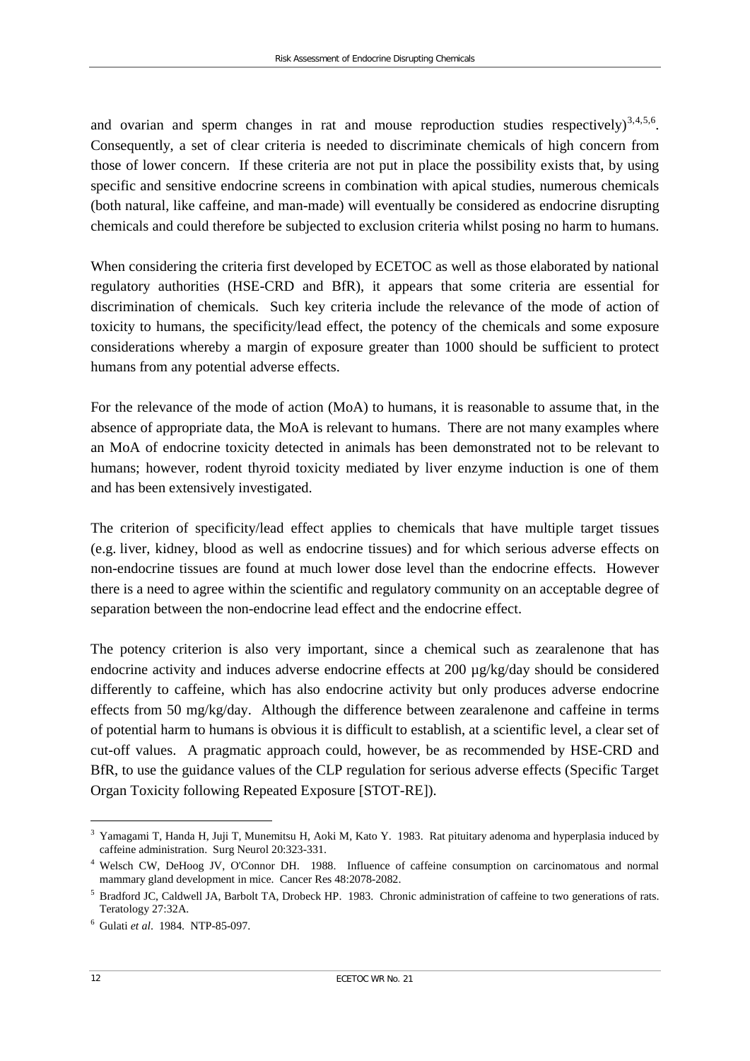and ovarian and sperm changes in rat and mouse reproduction studies respectively)[3,4,5,6]. Consequently, a set of clear criteria is needed to discriminate chemicals of high concern from those of lower concern. If these criteria are not put in place the possibility exists that, by using specific and sensitive endocrine screens in combination with apical studies, numerous chemicals (both natural, like caffeine, and man-made) will eventually be considered as endocrine disrupting chemicals and could therefore be subjected to exclusion criteria whilst posing no harm to humans.

When considering the criteria first developed by ECETOC as well as those elaborated by national regulatory authorities (HSE-CRD and BfR), it appears that some criteria are essential for discrimination of chemicals. Such key criteria include the relevance of the mode of action of toxicity to humans, the specificity/lead effect, the potency of the chemicals and some exposure considerations whereby a margin of exposure greater than 1000 should be sufficient to protect humans from any potential adverse effects.

For the relevance of the mode of action (MoA) to humans, it is reasonable to assume that, in the absence of appropriate data, the MoA is relevant to humans. There are not many examples where an MoA of endocrine toxicity detected in animals has been demonstrated not to be relevant to humans; however, rodent thyroid toxicity mediated by liver enzyme induction is one of them and has been extensively investigated.

The criterion of specificity/lead effect applies to chemicals that have multiple target tissues (e.g. liver, kidney, blood as well as endocrine tissues) and for which serious adverse effects on non-endocrine tissues are found at much lower dose level than the endocrine effects. However there is a need to agree within the scientific and regulatory community on an acceptable degree of separation between the non-endocrine lead effect and the endocrine effect.

The potency criterion is also very important, since a chemical such as zearalenone that has endocrine activity and induces adverse endocrine effects at 200 µg/kg/day should be considered differently to caffeine, which has also endocrine activity but only produces adverse endocrine effects from 50 mg/kg/day. Although the difference between zearalenone and caffeine in terms of potential harm to humans is obvious it is difficult to establish, at a scientific level, a clear set of cut-off values. A pragmatic approach could, however, be as recommended by HSE-CRD and BfR, to use the guidance values of the CLP regulation for serious adverse effects (Specific Target Organ Toxicity following Repeated Exposure [STOT-RE]).

---

[3] Yamagami T, Handa H, Juji T, Munemitsu H, Aoki M, Kato Y. 1983. Rat pituitary adenoma and hyperplasia induced by caffeine administration. Surg Neurol 20:323-331.

[4] Welsch CW, DeHoog JV, O'Connor DH. 1988. Influence of caffeine consumption on carcinomatous and normal mammary gland development in mice. Cancer Res 48:2078-2082.

[5] Bradford JC, Caldwell JA, Barbolt TA, Drobeck HP. 1983. Chronic administration of caffeine to two generations of rats. Teratology 27:32A.

[6] Gulati *et al*. 1984. NTP-85-097.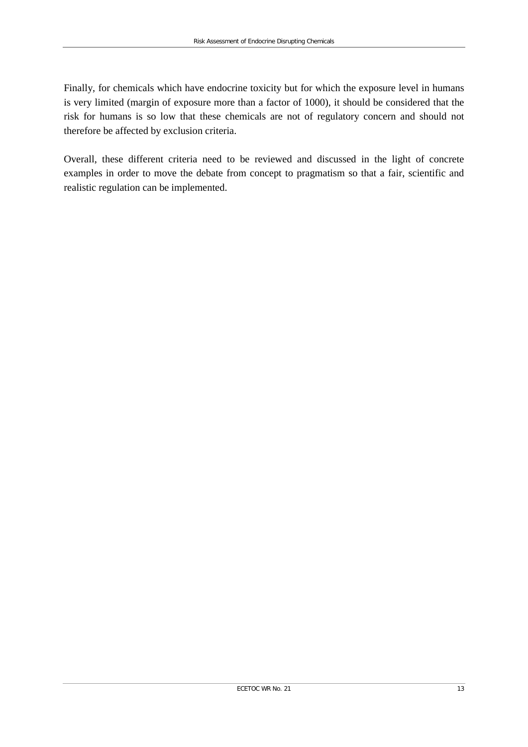Finally, for chemicals which have endocrine toxicity but for which the exposure level in humans is very limited (margin of exposure more than a factor of 1000), it should be considered that the risk for humans is so low that these chemicals are not of regulatory concern and should not therefore be affected by exclusion criteria.

Overall, these different criteria need to be reviewed and discussed in the light of concrete examples in order to move the debate from concept to pragmatism so that a fair, scientific and realistic regulation can be implemented.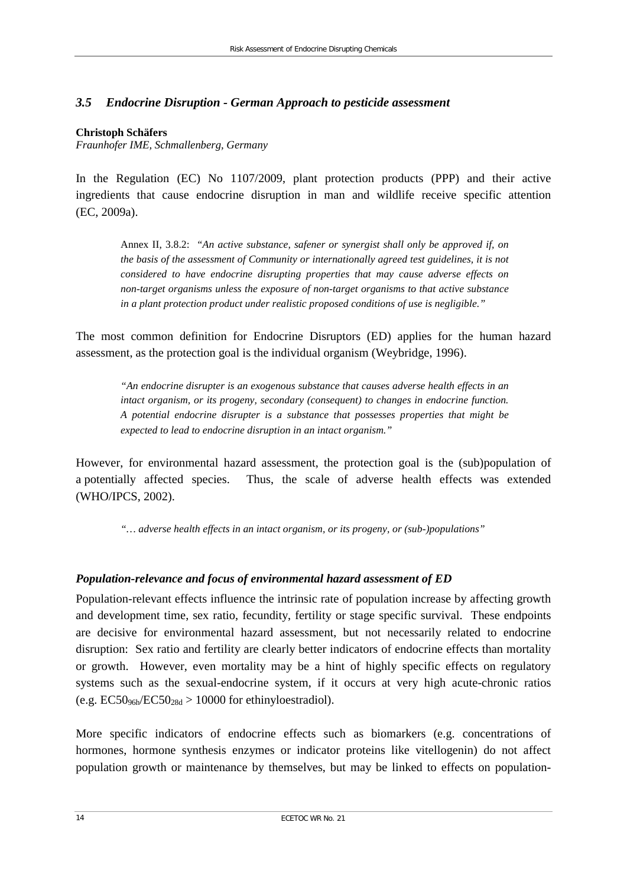### *3.5 Endocrine Disruption - German Approach to pesticide assessment*

**Christoph Schäfers**
*Fraunhofer IME, Schmallenberg, Germany*

In the Regulation (EC) No 1107/2009, plant protection products (PPP) and their active ingredients that cause endocrine disruption in man and wildlife receive specific attention (EC, 2009a).

> Annex II, 3.8.2: *"An active substance, safener or synergist shall only be approved if, on the basis of the assessment of Community or internationally agreed test guidelines, it is not considered to have endocrine disrupting properties that may cause adverse effects on non-target organisms unless the exposure of non-target organisms to that active substance in a plant protection product under realistic proposed conditions of use is negligible."*

The most common definition for Endocrine Disruptors (ED) applies for the human hazard assessment, as the protection goal is the individual organism (Weybridge, 1996).

> *"An endocrine disrupter is an exogenous substance that causes adverse health effects in an intact organism, or its progeny, secondary (consequent) to changes in endocrine function. A potential endocrine disrupter is a substance that possesses properties that might be expected to lead to endocrine disruption in an intact organism."*

However, for environmental hazard assessment, the protection goal is the (sub)population of a potentially affected species. Thus, the scale of adverse health effects was extended (WHO/IPCS, 2002).

> *"… adverse health effects in an intact organism, or its progeny, or (sub-)populations"*

#### *Population-relevance and focus of environmental hazard assessment of ED*

Population-relevant effects influence the intrinsic rate of population increase by affecting growth and development time, sex ratio, fecundity, fertility or stage specific survival. These endpoints are decisive for environmental hazard assessment, but not necessarily related to endocrine disruption: Sex ratio and fertility are clearly better indicators of endocrine effects than mortality or growth. However, even mortality may be a hint of highly specific effects on regulatory systems such as the sexual-endocrine system, if it occurs at very high acute-chronic ratios (e.g. $EC50_{96h}/EC50_{28d} > 10000$ for ethinyloestradiol).

More specific indicators of endocrine effects such as biomarkers (e.g. concentrations of hormones, hormone synthesis enzymes or indicator proteins like vitellogenin) do not affect population growth or maintenance by themselves, but may be linked to effects on population-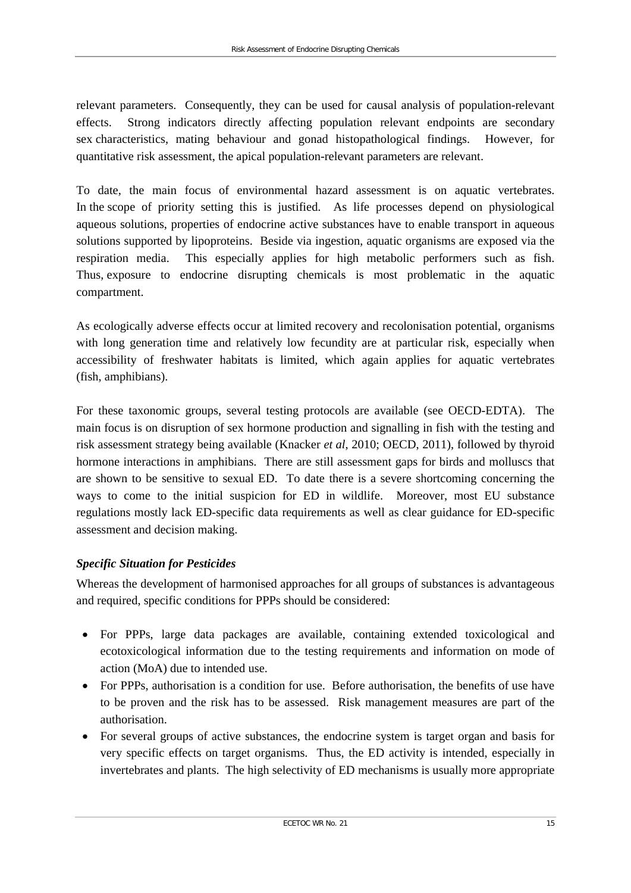relevant parameters. Consequently, they can be used for causal analysis of population-relevant effects. Strong indicators directly affecting population relevant endpoints are secondary sex characteristics, mating behaviour and gonad histopathological findings. However, for quantitative risk assessment, the apical population-relevant parameters are relevant.

To date, the main focus of environmental hazard assessment is on aquatic vertebrates. In the scope of priority setting this is justified. As life processes depend on physiological aqueous solutions, properties of endocrine active substances have to enable transport in aqueous solutions supported by lipoproteins. Beside via ingestion, aquatic organisms are exposed via the respiration media. This especially applies for high metabolic performers such as fish. Thus, exposure to endocrine disrupting chemicals is most problematic in the aquatic compartment.

As ecologically adverse effects occur at limited recovery and recolonisation potential, organisms with long generation time and relatively low fecundity are at particular risk, especially when accessibility of freshwater habitats is limited, which again applies for aquatic vertebrates (fish, amphibians).

For these taxonomic groups, several testing protocols are available (see OECD-EDTA). The main focus is on disruption of sex hormone production and signalling in fish with the testing and risk assessment strategy being available (Knacker *et al*, 2010; OECD, 2011), followed by thyroid hormone interactions in amphibians. There are still assessment gaps for birds and molluscs that are shown to be sensitive to sexual ED. To date there is a severe shortcoming concerning the ways to come to the initial suspicion for ED in wildlife. Moreover, most EU substance regulations mostly lack ED-specific data requirements as well as clear guidance for ED-specific assessment and decision making.

***Specific Situation for Pesticides***

Whereas the development of harmonised approaches for all groups of substances is advantageous and required, specific conditions for PPPs should be considered:

- For PPPs, large data packages are available, containing extended toxicological and ecotoxicological information due to the testing requirements and information on mode of action (MoA) due to intended use.
- For PPPs, authorisation is a condition for use. Before authorisation, the benefits of use have to be proven and the risk has to be assessed. Risk management measures are part of the authorisation.
- For several groups of active substances, the endocrine system is target organ and basis for very specific effects on target organisms. Thus, the ED activity is intended, especially in invertebrates and plants. The high selectivity of ED mechanisms is usually more appropriate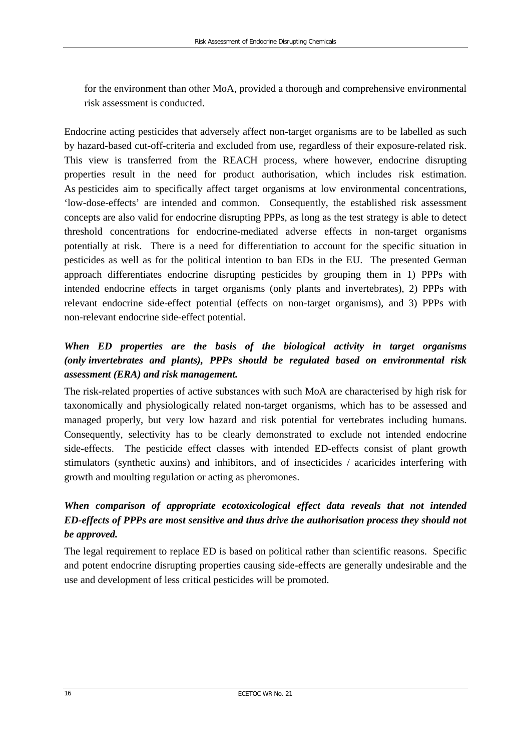for the environment than other MoA, provided a thorough and comprehensive environmental risk assessment is conducted.

Endocrine acting pesticides that adversely affect non-target organisms are to be labelled as such by hazard-based cut-off-criteria and excluded from use, regardless of their exposure-related risk. This view is transferred from the REACH process, where however, endocrine disrupting properties result in the need for product authorisation, which includes risk estimation. As pesticides aim to specifically affect target organisms at low environmental concentrations, 'low-dose-effects' are intended and common. Consequently, the established risk assessment concepts are also valid for endocrine disrupting PPPs, as long as the test strategy is able to detect threshold concentrations for endocrine-mediated adverse effects in non-target organisms potentially at risk. There is a need for differentiation to account for the specific situation in pesticides as well as for the political intention to ban EDs in the EU. The presented German approach differentiates endocrine disrupting pesticides by grouping them in 1) PPPs with intended endocrine effects in target organisms (only plants and invertebrates), 2) PPPs with relevant endocrine side-effect potential (effects on non-target organisms), and 3) PPPs with non-relevant endocrine side-effect potential.

***When ED properties are the basis of the biological activity in target organisms (only invertebrates and plants), PPPs should be regulated based on environmental risk assessment (ERA) and risk management.***

The risk-related properties of active substances with such MoA are characterised by high risk for taxonomically and physiologically related non-target organisms, which has to be assessed and managed properly, but very low hazard and risk potential for vertebrates including humans. Consequently, selectivity has to be clearly demonstrated to exclude not intended endocrine side-effects. The pesticide effect classes with intended ED-effects consist of plant growth stimulators (synthetic auxins) and inhibitors, and of insecticides / acaricides interfering with growth and moulting regulation or acting as pheromones.

***When comparison of appropriate ecotoxicological effect data reveals that not intended ED-effects of PPPs are most sensitive and thus drive the authorisation process they should not be approved.***

The legal requirement to replace ED is based on political rather than scientific reasons. Specific and potent endocrine disrupting properties causing side-effects are generally undesirable and the use and development of less critical pesticides will be promoted.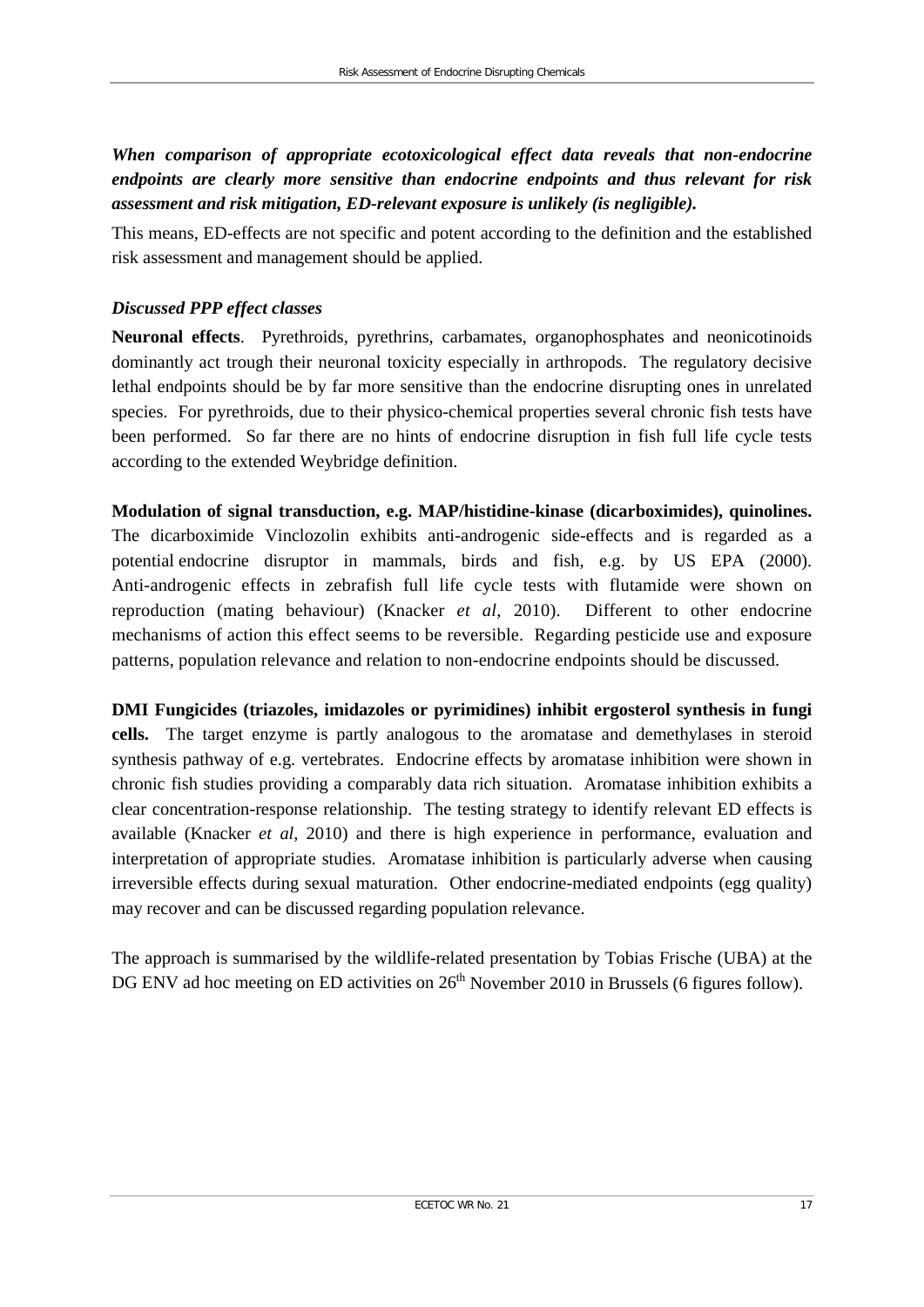***When comparison of appropriate ecotoxicological effect data reveals that non-endocrine endpoints are clearly more sensitive than endocrine endpoints and thus relevant for risk assessment and risk mitigation, ED-relevant exposure is unlikely (is negligible).***

This means, ED-effects are not specific and potent according to the definition and the established risk assessment and management should be applied.

***Discussed PPP effect classes***

**Neuronal effects**. Pyrethroids, pyrethrins, carbamates, organophosphates and neonicotinoids dominantly act trough their neuronal toxicity especially in arthropods. The regulatory decisive lethal endpoints should be by far more sensitive than the endocrine disrupting ones in unrelated species. For pyrethroids, due to their physico-chemical properties several chronic fish tests have been performed. So far there are no hints of endocrine disruption in fish full life cycle tests according to the extended Weybridge definition.

**Modulation of signal transduction, e.g. MAP/histidine-kinase (dicarboximides), quinolines.** The dicarboximide Vinclozolin exhibits anti-androgenic side-effects and is regarded as a potential endocrine disruptor in mammals, birds and fish, e.g. by US EPA (2000). Anti-androgenic effects in zebrafish full life cycle tests with flutamide were shown on reproduction (mating behaviour) (Knacker *et al*, 2010). Different to other endocrine mechanisms of action this effect seems to be reversible. Regarding pesticide use and exposure patterns, population relevance and relation to non-endocrine endpoints should be discussed.

**DMI Fungicides (triazoles, imidazoles or pyrimidines) inhibit ergosterol synthesis in fungi cells.** The target enzyme is partly analogous to the aromatase and demethylases in steroid synthesis pathway of e.g. vertebrates. Endocrine effects by aromatase inhibition were shown in chronic fish studies providing a comparably data rich situation. Aromatase inhibition exhibits a clear concentration-response relationship. The testing strategy to identify relevant ED effects is available (Knacker *et al*, 2010) and there is high experience in performance, evaluation and interpretation of appropriate studies. Aromatase inhibition is particularly adverse when causing irreversible effects during sexual maturation. Other endocrine-mediated endpoints (egg quality) may recover and can be discussed regarding population relevance.

The approach is summarised by the wildlife-related presentation by Tobias Frische (UBA) at the DG ENV ad hoc meeting on ED activities on 26th November 2010 in Brussels (6 figures follow).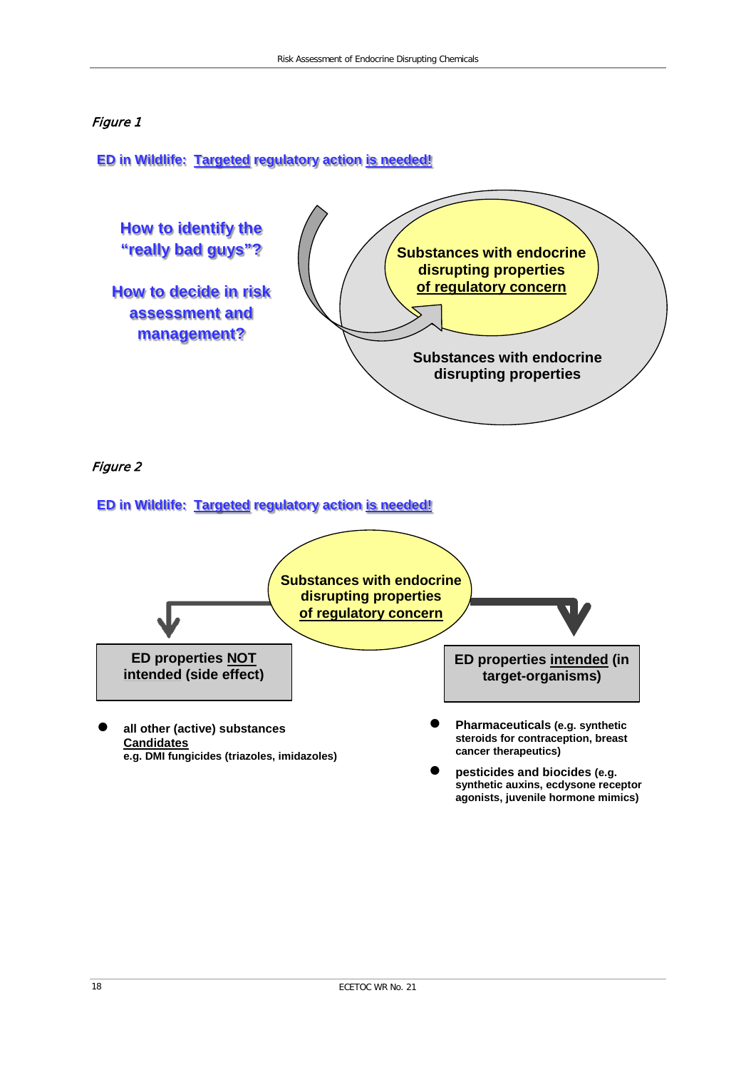*Figure 1*

**ED in Wildlife: Targeted regulatory action is needed!**

**How to identify the "really bad guys"?**

**How to decide in risk assessment and management?**

**Substances with endocrine disrupting properties of regulatory concern**

**Substances with endocrine disrupting properties**

*Figure 2*

**ED in Wildlife: Targeted regulatory action is needed!**

**Substances with endocrine disrupting properties of regulatory concern**

**ED properties NOT intended (side effect)**

- **all other (active) substances**
  **Candidates**
  **e.g. DMI fungicides (triazoles, imidazoles)**

**ED properties intended (in target-organisms)**

- **Pharmaceuticals (e.g. synthetic steroids for contraception, breast cancer therapeutics)**
- **pesticides and biocides (e.g. synthetic auxins, ecdysone receptor agonists, juvenile hormone mimics)**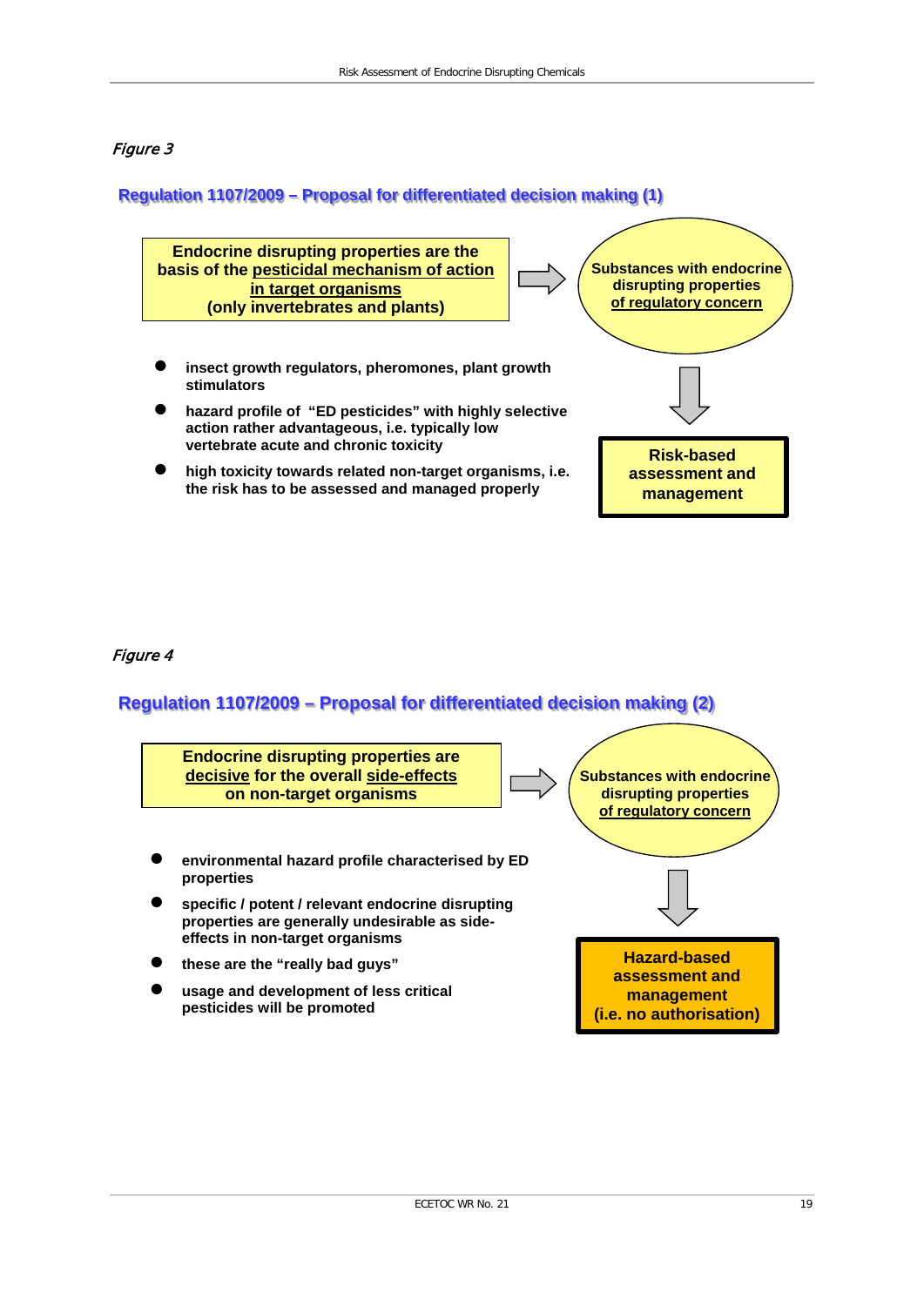*Figure 3*

**Regulation 1107/2009 – Proposal for differentiated decision making (1)**

**Endocrine disrupting properties are the basis of the pesticidal mechanism of action in target organisms (only invertebrates and plants)**

→ **Substances with endocrine disrupting properties of regulatory concern**

→ **Risk-based assessment and management**

- **insect growth regulators, pheromones, plant growth stimulators**
- **hazard profile of "ED pesticides" with highly selective action rather advantageous, i.e. typically low vertebrate acute and chronic toxicity**
- **high toxicity towards related non-target organisms, i.e. the risk has to be assessed and managed properly**

*Figure 4*

**Regulation 1107/2009 – Proposal for differentiated decision making (2)**

**Endocrine disrupting properties are decisive for the overall side-effects on non-target organisms**

→ **Substances with endocrine disrupting properties of regulatory concern**

→ **Hazard-based assessment and management (i.e. no authorisation)**

- **environmental hazard profile characterised by ED properties**
- **specific / potent / relevant endocrine disrupting properties are generally undesirable as side-effects in non-target organisms**
- **these are the "really bad guys"**
- **usage and development of less critical pesticides will be promoted**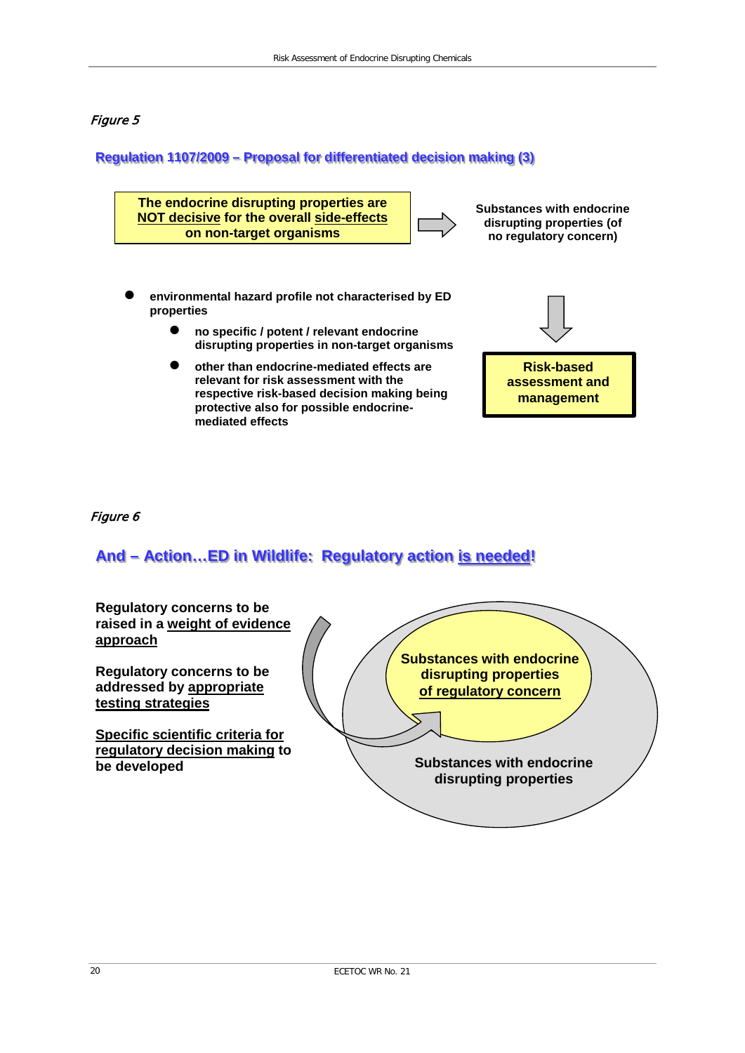*Figure 5*

**Regulation 1107/2009 – Proposal for differentiated decision making (3)**

**The endocrine disrupting properties are NOT decisive for the overall side-effects on non-target organisms**

→ **Substances with endocrine disrupting properties (of no regulatory concern)**

- **environmental hazard profile not characterised by ED properties**
  - **no specific / potent / relevant endocrine disrupting properties in non-target organisms**
  - **other than endocrine-mediated effects are relevant for risk assessment with the respective risk-based decision making being protective also for possible endocrine-mediated effects**

↓ **Risk-based assessment and management**

*Figure 6*

**And – Action…ED in Wildlife: Regulatory action is needed!**

**Regulatory concerns to be raised in a weight of evidence approach**

**Regulatory concerns to be addressed by appropriate testing strategies**

**Specific scientific criteria for regulatory decision making to be developed**

**Substances with endocrine disrupting properties of regulatory concern**

**Substances with endocrine disrupting properties**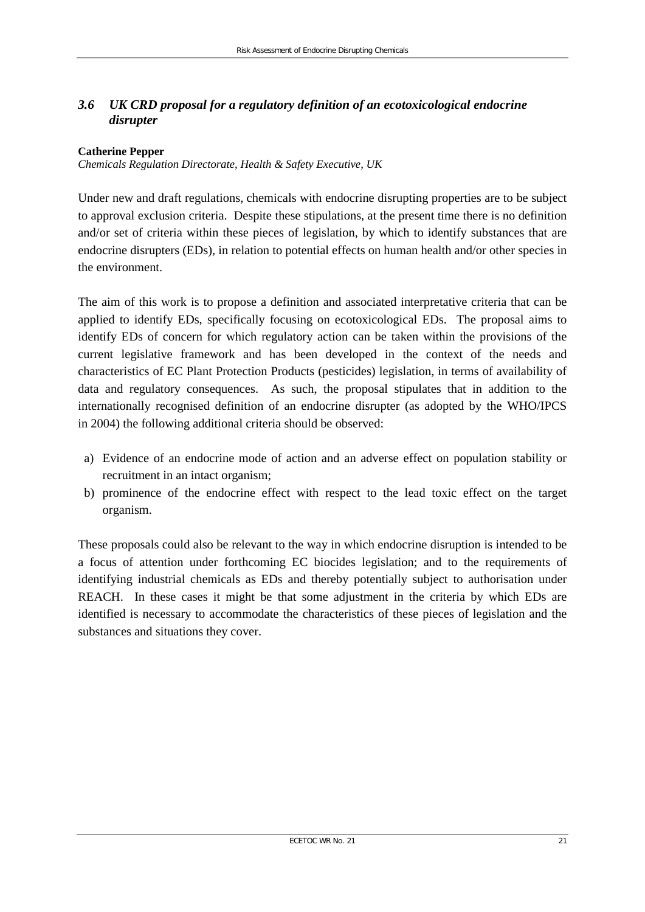### *3.6 UK CRD proposal for a regulatory definition of an ecotoxicological endocrine disrupter*

**Catherine Pepper**
*Chemicals Regulation Directorate, Health & Safety Executive, UK*

Under new and draft regulations, chemicals with endocrine disrupting properties are to be subject to approval exclusion criteria. Despite these stipulations, at the present time there is no definition and/or set of criteria within these pieces of legislation, by which to identify substances that are endocrine disrupters (EDs), in relation to potential effects on human health and/or other species in the environment.

The aim of this work is to propose a definition and associated interpretative criteria that can be applied to identify EDs, specifically focusing on ecotoxicological EDs. The proposal aims to identify EDs of concern for which regulatory action can be taken within the provisions of the current legislative framework and has been developed in the context of the needs and characteristics of EC Plant Protection Products (pesticides) legislation, in terms of availability of data and regulatory consequences. As such, the proposal stipulates that in addition to the internationally recognised definition of an endocrine disrupter (as adopted by the WHO/IPCS in 2004) the following additional criteria should be observed:

a) Evidence of an endocrine mode of action and an adverse effect on population stability or recruitment in an intact organism;
b) prominence of the endocrine effect with respect to the lead toxic effect on the target organism.

These proposals could also be relevant to the way in which endocrine disruption is intended to be a focus of attention under forthcoming EC biocides legislation; and to the requirements of identifying industrial chemicals as EDs and thereby potentially subject to authorisation under REACH. In these cases it might be that some adjustment in the criteria by which EDs are identified is necessary to accommodate the characteristics of these pieces of legislation and the substances and situations they cover.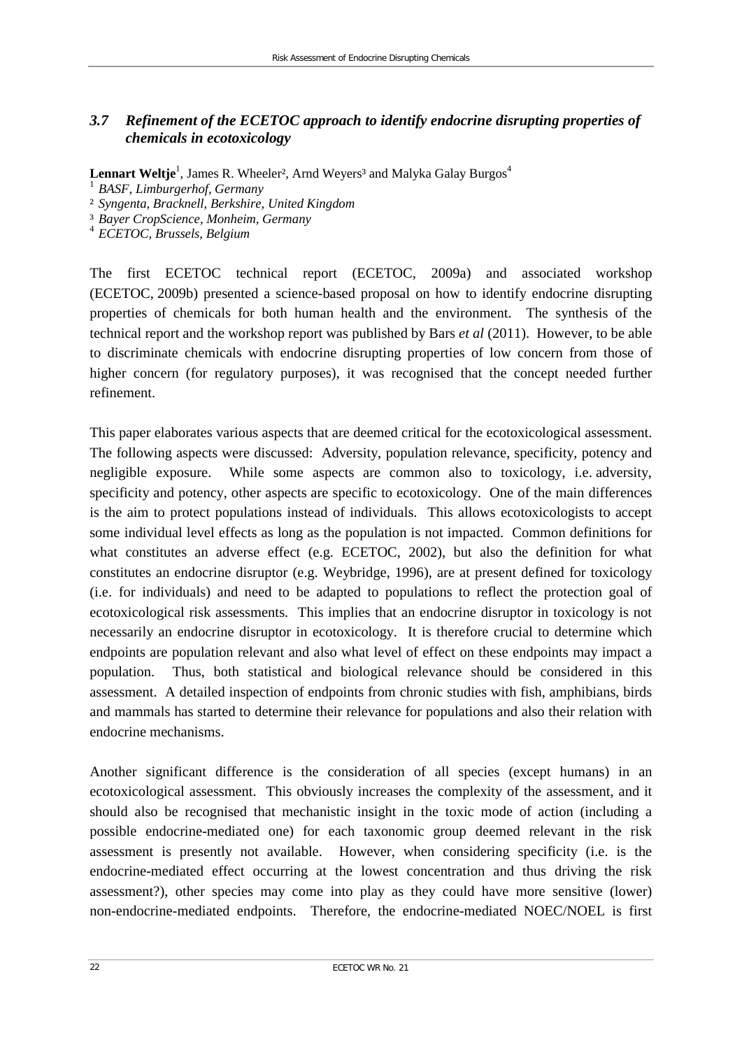### 3.7 *Refinement of the ECETOC approach to identify endocrine disrupting properties of chemicals in ecotoxicology*

**Lennart Weltje**[1], James R. Wheeler[2], Arnd Weyers[3] and Malyka Galay Burgos[4]

[1] *BASF, Limburgerhof, Germany*
[2] *Syngenta, Bracknell, Berkshire, United Kingdom*
[3] *Bayer CropScience, Monheim, Germany*
[4] *ECETOC, Brussels, Belgium*

The first ECETOC technical report (ECETOC, 2009a) and associated workshop (ECETOC, 2009b) presented a science-based proposal on how to identify endocrine disrupting properties of chemicals for both human health and the environment. The synthesis of the technical report and the workshop report was published by Bars *et al* (2011). However, to be able to discriminate chemicals with endocrine disrupting properties of low concern from those of higher concern (for regulatory purposes), it was recognised that the concept needed further refinement.

This paper elaborates various aspects that are deemed critical for the ecotoxicological assessment. The following aspects were discussed: Adversity, population relevance, specificity, potency and negligible exposure. While some aspects are common also to toxicology, i.e. adversity, specificity and potency, other aspects are specific to ecotoxicology. One of the main differences is the aim to protect populations instead of individuals. This allows ecotoxicologists to accept some individual level effects as long as the population is not impacted. Common definitions for what constitutes an adverse effect (e.g. ECETOC, 2002), but also the definition for what constitutes an endocrine disruptor (e.g. Weybridge, 1996), are at present defined for toxicology (i.e. for individuals) and need to be adapted to populations to reflect the protection goal of ecotoxicological risk assessments. This implies that an endocrine disruptor in toxicology is not necessarily an endocrine disruptor in ecotoxicology. It is therefore crucial to determine which endpoints are population relevant and also what level of effect on these endpoints may impact a population. Thus, both statistical and biological relevance should be considered in this assessment. A detailed inspection of endpoints from chronic studies with fish, amphibians, birds and mammals has started to determine their relevance for populations and also their relation with endocrine mechanisms.

Another significant difference is the consideration of all species (except humans) in an ecotoxicological assessment. This obviously increases the complexity of the assessment, and it should also be recognised that mechanistic insight in the toxic mode of action (including a possible endocrine-mediated one) for each taxonomic group deemed relevant in the risk assessment is presently not available. However, when considering specificity (i.e. is the endocrine-mediated effect occurring at the lowest concentration and thus driving the risk assessment?), other species may come into play as they could have more sensitive (lower) non-endocrine-mediated endpoints. Therefore, the endocrine-mediated NOEC/NOEL is first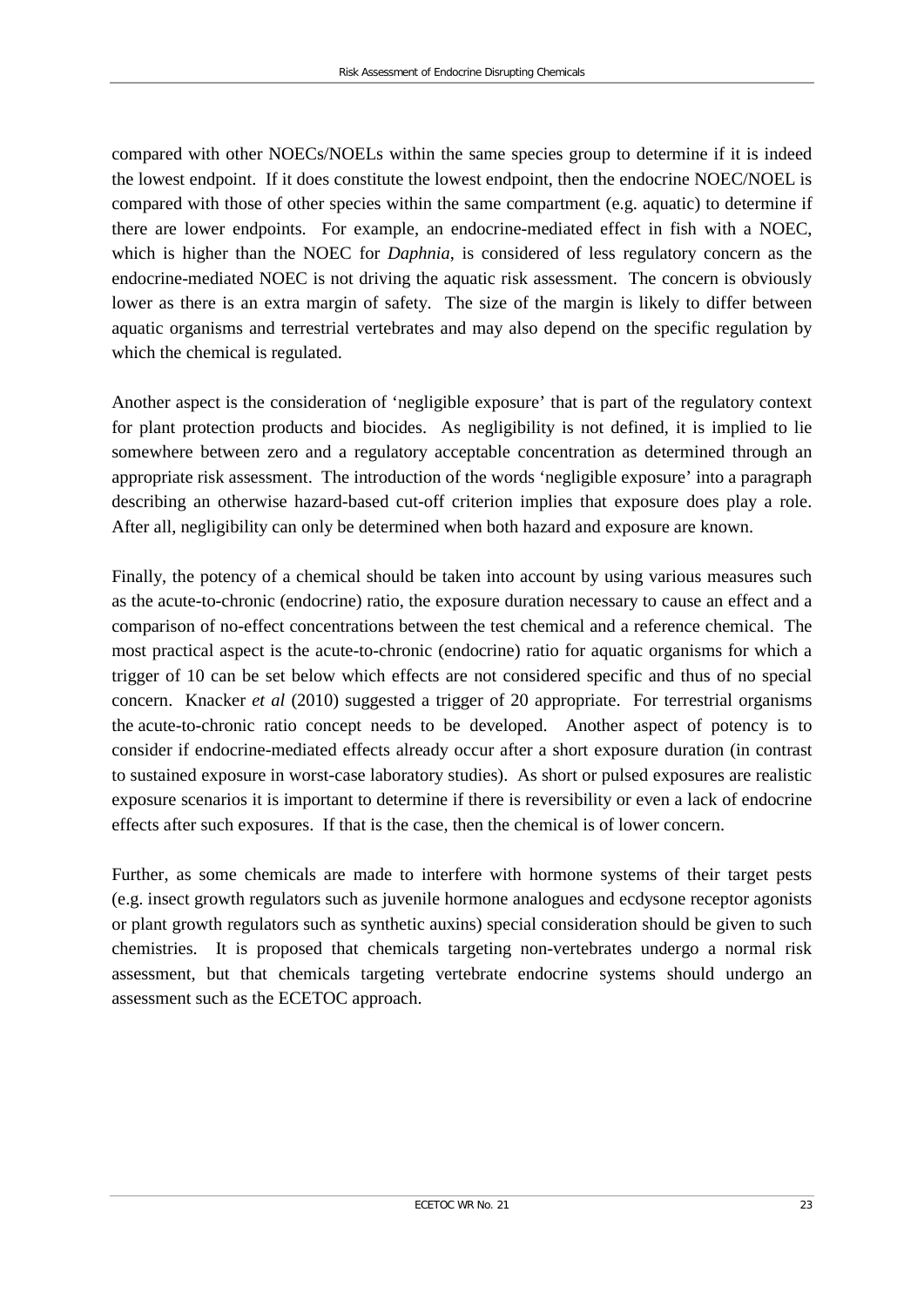compared with other NOECs/NOELs within the same species group to determine if it is indeed the lowest endpoint. If it does constitute the lowest endpoint, then the endocrine NOEC/NOEL is compared with those of other species within the same compartment (e.g. aquatic) to determine if there are lower endpoints. For example, an endocrine-mediated effect in fish with a NOEC, which is higher than the NOEC for *Daphnia*, is considered of less regulatory concern as the endocrine-mediated NOEC is not driving the aquatic risk assessment. The concern is obviously lower as there is an extra margin of safety. The size of the margin is likely to differ between aquatic organisms and terrestrial vertebrates and may also depend on the specific regulation by which the chemical is regulated.

Another aspect is the consideration of 'negligible exposure' that is part of the regulatory context for plant protection products and biocides. As negligibility is not defined, it is implied to lie somewhere between zero and a regulatory acceptable concentration as determined through an appropriate risk assessment. The introduction of the words 'negligible exposure' into a paragraph describing an otherwise hazard-based cut-off criterion implies that exposure does play a role. After all, negligibility can only be determined when both hazard and exposure are known.

Finally, the potency of a chemical should be taken into account by using various measures such as the acute-to-chronic (endocrine) ratio, the exposure duration necessary to cause an effect and a comparison of no-effect concentrations between the test chemical and a reference chemical. The most practical aspect is the acute-to-chronic (endocrine) ratio for aquatic organisms for which a trigger of 10 can be set below which effects are not considered specific and thus of no special concern. Knacker *et al* (2010) suggested a trigger of 20 appropriate. For terrestrial organisms the acute-to-chronic ratio concept needs to be developed. Another aspect of potency is to consider if endocrine-mediated effects already occur after a short exposure duration (in contrast to sustained exposure in worst-case laboratory studies). As short or pulsed exposures are realistic exposure scenarios it is important to determine if there is reversibility or even a lack of endocrine effects after such exposures. If that is the case, then the chemical is of lower concern.

Further, as some chemicals are made to interfere with hormone systems of their target pests (e.g. insect growth regulators such as juvenile hormone analogues and ecdysone receptor agonists or plant growth regulators such as synthetic auxins) special consideration should be given to such chemistries. It is proposed that chemicals targeting non-vertebrates undergo a normal risk assessment, but that chemicals targeting vertebrate endocrine systems should undergo an assessment such as the ECETOC approach.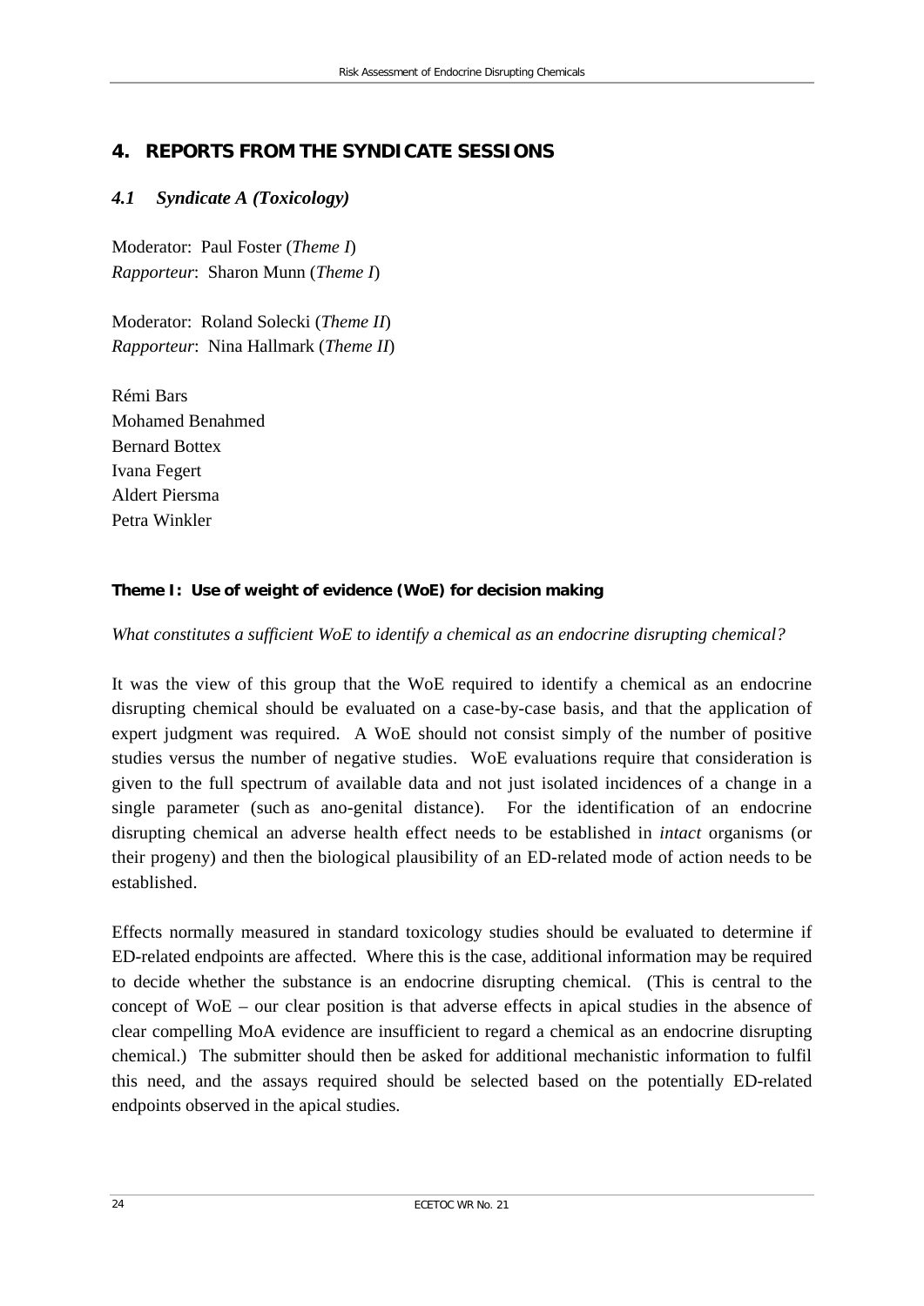# 4. REPORTS FROM THE SYNDICATE SESSIONS

## *4.1 Syndicate A (Toxicology)*

Moderator: Paul Foster (*Theme I*)
*Rapporteur*: Sharon Munn (*Theme I*)

Moderator: Roland Solecki (*Theme II*)
*Rapporteur*: Nina Hallmark (*Theme II*)

Rémi Bars
Mohamed Benahmed
Bernard Bottex
Ivana Fegert
Aldert Piersma
Petra Winkler

### Theme I: Use of weight of evidence (WoE) for decision making

*What constitutes a sufficient WoE to identify a chemical as an endocrine disrupting chemical?*

It was the view of this group that the WoE required to identify a chemical as an endocrine disrupting chemical should be evaluated on a case-by-case basis, and that the application of expert judgment was required. A WoE should not consist simply of the number of positive studies versus the number of negative studies. WoE evaluations require that consideration is given to the full spectrum of available data and not just isolated incidences of a change in a single parameter (such as ano-genital distance). For the identification of an endocrine disrupting chemical an adverse health effect needs to be established in *intact* organisms (or their progeny) and then the biological plausibility of an ED-related mode of action needs to be established.

Effects normally measured in standard toxicology studies should be evaluated to determine if ED-related endpoints are affected. Where this is the case, additional information may be required to decide whether the substance is an endocrine disrupting chemical. (This is central to the concept of WoE – our clear position is that adverse effects in apical studies in the absence of clear compelling MoA evidence are insufficient to regard a chemical as an endocrine disrupting chemical.) The submitter should then be asked for additional mechanistic information to fulfil this need, and the assays required should be selected based on the potentially ED-related endpoints observed in the apical studies.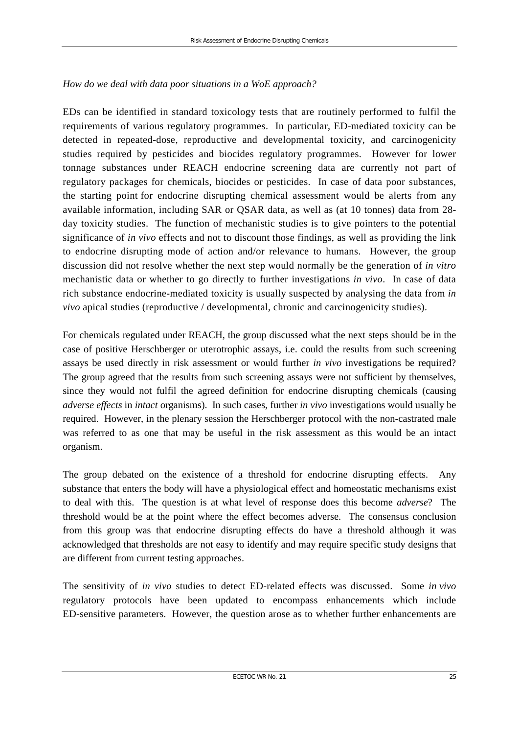*How do we deal with data poor situations in a WoE approach?*

EDs can be identified in standard toxicology tests that are routinely performed to fulfil the requirements of various regulatory programmes. In particular, ED-mediated toxicity can be detected in repeated-dose, reproductive and developmental toxicity, and carcinogenicity studies required by pesticides and biocides regulatory programmes. However for lower tonnage substances under REACH endocrine screening data are currently not part of regulatory packages for chemicals, biocides or pesticides. In case of data poor substances, the starting point for endocrine disrupting chemical assessment would be alerts from any available information, including SAR or QSAR data, as well as (at 10 tonnes) data from 28-day toxicity studies. The function of mechanistic studies is to give pointers to the potential significance of *in vivo* effects and not to discount those findings, as well as providing the link to endocrine disrupting mode of action and/or relevance to humans. However, the group discussion did not resolve whether the next step would normally be the generation of *in vitro* mechanistic data or whether to go directly to further investigations *in vivo*. In case of data rich substance endocrine-mediated toxicity is usually suspected by analysing the data from *in vivo* apical studies (reproductive / developmental, chronic and carcinogenicity studies).

For chemicals regulated under REACH, the group discussed what the next steps should be in the case of positive Herschberger or uterotrophic assays, i.e. could the results from such screening assays be used directly in risk assessment or would further *in vivo* investigations be required? The group agreed that the results from such screening assays were not sufficient by themselves, since they would not fulfil the agreed definition for endocrine disrupting chemicals (causing *adverse effects* in *intact* organisms). In such cases, further *in vivo* investigations would usually be required. However, in the plenary session the Herschberger protocol with the non-castrated male was referred to as one that may be useful in the risk assessment as this would be an intact organism.

The group debated on the existence of a threshold for endocrine disrupting effects. Any substance that enters the body will have a physiological effect and homeostatic mechanisms exist to deal with this. The question is at what level of response does this become *adverse*? The threshold would be at the point where the effect becomes adverse. The consensus conclusion from this group was that endocrine disrupting effects do have a threshold although it was acknowledged that thresholds are not easy to identify and may require specific study designs that are different from current testing approaches.

The sensitivity of *in vivo* studies to detect ED-related effects was discussed. Some *in vivo* regulatory protocols have been updated to encompass enhancements which include ED-sensitive parameters. However, the question arose as to whether further enhancements are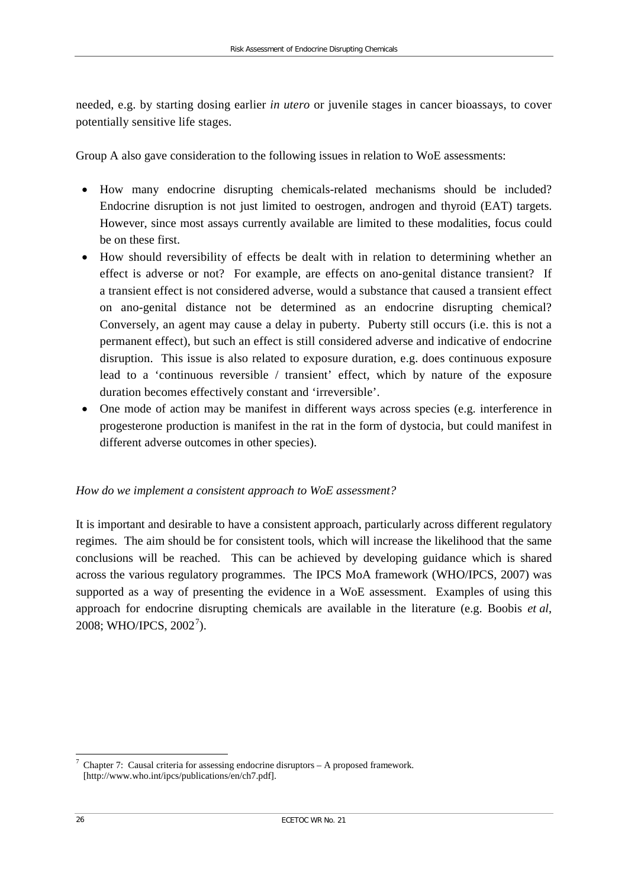needed, e.g. by starting dosing earlier *in utero* or juvenile stages in cancer bioassays, to cover potentially sensitive life stages.

Group A also gave consideration to the following issues in relation to WoE assessments:

- How many endocrine disrupting chemicals-related mechanisms should be included? Endocrine disruption is not just limited to oestrogen, androgen and thyroid (EAT) targets. However, since most assays currently available are limited to these modalities, focus could be on these first.
- How should reversibility of effects be dealt with in relation to determining whether an effect is adverse or not? For example, are effects on ano-genital distance transient? If a transient effect is not considered adverse, would a substance that caused a transient effect on ano-genital distance not be determined as an endocrine disrupting chemical? Conversely, an agent may cause a delay in puberty. Puberty still occurs (i.e. this is not a permanent effect), but such an effect is still considered adverse and indicative of endocrine disruption. This issue is also related to exposure duration, e.g. does continuous exposure lead to a 'continuous reversible / transient' effect, which by nature of the exposure duration becomes effectively constant and 'irreversible'.
- One mode of action may be manifest in different ways across species (e.g. interference in progesterone production is manifest in the rat in the form of dystocia, but could manifest in different adverse outcomes in other species).

*How do we implement a consistent approach to WoE assessment?*

It is important and desirable to have a consistent approach, particularly across different regulatory regimes. The aim should be for consistent tools, which will increase the likelihood that the same conclusions will be reached. This can be achieved by developing guidance which is shared across the various regulatory programmes. The IPCS MoA framework (WHO/IPCS, 2007) was supported as a way of presenting the evidence in a WoE assessment. Examples of using this approach for endocrine disrupting chemicals are available in the literature (e.g. Boobis *et al*, 2008; WHO/IPCS, 2002[7]).

---

[7] Chapter 7: Causal criteria for assessing endocrine disruptors – A proposed framework. [http://www.who.int/ipcs/publications/en/ch7.pdf].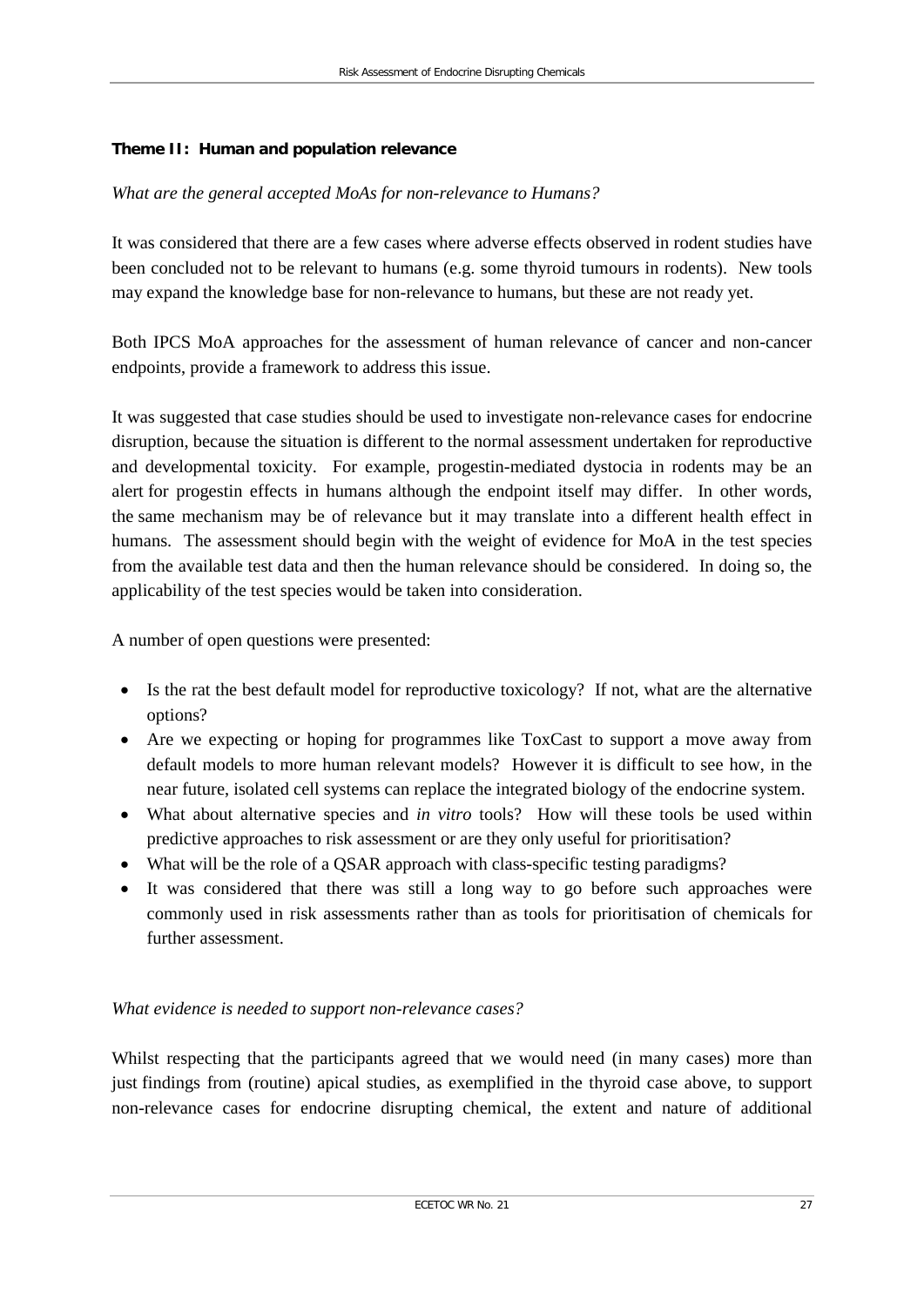**Theme II: Human and population relevance**

*What are the general accepted MoAs for non-relevance to Humans?*

It was considered that there are a few cases where adverse effects observed in rodent studies have been concluded not to be relevant to humans (e.g. some thyroid tumours in rodents). New tools may expand the knowledge base for non-relevance to humans, but these are not ready yet.

Both IPCS MoA approaches for the assessment of human relevance of cancer and non-cancer endpoints, provide a framework to address this issue.

It was suggested that case studies should be used to investigate non-relevance cases for endocrine disruption, because the situation is different to the normal assessment undertaken for reproductive and developmental toxicity. For example, progestin-mediated dystocia in rodents may be an alert for progestin effects in humans although the endpoint itself may differ. In other words, the same mechanism may be of relevance but it may translate into a different health effect in humans. The assessment should begin with the weight of evidence for MoA in the test species from the available test data and then the human relevance should be considered. In doing so, the applicability of the test species would be taken into consideration.

A number of open questions were presented:

- Is the rat the best default model for reproductive toxicology? If not, what are the alternative options?
- Are we expecting or hoping for programmes like ToxCast to support a move away from default models to more human relevant models? However it is difficult to see how, in the near future, isolated cell systems can replace the integrated biology of the endocrine system.
- What about alternative species and *in vitro* tools? How will these tools be used within predictive approaches to risk assessment or are they only useful for prioritisation?
- What will be the role of a QSAR approach with class-specific testing paradigms?
- It was considered that there was still a long way to go before such approaches were commonly used in risk assessments rather than as tools for prioritisation of chemicals for further assessment.

*What evidence is needed to support non-relevance cases?*

Whilst respecting that the participants agreed that we would need (in many cases) more than just findings from (routine) apical studies, as exemplified in the thyroid case above, to support non-relevance cases for endocrine disrupting chemical, the extent and nature of additional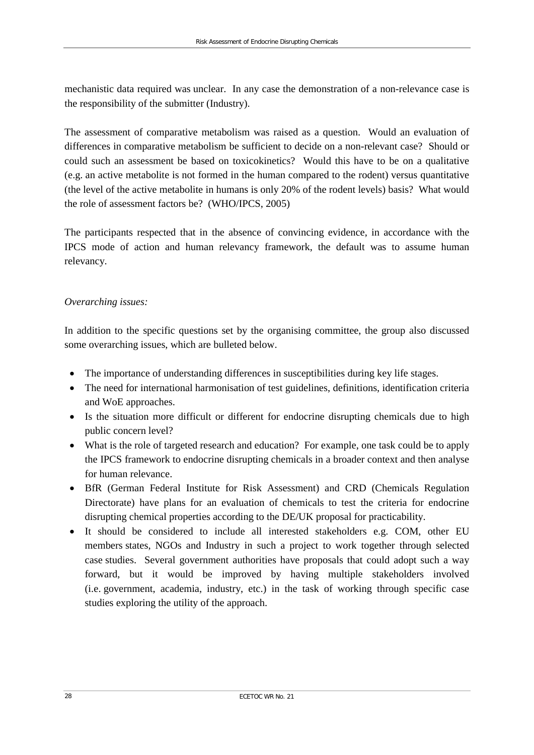mechanistic data required was unclear. In any case the demonstration of a non-relevance case is the responsibility of the submitter (Industry).

The assessment of comparative metabolism was raised as a question. Would an evaluation of differences in comparative metabolism be sufficient to decide on a non-relevant case? Should or could such an assessment be based on toxicokinetics? Would this have to be on a qualitative (e.g. an active metabolite is not formed in the human compared to the rodent) versus quantitative (the level of the active metabolite in humans is only 20% of the rodent levels) basis? What would the role of assessment factors be? (WHO/IPCS, 2005)

The participants respected that in the absence of convincing evidence, in accordance with the IPCS mode of action and human relevancy framework, the default was to assume human relevancy.

*Overarching issues:*

In addition to the specific questions set by the organising committee, the group also discussed some overarching issues, which are bulleted below.

- The importance of understanding differences in susceptibilities during key life stages.
- The need for international harmonisation of test guidelines, definitions, identification criteria and WoE approaches.
- Is the situation more difficult or different for endocrine disrupting chemicals due to high public concern level?
- What is the role of targeted research and education? For example, one task could be to apply the IPCS framework to endocrine disrupting chemicals in a broader context and then analyse for human relevance.
- BfR (German Federal Institute for Risk Assessment) and CRD (Chemicals Regulation Directorate) have plans for an evaluation of chemicals to test the criteria for endocrine disrupting chemical properties according to the DE/UK proposal for practicability.
- It should be considered to include all interested stakeholders e.g. COM, other EU members states, NGOs and Industry in such a project to work together through selected case studies. Several government authorities have proposals that could adopt such a way forward, but it would be improved by having multiple stakeholders involved (i.e. government, academia, industry, etc.) in the task of working through specific case studies exploring the utility of the approach.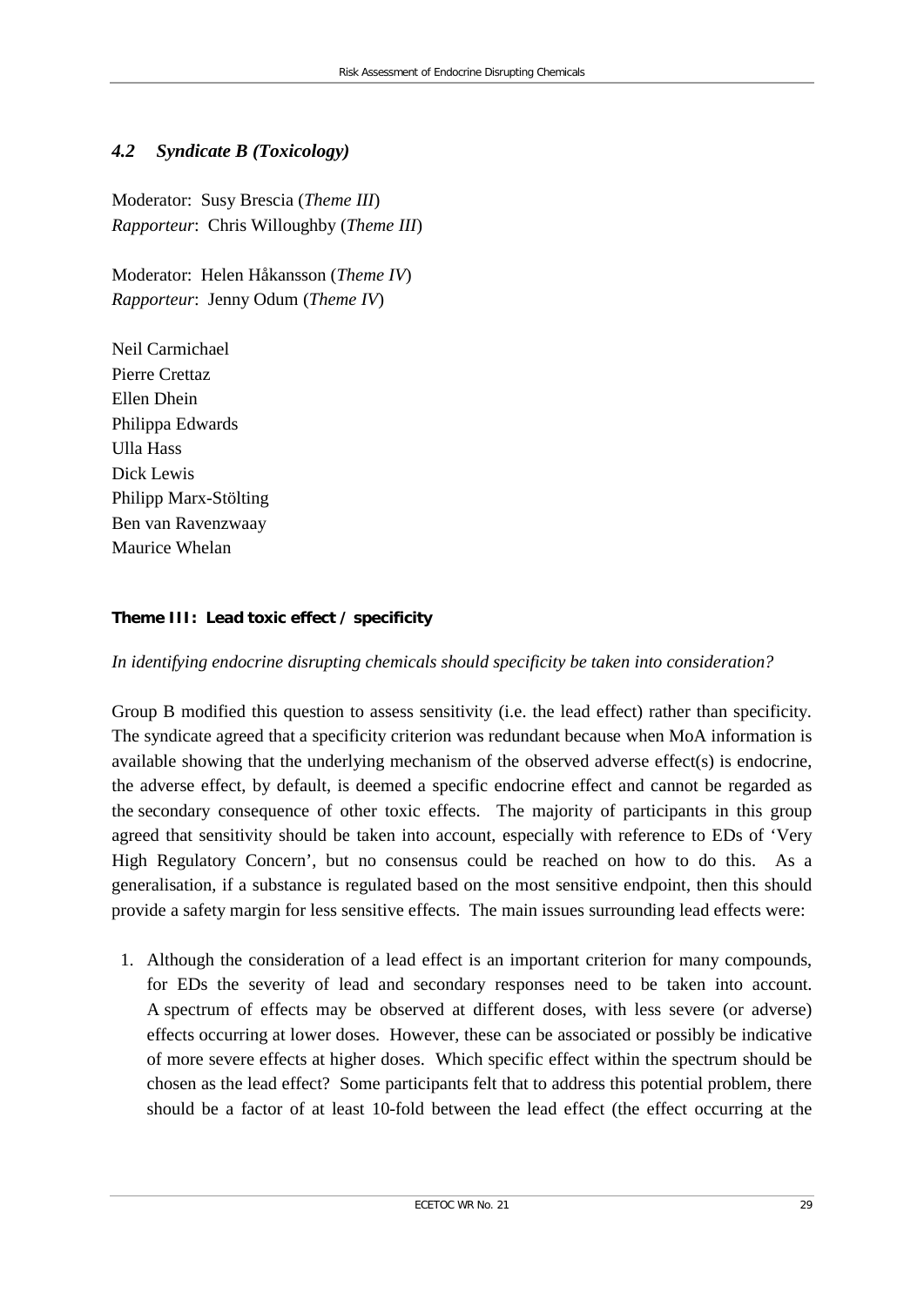### *4.2 Syndicate B (Toxicology)*

Moderator: Susy Brescia (*Theme III*)
*Rapporteur*: Chris Willoughby (*Theme III*)

Moderator: Helen Håkansson (*Theme IV*)
*Rapporteur*: Jenny Odum (*Theme IV*)

Neil Carmichael
Pierre Crettaz
Ellen Dhein
Philippa Edwards
Ulla Hass
Dick Lewis
Philipp Marx-Stölting
Ben van Ravenzwaay
Maurice Whelan

**Theme III: Lead toxic effect / specificity**

*In identifying endocrine disrupting chemicals should specificity be taken into consideration?*

Group B modified this question to assess sensitivity (i.e. the lead effect) rather than specificity. The syndicate agreed that a specificity criterion was redundant because when MoA information is available showing that the underlying mechanism of the observed adverse effect(s) is endocrine, the adverse effect, by default, is deemed a specific endocrine effect and cannot be regarded as the secondary consequence of other toxic effects. The majority of participants in this group agreed that sensitivity should be taken into account, especially with reference to EDs of 'Very High Regulatory Concern', but no consensus could be reached on how to do this. As a generalisation, if a substance is regulated based on the most sensitive endpoint, then this should provide a safety margin for less sensitive effects. The main issues surrounding lead effects were:

1. Although the consideration of a lead effect is an important criterion for many compounds, for EDs the severity of lead and secondary responses need to be taken into account. A spectrum of effects may be observed at different doses, with less severe (or adverse) effects occurring at lower doses. However, these can be associated or possibly be indicative of more severe effects at higher doses. Which specific effect within the spectrum should be chosen as the lead effect? Some participants felt that to address this potential problem, there should be a factor of at least 10-fold between the lead effect (the effect occurring at the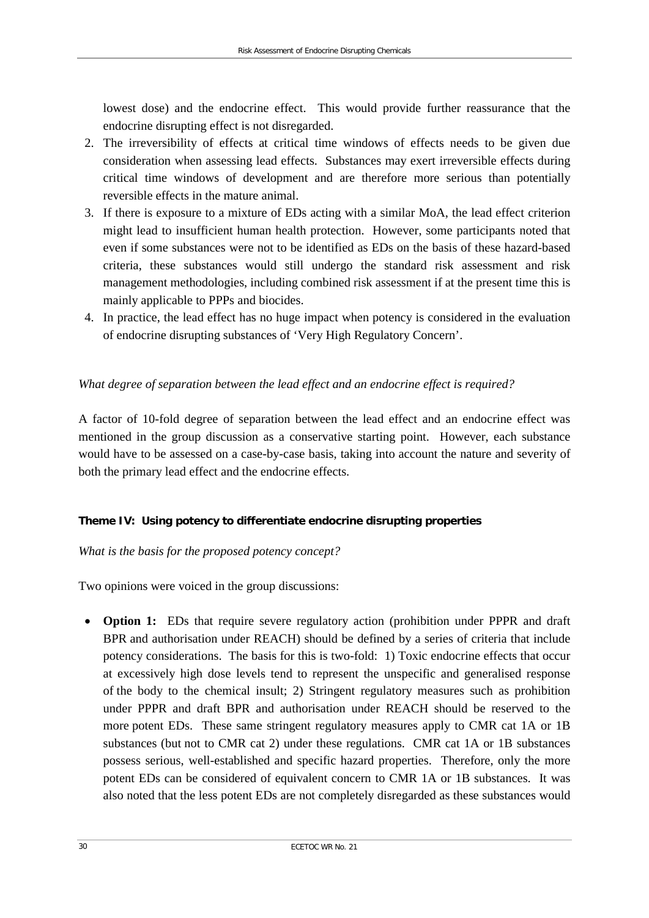lowest dose) and the endocrine effect. This would provide further reassurance that the endocrine disrupting effect is not disregarded.

2. The irreversibility of effects at critical time windows of effects needs to be given due consideration when assessing lead effects. Substances may exert irreversible effects during critical time windows of development and are therefore more serious than potentially reversible effects in the mature animal.
3. If there is exposure to a mixture of EDs acting with a similar MoA, the lead effect criterion might lead to insufficient human health protection. However, some participants noted that even if some substances were not to be identified as EDs on the basis of these hazard-based criteria, these substances would still undergo the standard risk assessment and risk management methodologies, including combined risk assessment if at the present time this is mainly applicable to PPPs and biocides.
4. In practice, the lead effect has no huge impact when potency is considered in the evaluation of endocrine disrupting substances of 'Very High Regulatory Concern'.

*What degree of separation between the lead effect and an endocrine effect is required?*

A factor of 10-fold degree of separation between the lead effect and an endocrine effect was mentioned in the group discussion as a conservative starting point. However, each substance would have to be assessed on a case-by-case basis, taking into account the nature and severity of both the primary lead effect and the endocrine effects.

**Theme IV: Using potency to differentiate endocrine disrupting properties**

*What is the basis for the proposed potency concept?*

Two opinions were voiced in the group discussions:

- **Option 1:** EDs that require severe regulatory action (prohibition under PPPR and draft BPR and authorisation under REACH) should be defined by a series of criteria that include potency considerations. The basis for this is two-fold: 1) Toxic endocrine effects that occur at excessively high dose levels tend to represent the unspecific and generalised response of the body to the chemical insult; 2) Stringent regulatory measures such as prohibition under PPPR and draft BPR and authorisation under REACH should be reserved to the more potent EDs. These same stringent regulatory measures apply to CMR cat 1A or 1B substances (but not to CMR cat 2) under these regulations. CMR cat 1A or 1B substances possess serious, well-established and specific hazard properties. Therefore, only the more potent EDs can be considered of equivalent concern to CMR 1A or 1B substances. It was also noted that the less potent EDs are not completely disregarded as these substances would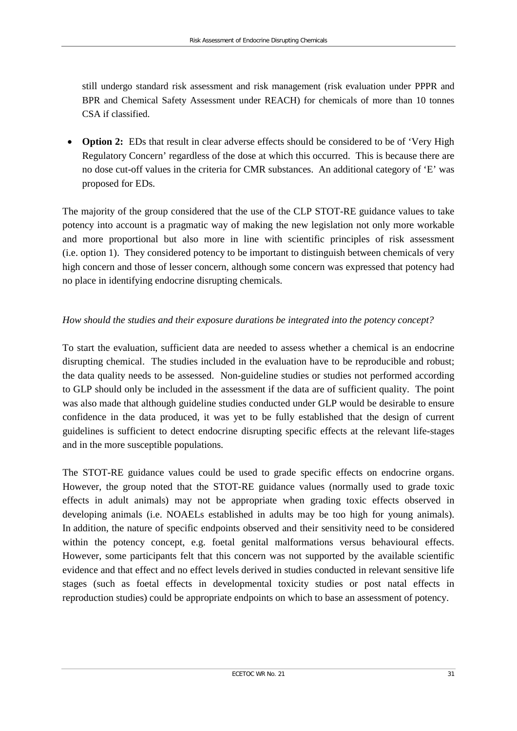still undergo standard risk assessment and risk management (risk evaluation under PPPR and BPR and Chemical Safety Assessment under REACH) for chemicals of more than 10 tonnes CSA if classified.

- **Option 2:** EDs that result in clear adverse effects should be considered to be of 'Very High Regulatory Concern' regardless of the dose at which this occurred. This is because there are no dose cut-off values in the criteria for CMR substances. An additional category of 'E' was proposed for EDs.

The majority of the group considered that the use of the CLP STOT-RE guidance values to take potency into account is a pragmatic way of making the new legislation not only more workable and more proportional but also more in line with scientific principles of risk assessment (i.e. option 1). They considered potency to be important to distinguish between chemicals of very high concern and those of lesser concern, although some concern was expressed that potency had no place in identifying endocrine disrupting chemicals.

*How should the studies and their exposure durations be integrated into the potency concept?*

To start the evaluation, sufficient data are needed to assess whether a chemical is an endocrine disrupting chemical. The studies included in the evaluation have to be reproducible and robust; the data quality needs to be assessed. Non-guideline studies or studies not performed according to GLP should only be included in the assessment if the data are of sufficient quality. The point was also made that although guideline studies conducted under GLP would be desirable to ensure confidence in the data produced, it was yet to be fully established that the design of current guidelines is sufficient to detect endocrine disrupting specific effects at the relevant life-stages and in the more susceptible populations.

The STOT-RE guidance values could be used to grade specific effects on endocrine organs. However, the group noted that the STOT-RE guidance values (normally used to grade toxic effects in adult animals) may not be appropriate when grading toxic effects observed in developing animals (i.e. NOAELs established in adults may be too high for young animals). In addition, the nature of specific endpoints observed and their sensitivity need to be considered within the potency concept, e.g. foetal genital malformations versus behavioural effects. However, some participants felt that this concern was not supported by the available scientific evidence and that effect and no effect levels derived in studies conducted in relevant sensitive life stages (such as foetal effects in developmental toxicity studies or post natal effects in reproduction studies) could be appropriate endpoints on which to base an assessment of potency.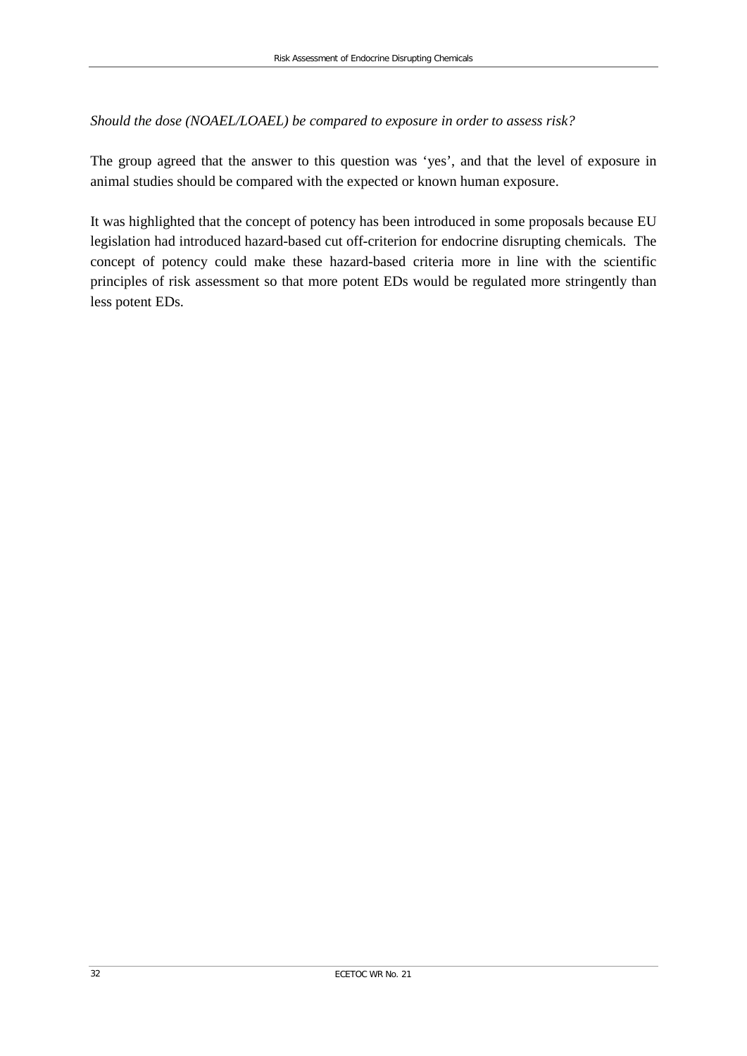*Should the dose (NOAEL/LOAEL) be compared to exposure in order to assess risk?*

The group agreed that the answer to this question was ‘yes’, and that the level of exposure in animal studies should be compared with the expected or known human exposure.

It was highlighted that the concept of potency has been introduced in some proposals because EU legislation had introduced hazard-based cut off-criterion for endocrine disrupting chemicals. The concept of potency could make these hazard-based criteria more in line with the scientific principles of risk assessment so that more potent EDs would be regulated more stringently than less potent EDs.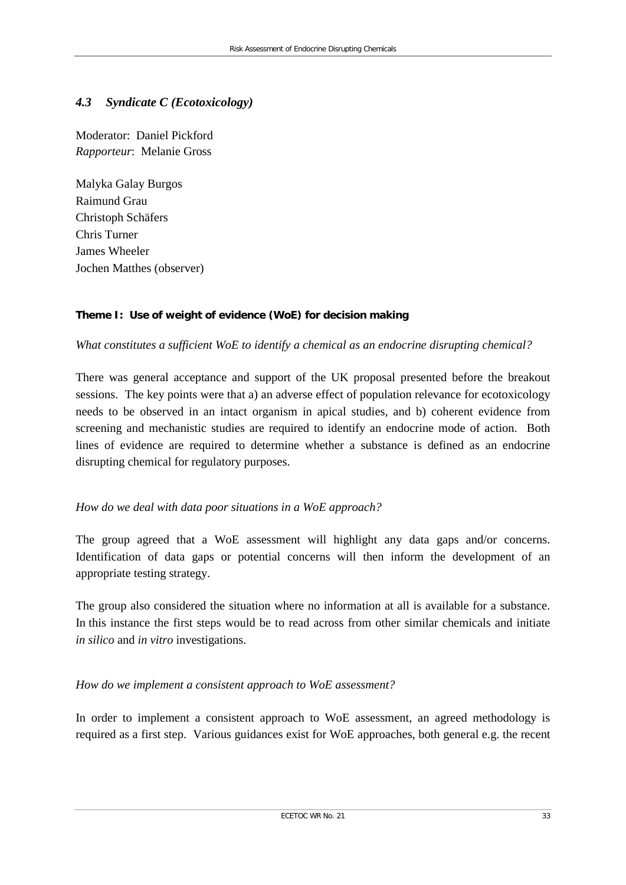### *4.3 Syndicate C (Ecotoxicology)*

Moderator: Daniel Pickford
*Rapporteur*: Melanie Gross

Malyka Galay Burgos
Raimund Grau
Christoph Schäfers
Chris Turner
James Wheeler
Jochen Matthes (observer)

**Theme I: Use of weight of evidence (WoE) for decision making**

*What constitutes a sufficient WoE to identify a chemical as an endocrine disrupting chemical?*

There was general acceptance and support of the UK proposal presented before the breakout sessions. The key points were that a) an adverse effect of population relevance for ecotoxicology needs to be observed in an intact organism in apical studies, and b) coherent evidence from screening and mechanistic studies are required to identify an endocrine mode of action. Both lines of evidence are required to determine whether a substance is defined as an endocrine disrupting chemical for regulatory purposes.

*How do we deal with data poor situations in a WoE approach?*

The group agreed that a WoE assessment will highlight any data gaps and/or concerns. Identification of data gaps or potential concerns will then inform the development of an appropriate testing strategy.

The group also considered the situation where no information at all is available for a substance. In this instance the first steps would be to read across from other similar chemicals and initiate *in silico* and *in vitro* investigations.

*How do we implement a consistent approach to WoE assessment?*

In order to implement a consistent approach to WoE assessment, an agreed methodology is required as a first step. Various guidances exist for WoE approaches, both general e.g. the recent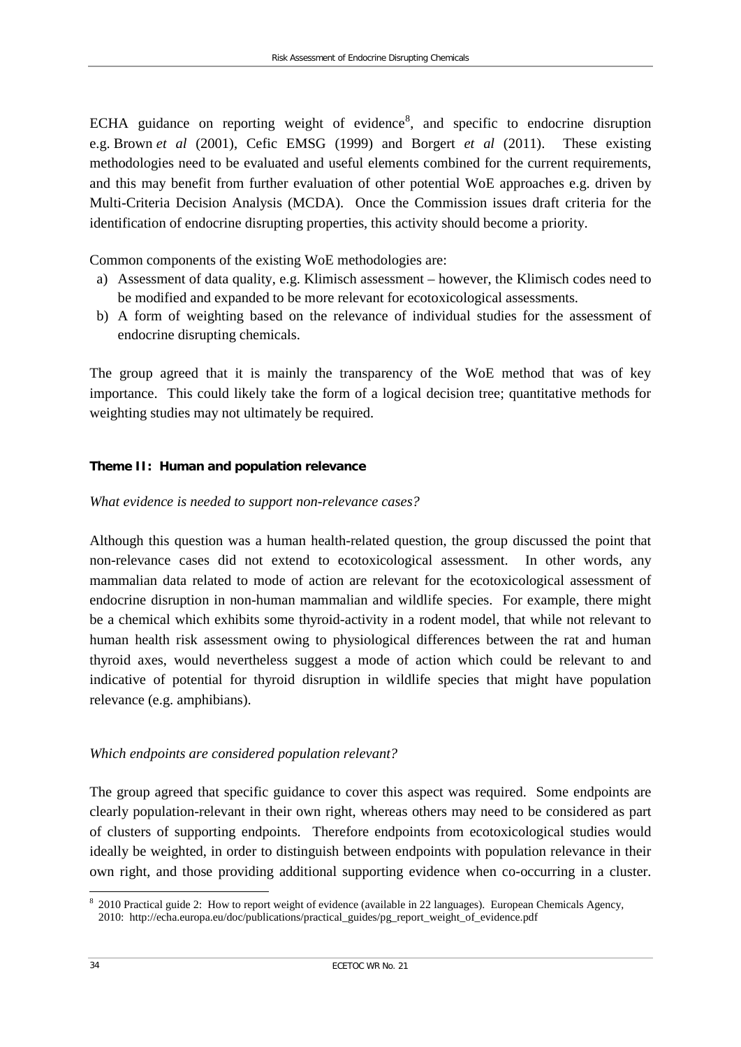ECHA guidance on reporting weight of evidence[8], and specific to endocrine disruption e.g. Brown *et al* (2001), Cefic EMSG (1999) and Borgert *et al* (2011). These existing methodologies need to be evaluated and useful elements combined for the current requirements, and this may benefit from further evaluation of other potential WoE approaches e.g. driven by Multi-Criteria Decision Analysis (MCDA). Once the Commission issues draft criteria for the identification of endocrine disrupting properties, this activity should become a priority.

Common components of the existing WoE methodologies are:

a) Assessment of data quality, e.g. Klimisch assessment – however, the Klimisch codes need to be modified and expanded to be more relevant for ecotoxicological assessments.
b) A form of weighting based on the relevance of individual studies for the assessment of endocrine disrupting chemicals.

The group agreed that it is mainly the transparency of the WoE method that was of key importance. This could likely take the form of a logical decision tree; quantitative methods for weighting studies may not ultimately be required.

**Theme II: Human and population relevance**

*What evidence is needed to support non-relevance cases?*

Although this question was a human health-related question, the group discussed the point that non-relevance cases did not extend to ecotoxicological assessment. In other words, any mammalian data related to mode of action are relevant for the ecotoxicological assessment of endocrine disruption in non-human mammalian and wildlife species. For example, there might be a chemical which exhibits some thyroid-activity in a rodent model, that while not relevant to human health risk assessment owing to physiological differences between the rat and human thyroid axes, would nevertheless suggest a mode of action which could be relevant to and indicative of potential for thyroid disruption in wildlife species that might have population relevance (e.g. amphibians).

*Which endpoints are considered population relevant?*

The group agreed that specific guidance to cover this aspect was required. Some endpoints are clearly population-relevant in their own right, whereas others may need to be considered as part of clusters of supporting endpoints. Therefore endpoints from ecotoxicological studies would ideally be weighted, in order to distinguish between endpoints with population relevance in their own right, and those providing additional supporting evidence when co-occurring in a cluster.

[8] 2010 Practical guide 2: How to report weight of evidence (available in 22 languages). European Chemicals Agency, 2010: http://echa.europa.eu/doc/publications/practical_guides/pg_report_weight_of_evidence.pdf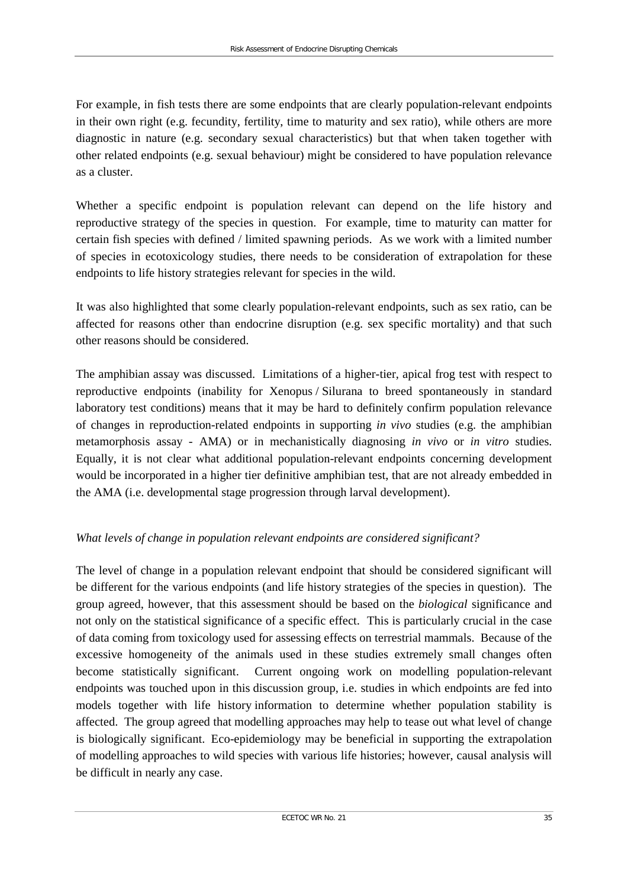For example, in fish tests there are some endpoints that are clearly population-relevant endpoints in their own right (e.g. fecundity, fertility, time to maturity and sex ratio), while others are more diagnostic in nature (e.g. secondary sexual characteristics) but that when taken together with other related endpoints (e.g. sexual behaviour) might be considered to have population relevance as a cluster.

Whether a specific endpoint is population relevant can depend on the life history and reproductive strategy of the species in question. For example, time to maturity can matter for certain fish species with defined / limited spawning periods. As we work with a limited number of species in ecotoxicology studies, there needs to be consideration of extrapolation for these endpoints to life history strategies relevant for species in the wild.

It was also highlighted that some clearly population-relevant endpoints, such as sex ratio, can be affected for reasons other than endocrine disruption (e.g. sex specific mortality) and that such other reasons should be considered.

The amphibian assay was discussed. Limitations of a higher-tier, apical frog test with respect to reproductive endpoints (inability for Xenopus / Silurana to breed spontaneously in standard laboratory test conditions) means that it may be hard to definitely confirm population relevance of changes in reproduction-related endpoints in supporting *in vivo* studies (e.g. the amphibian metamorphosis assay - AMA) or in mechanistically diagnosing *in vivo* or *in vitro* studies. Equally, it is not clear what additional population-relevant endpoints concerning development would be incorporated in a higher tier definitive amphibian test, that are not already embedded in the AMA (i.e. developmental stage progression through larval development).

*What levels of change in population relevant endpoints are considered significant?*

The level of change in a population relevant endpoint that should be considered significant will be different for the various endpoints (and life history strategies of the species in question). The group agreed, however, that this assessment should be based on the *biological* significance and not only on the statistical significance of a specific effect. This is particularly crucial in the case of data coming from toxicology used for assessing effects on terrestrial mammals. Because of the excessive homogeneity of the animals used in these studies extremely small changes often become statistically significant. Current ongoing work on modelling population-relevant endpoints was touched upon in this discussion group, i.e. studies in which endpoints are fed into models together with life history information to determine whether population stability is affected. The group agreed that modelling approaches may help to tease out what level of change is biologically significant. Eco-epidemiology may be beneficial in supporting the extrapolation of modelling approaches to wild species with various life histories; however, causal analysis will be difficult in nearly any case.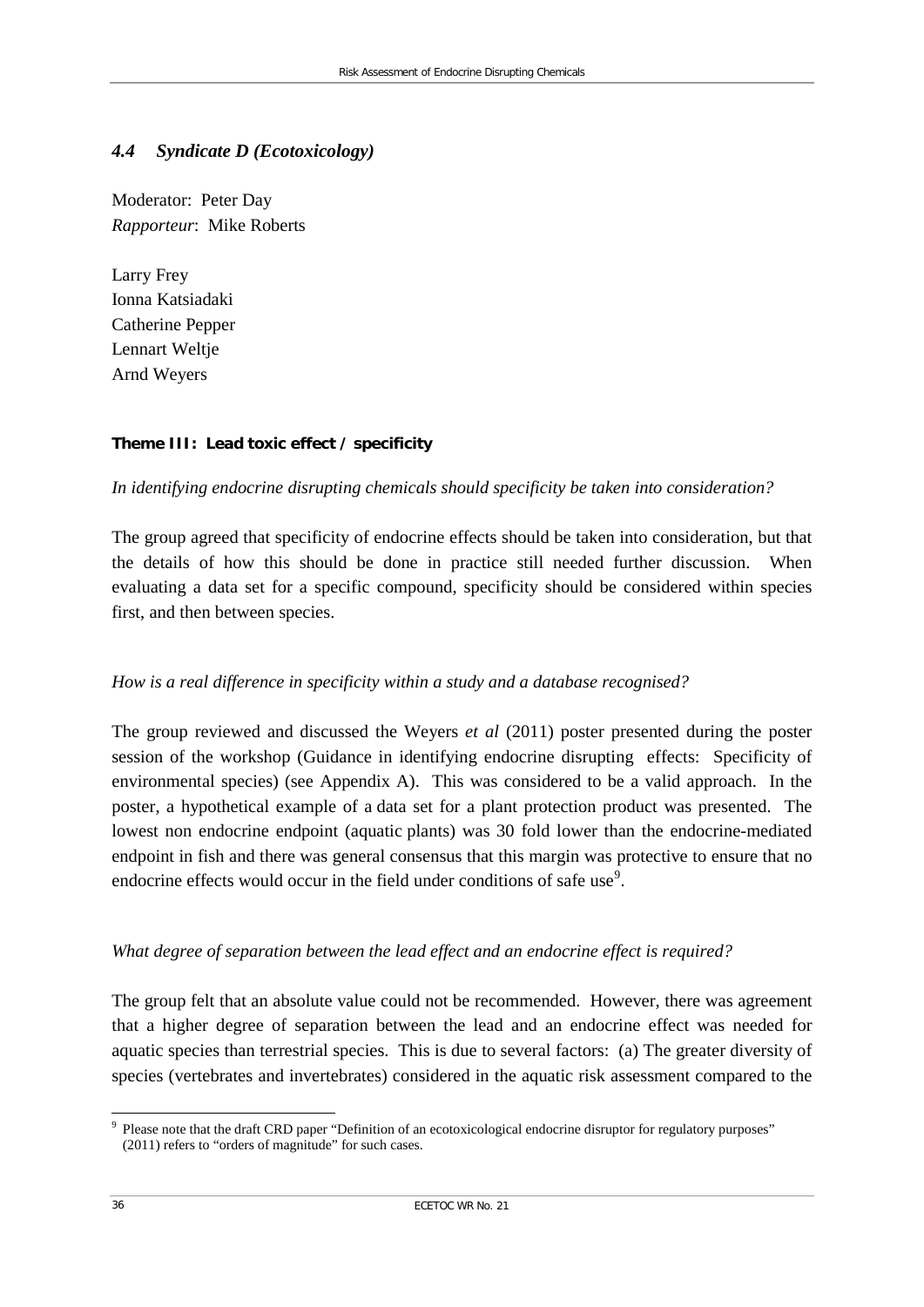### *4.4 Syndicate D (Ecotoxicology)*

Moderator: Peter Day
*Rapporteur*: Mike Roberts

Larry Frey
Ionna Katsiadaki
Catherine Pepper
Lennart Weltje
Arnd Weyers

**Theme III: Lead toxic effect / specificity**

*In identifying endocrine disrupting chemicals should specificity be taken into consideration?*

The group agreed that specificity of endocrine effects should be taken into consideration, but that the details of how this should be done in practice still needed further discussion. When evaluating a data set for a specific compound, specificity should be considered within species first, and then between species.

*How is a real difference in specificity within a study and a database recognised?*

The group reviewed and discussed the Weyers *et al* (2011) poster presented during the poster session of the workshop (Guidance in identifying endocrine disrupting effects: Specificity of environmental species) (see Appendix A). This was considered to be a valid approach. In the poster, a hypothetical example of a data set for a plant protection product was presented. The lowest non endocrine endpoint (aquatic plants) was 30 fold lower than the endocrine-mediated endpoint in fish and there was general consensus that this margin was protective to ensure that no endocrine effects would occur in the field under conditions of safe use[9].

*What degree of separation between the lead effect and an endocrine effect is required?*

The group felt that an absolute value could not be recommended. However, there was agreement that a higher degree of separation between the lead and an endocrine effect was needed for aquatic species than terrestrial species. This is due to several factors: (a) The greater diversity of species (vertebrates and invertebrates) considered in the aquatic risk assessment compared to the

[9] Please note that the draft CRD paper "Definition of an ecotoxicological endocrine disruptor for regulatory purposes" (2011) refers to "orders of magnitude" for such cases.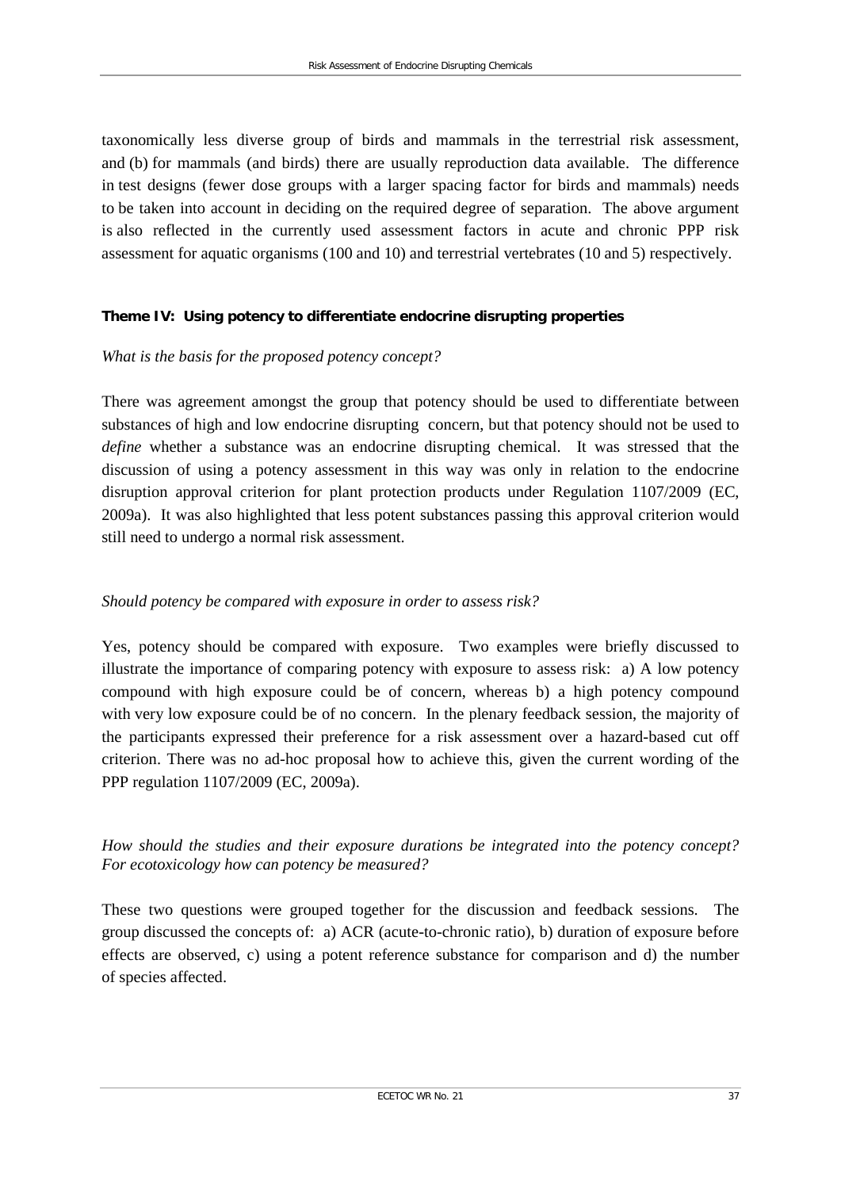taxonomically less diverse group of birds and mammals in the terrestrial risk assessment, and (b) for mammals (and birds) there are usually reproduction data available. The difference in test designs (fewer dose groups with a larger spacing factor for birds and mammals) needs to be taken into account in deciding on the required degree of separation. The above argument is also reflected in the currently used assessment factors in acute and chronic PPP risk assessment for aquatic organisms (100 and 10) and terrestrial vertebrates (10 and 5) respectively.

### Theme IV: Using potency to differentiate endocrine disrupting properties

*What is the basis for the proposed potency concept?*

There was agreement amongst the group that potency should be used to differentiate between substances of high and low endocrine disrupting concern, but that potency should not be used to *define* whether a substance was an endocrine disrupting chemical. It was stressed that the discussion of using a potency assessment in this way was only in relation to the endocrine disruption approval criterion for plant protection products under Regulation 1107/2009 (EC, 2009a). It was also highlighted that less potent substances passing this approval criterion would still need to undergo a normal risk assessment.

*Should potency be compared with exposure in order to assess risk?*

Yes, potency should be compared with exposure. Two examples were briefly discussed to illustrate the importance of comparing potency with exposure to assess risk: a) A low potency compound with high exposure could be of concern, whereas b) a high potency compound with very low exposure could be of no concern. In the plenary feedback session, the majority of the participants expressed their preference for a risk assessment over a hazard-based cut off criterion. There was no ad-hoc proposal how to achieve this, given the current wording of the PPP regulation 1107/2009 (EC, 2009a).

*How should the studies and their exposure durations be integrated into the potency concept? For ecotoxicology how can potency be measured?*

These two questions were grouped together for the discussion and feedback sessions. The group discussed the concepts of: a) ACR (acute-to-chronic ratio), b) duration of exposure before effects are observed, c) using a potent reference substance for comparison and d) the number of species affected.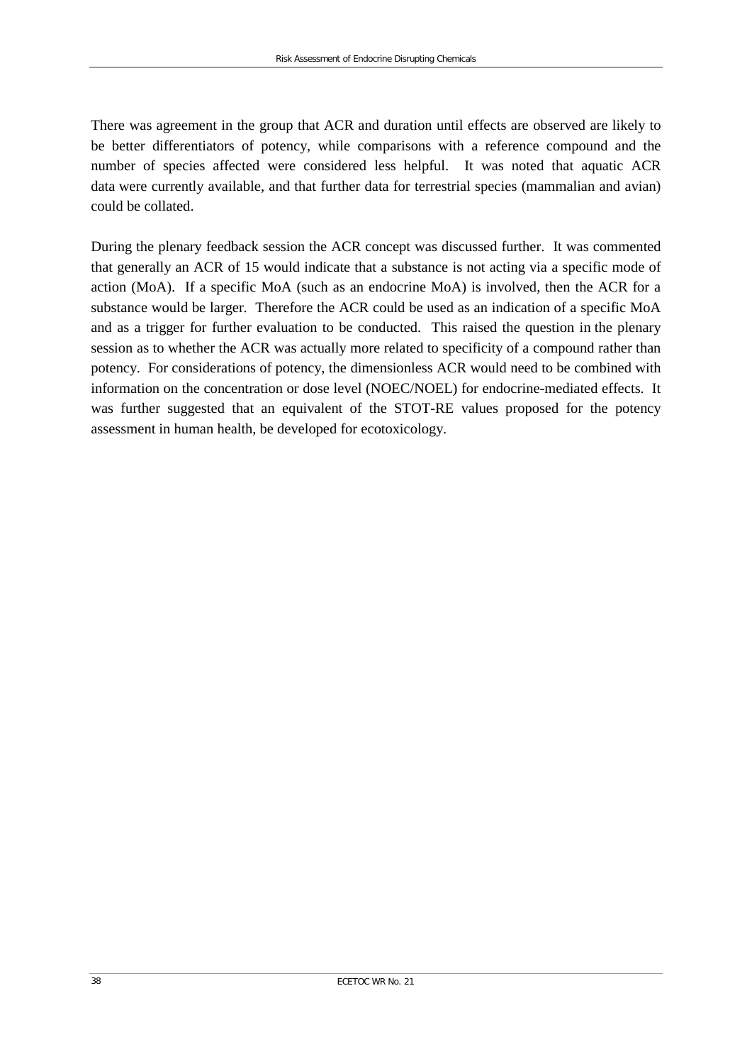There was agreement in the group that ACR and duration until effects are observed are likely to be better differentiators of potency, while comparisons with a reference compound and the number of species affected were considered less helpful. It was noted that aquatic ACR data were currently available, and that further data for terrestrial species (mammalian and avian) could be collated.

During the plenary feedback session the ACR concept was discussed further. It was commented that generally an ACR of 15 would indicate that a substance is not acting via a specific mode of action (MoA). If a specific MoA (such as an endocrine MoA) is involved, then the ACR for a substance would be larger. Therefore the ACR could be used as an indication of a specific MoA and as a trigger for further evaluation to be conducted. This raised the question in the plenary session as to whether the ACR was actually more related to specificity of a compound rather than potency. For considerations of potency, the dimensionless ACR would need to be combined with information on the concentration or dose level (NOEC/NOEL) for endocrine-mediated effects. It was further suggested that an equivalent of the STOT-RE values proposed for the potency assessment in human health, be developed for ecotoxicology.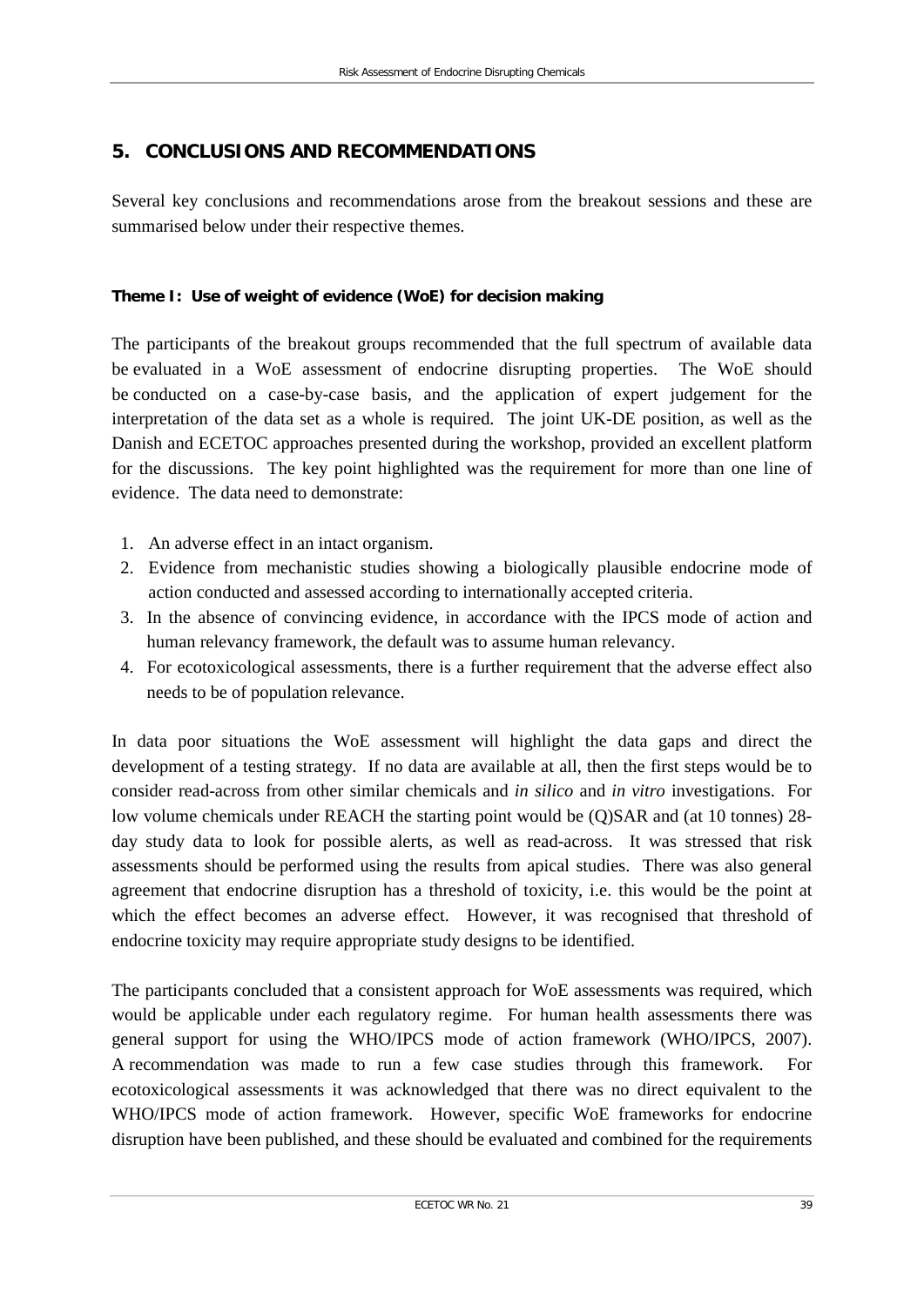## 5. CONCLUSIONS AND RECOMMENDATIONS

Several key conclusions and recommendations arose from the breakout sessions and these are summarised below under their respective themes.

### Theme I: Use of weight of evidence (WoE) for decision making

The participants of the breakout groups recommended that the full spectrum of available data be evaluated in a WoE assessment of endocrine disrupting properties. The WoE should be conducted on a case-by-case basis, and the application of expert judgement for the interpretation of the data set as a whole is required. The joint UK-DE position, as well as the Danish and ECETOC approaches presented during the workshop, provided an excellent platform for the discussions. The key point highlighted was the requirement for more than one line of evidence. The data need to demonstrate:

1. An adverse effect in an intact organism.
2. Evidence from mechanistic studies showing a biologically plausible endocrine mode of action conducted and assessed according to internationally accepted criteria.
3. In the absence of convincing evidence, in accordance with the IPCS mode of action and human relevancy framework, the default was to assume human relevancy.
4. For ecotoxicological assessments, there is a further requirement that the adverse effect also needs to be of population relevance.

In data poor situations the WoE assessment will highlight the data gaps and direct the development of a testing strategy. If no data are available at all, then the first steps would be to consider read-across from other similar chemicals and *in silico* and *in vitro* investigations. For low volume chemicals under REACH the starting point would be (Q)SAR and (at 10 tonnes) 28-day study data to look for possible alerts, as well as read-across. It was stressed that risk assessments should be performed using the results from apical studies. There was also general agreement that endocrine disruption has a threshold of toxicity, i.e. this would be the point at which the effect becomes an adverse effect. However, it was recognised that threshold of endocrine toxicity may require appropriate study designs to be identified.

The participants concluded that a consistent approach for WoE assessments was required, which would be applicable under each regulatory regime. For human health assessments there was general support for using the WHO/IPCS mode of action framework (WHO/IPCS, 2007). A recommendation was made to run a few case studies through this framework. For ecotoxicological assessments it was acknowledged that there was no direct equivalent to the WHO/IPCS mode of action framework. However, specific WoE frameworks for endocrine disruption have been published, and these should be evaluated and combined for the requirements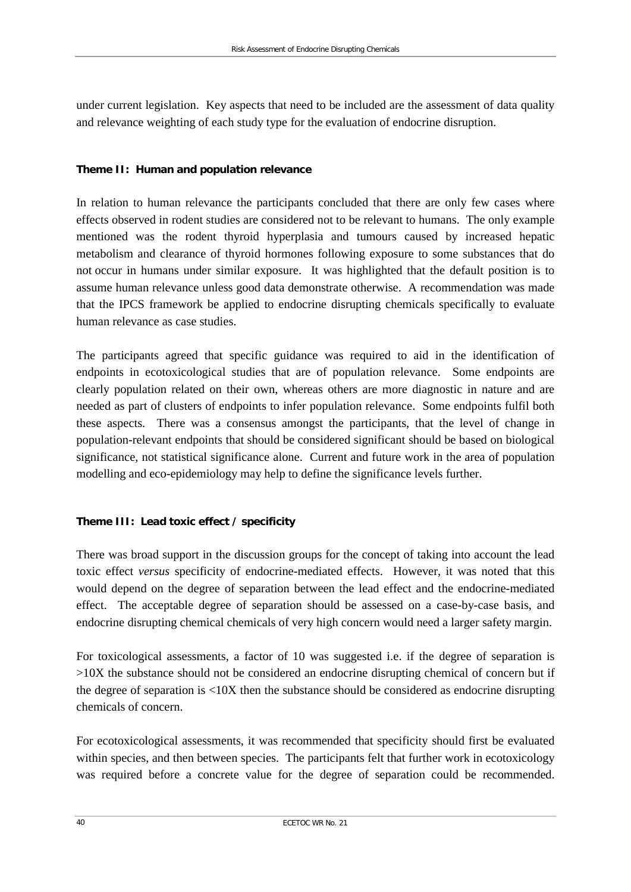under current legislation. Key aspects that need to be included are the assessment of data quality and relevance weighting of each study type for the evaluation of endocrine disruption.

**Theme II: Human and population relevance**

In relation to human relevance the participants concluded that there are only few cases where effects observed in rodent studies are considered not to be relevant to humans. The only example mentioned was the rodent thyroid hyperplasia and tumours caused by increased hepatic metabolism and clearance of thyroid hormones following exposure to some substances that do not occur in humans under similar exposure. It was highlighted that the default position is to assume human relevance unless good data demonstrate otherwise. A recommendation was made that the IPCS framework be applied to endocrine disrupting chemicals specifically to evaluate human relevance as case studies.

The participants agreed that specific guidance was required to aid in the identification of endpoints in ecotoxicological studies that are of population relevance. Some endpoints are clearly population related on their own, whereas others are more diagnostic in nature and are needed as part of clusters of endpoints to infer population relevance. Some endpoints fulfil both these aspects. There was a consensus amongst the participants, that the level of change in population-relevant endpoints that should be considered significant should be based on biological significance, not statistical significance alone. Current and future work in the area of population modelling and eco-epidemiology may help to define the significance levels further.

**Theme III: Lead toxic effect / specificity**

There was broad support in the discussion groups for the concept of taking into account the lead toxic effect *versus* specificity of endocrine-mediated effects. However, it was noted that this would depend on the degree of separation between the lead effect and the endocrine-mediated effect. The acceptable degree of separation should be assessed on a case-by-case basis, and endocrine disrupting chemical chemicals of very high concern would need a larger safety margin.

For toxicological assessments, a factor of 10 was suggested i.e. if the degree of separation is >10X the substance should not be considered an endocrine disrupting chemical of concern but if the degree of separation is <10X then the substance should be considered as endocrine disrupting chemicals of concern.

For ecotoxicological assessments, it was recommended that specificity should first be evaluated within species, and then between species. The participants felt that further work in ecotoxicology was required before a concrete value for the degree of separation could be recommended.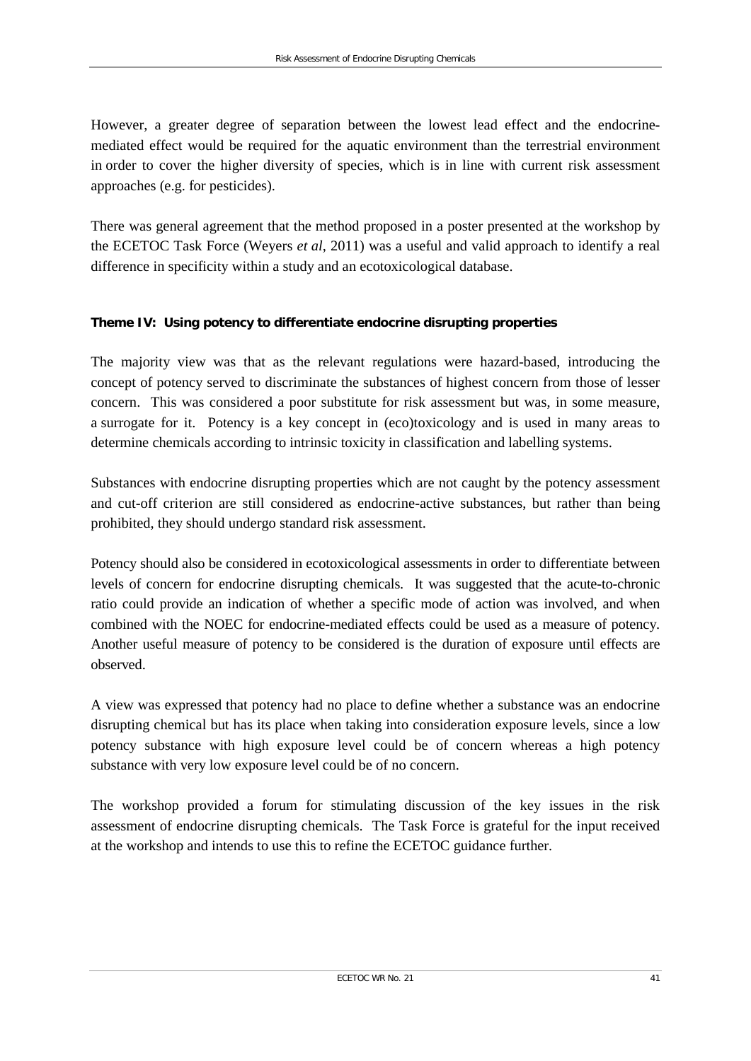However, a greater degree of separation between the lowest lead effect and the endocrine-mediated effect would be required for the aquatic environment than the terrestrial environment in order to cover the higher diversity of species, which is in line with current risk assessment approaches (e.g. for pesticides).

There was general agreement that the method proposed in a poster presented at the workshop by the ECETOC Task Force (Weyers *et al*, 2011) was a useful and valid approach to identify a real difference in specificity within a study and an ecotoxicological database.

**Theme IV: Using potency to differentiate endocrine disrupting properties**

The majority view was that as the relevant regulations were hazard-based, introducing the concept of potency served to discriminate the substances of highest concern from those of lesser concern. This was considered a poor substitute for risk assessment but was, in some measure, a surrogate for it. Potency is a key concept in (eco)toxicology and is used in many areas to determine chemicals according to intrinsic toxicity in classification and labelling systems.

Substances with endocrine disrupting properties which are not caught by the potency assessment and cut-off criterion are still considered as endocrine-active substances, but rather than being prohibited, they should undergo standard risk assessment.

Potency should also be considered in ecotoxicological assessments in order to differentiate between levels of concern for endocrine disrupting chemicals. It was suggested that the acute-to-chronic ratio could provide an indication of whether a specific mode of action was involved, and when combined with the NOEC for endocrine-mediated effects could be used as a measure of potency. Another useful measure of potency to be considered is the duration of exposure until effects are observed.

A view was expressed that potency had no place to define whether a substance was an endocrine disrupting chemical but has its place when taking into consideration exposure levels, since a low potency substance with high exposure level could be of concern whereas a high potency substance with very low exposure level could be of no concern.

The workshop provided a forum for stimulating discussion of the key issues in the risk assessment of endocrine disrupting chemicals. The Task Force is grateful for the input received at the workshop and intends to use this to refine the ECETOC guidance further.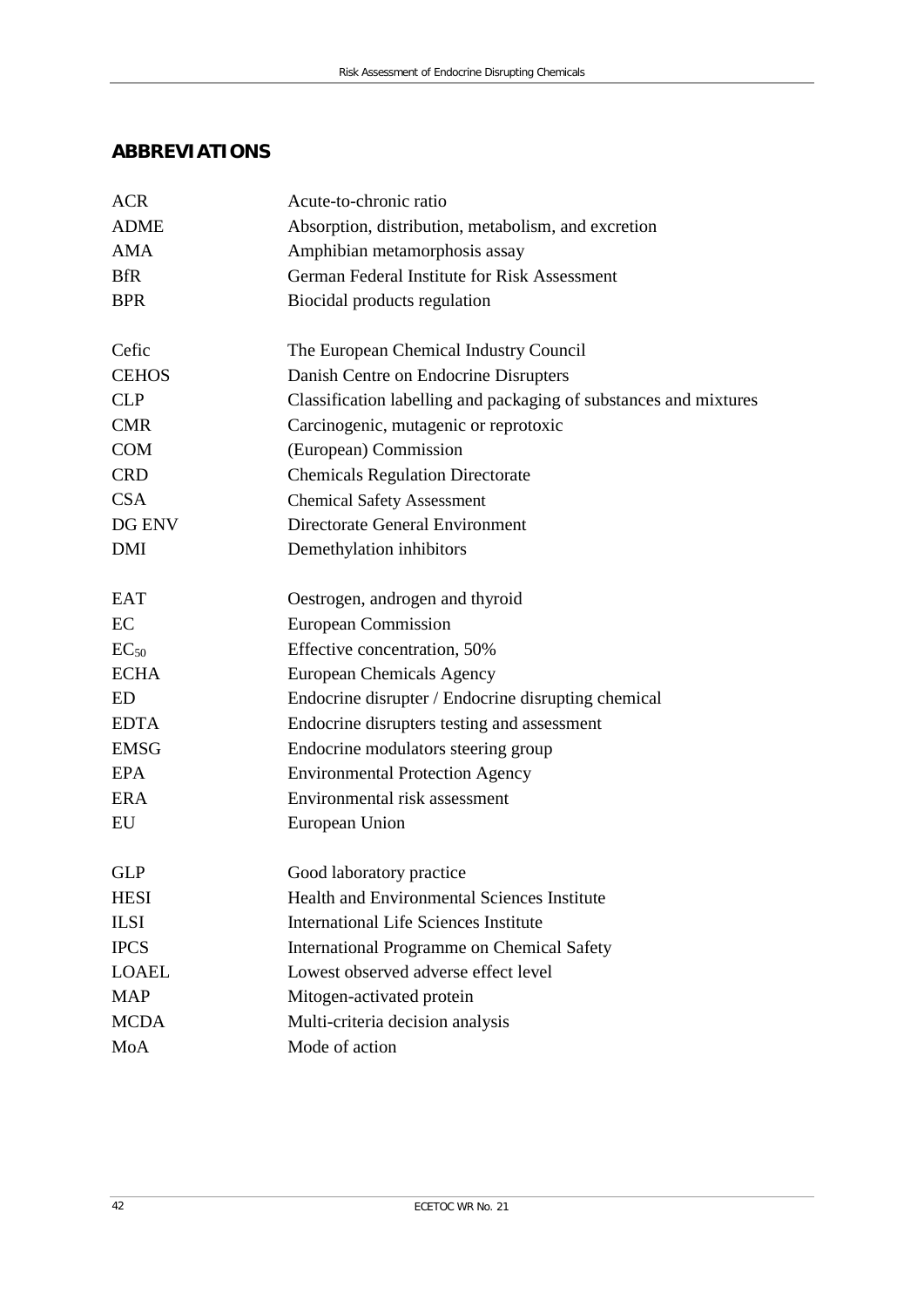## ABBREVIATIONS

| | |
|---|---|
| ACR | Acute-to-chronic ratio |
| ADME | Absorption, distribution, metabolism, and excretion |
| AMA | Amphibian metamorphosis assay |
| BfR | German Federal Institute for Risk Assessment |
| BPR | Biocidal products regulation |
| | |
| Cefic | The European Chemical Industry Council |
| CEHOS | Danish Centre on Endocrine Disrupters |
| CLP | Classification labelling and packaging of substances and mixtures |
| CMR | Carcinogenic, mutagenic or reprotoxic |
| COM | (European) Commission |
| CRD | Chemicals Regulation Directorate |
| CSA | Chemical Safety Assessment |
| DG ENV | Directorate General Environment |
| DMI | Demethylation inhibitors |
| | |
| EAT | Oestrogen, androgen and thyroid |
| EC | European Commission |
| $EC_{50}$ | Effective concentration, 50% |
| ECHA | European Chemicals Agency |
| ED | Endocrine disrupter / Endocrine disrupting chemical |
| EDTA | Endocrine disrupters testing and assessment |
| EMSG | Endocrine modulators steering group |
| EPA | Environmental Protection Agency |
| ERA | Environmental risk assessment |
| EU | European Union |
| | |
| GLP | Good laboratory practice |
| HESI | Health and Environmental Sciences Institute |
| ILSI | International Life Sciences Institute |
| IPCS | International Programme on Chemical Safety |
| LOAEL | Lowest observed adverse effect level |
| MAP | Mitogen-activated protein |
| MCDA | Multi-criteria decision analysis |
| MoA | Mode of action |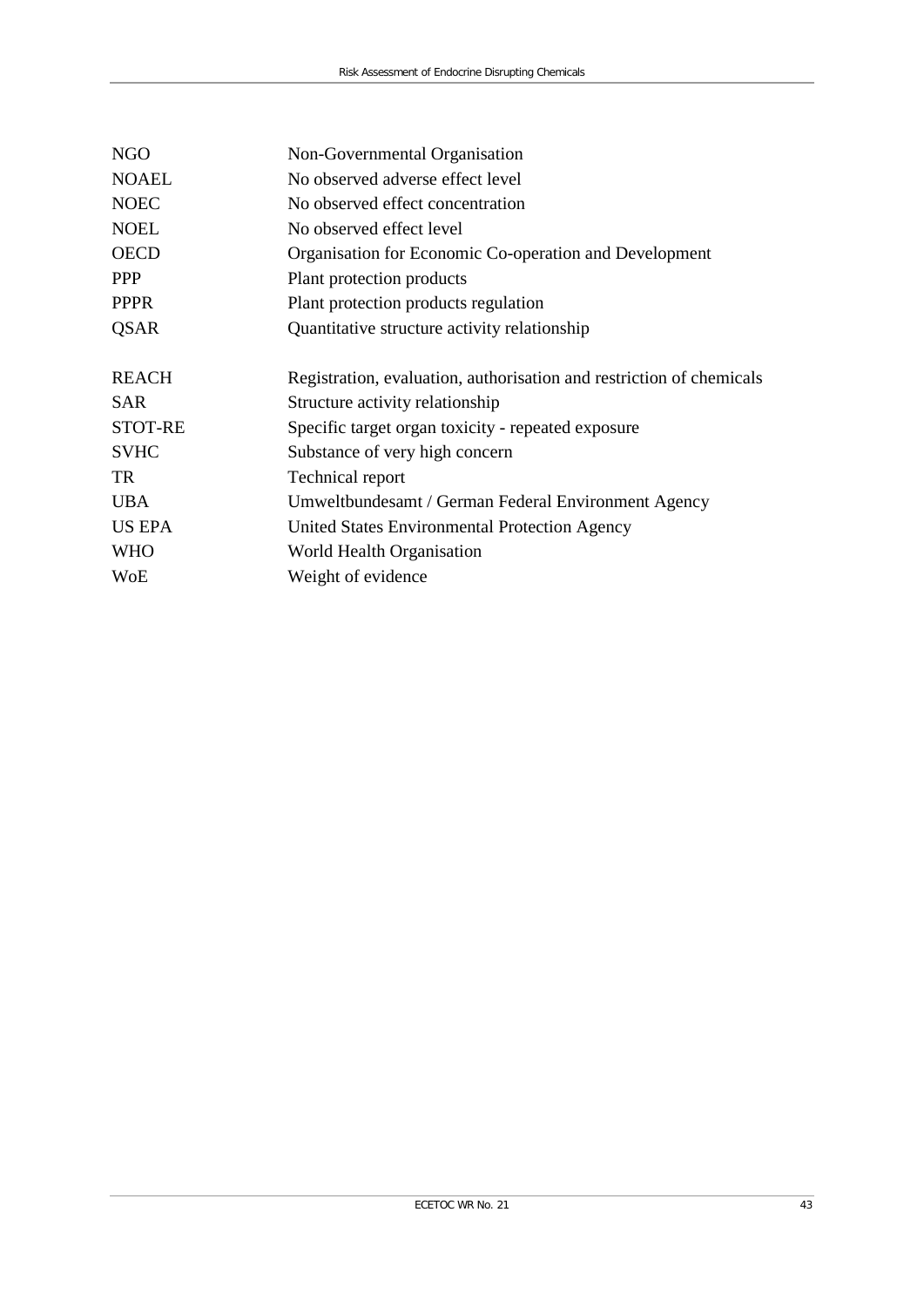| | |
|---|---|
| NGO | Non-Governmental Organisation |
| NOAEL | No observed adverse effect level |
| NOEC | No observed effect concentration |
| NOEL | No observed effect level |
| OECD | Organisation for Economic Co-operation and Development |
| PPP | Plant protection products |
| PPPR | Plant protection products regulation |
| QSAR | Quantitative structure activity relationship |
| REACH | Registration, evaluation, authorisation and restriction of chemicals |
| SAR | Structure activity relationship |
| STOT-RE | Specific target organ toxicity - repeated exposure |
| SVHC | Substance of very high concern |
| TR | Technical report |
| UBA | Umweltbundesamt / German Federal Environment Agency |
| US EPA | United States Environmental Protection Agency |
| WHO | World Health Organisation |
| WoE | Weight of evidence |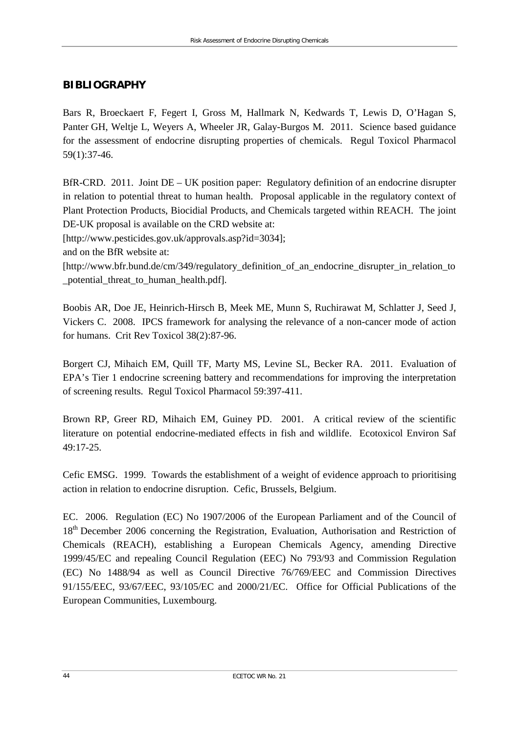## BIBLIOGRAPHY

Bars R, Broeckaert F, Fegert I, Gross M, Hallmark N, Kedwards T, Lewis D, O'Hagan S, Panter GH, Weltje L, Weyers A, Wheeler JR, Galay-Burgos M. 2011. Science based guidance for the assessment of endocrine disrupting properties of chemicals. Regul Toxicol Pharmacol 59(1):37-46.

BfR-CRD. 2011. Joint DE – UK position paper: Regulatory definition of an endocrine disrupter in relation to potential threat to human health. Proposal applicable in the regulatory context of Plant Protection Products, Biocidial Products, and Chemicals targeted within REACH. The joint DE-UK proposal is available on the CRD website at:
[http://www.pesticides.gov.uk/approvals.asp?id=3034];
and on the BfR website at:
[http://www.bfr.bund.de/cm/349/regulatory_definition_of_an_endocrine_disrupter_in_relation_to_potential_threat_to_human_health.pdf].

Boobis AR, Doe JE, Heinrich-Hirsch B, Meek ME, Munn S, Ruchirawat M, Schlatter J, Seed J, Vickers C. 2008. IPCS framework for analysing the relevance of a non-cancer mode of action for humans. Crit Rev Toxicol 38(2):87-96.

Borgert CJ, Mihaich EM, Quill TF, Marty MS, Levine SL, Becker RA. 2011. Evaluation of EPA's Tier 1 endocrine screening battery and recommendations for improving the interpretation of screening results. Regul Toxicol Pharmacol 59:397-411.

Brown RP, Greer RD, Mihaich EM, Guiney PD. 2001. A critical review of the scientific literature on potential endocrine-mediated effects in fish and wildlife. Ecotoxicol Environ Saf 49:17-25.

Cefic EMSG. 1999. Towards the establishment of a weight of evidence approach to prioritising action in relation to endocrine disruption. Cefic, Brussels, Belgium.

EC. 2006. Regulation (EC) No 1907/2006 of the European Parliament and of the Council of 18th December 2006 concerning the Registration, Evaluation, Authorisation and Restriction of Chemicals (REACH), establishing a European Chemicals Agency, amending Directive 1999/45/EC and repealing Council Regulation (EEC) No 793/93 and Commission Regulation (EC) No 1488/94 as well as Council Directive 76/769/EEC and Commission Directives 91/155/EEC, 93/67/EEC, 93/105/EC and 2000/21/EC. Office for Official Publications of the European Communities, Luxembourg.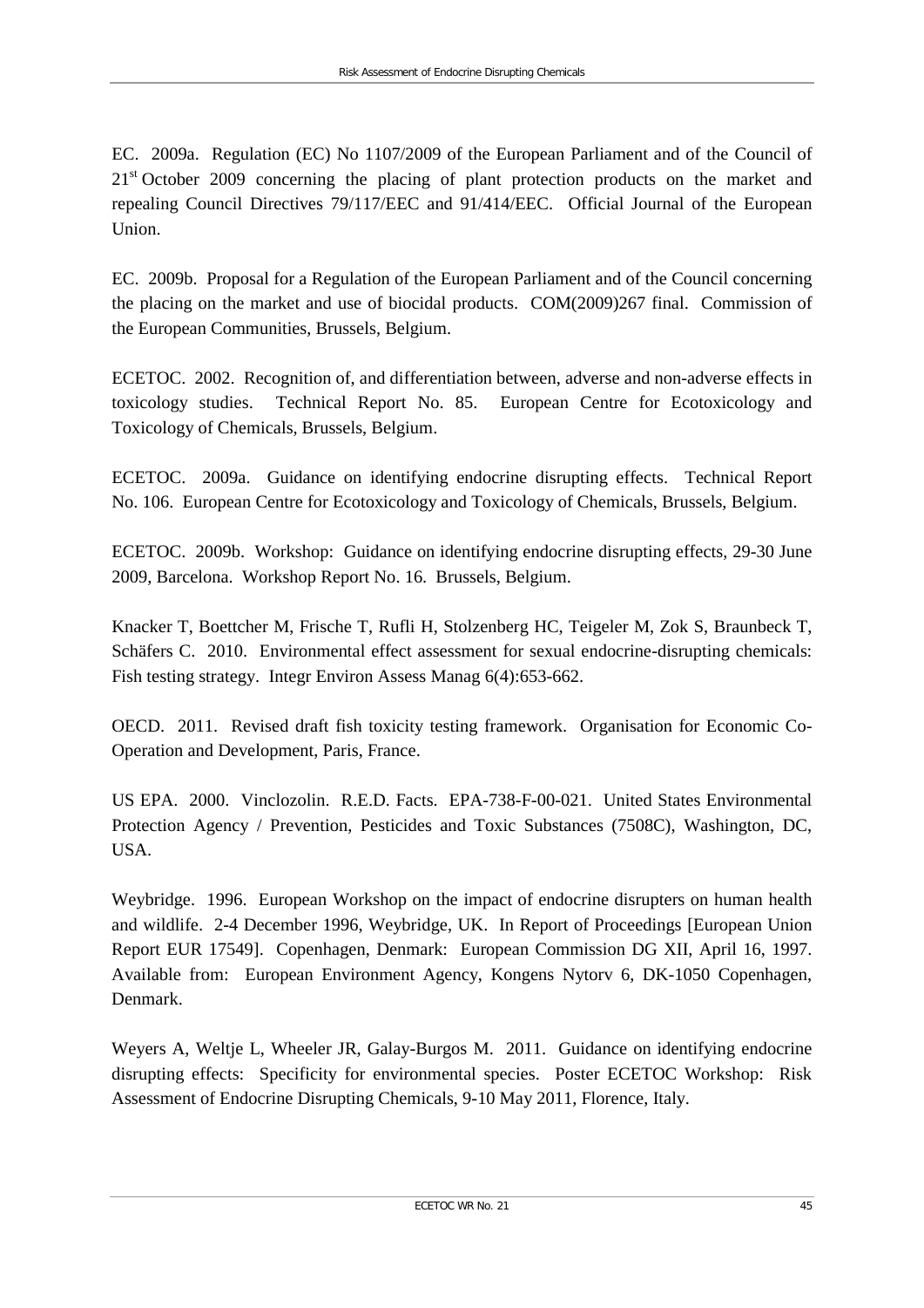EC. 2009a. Regulation (EC) No 1107/2009 of the European Parliament and of the Council of 21st October 2009 concerning the placing of plant protection products on the market and repealing Council Directives 79/117/EEC and 91/414/EEC. Official Journal of the European Union.

EC. 2009b. Proposal for a Regulation of the European Parliament and of the Council concerning the placing on the market and use of biocidal products. COM(2009)267 final. Commission of the European Communities, Brussels, Belgium.

ECETOC. 2002. Recognition of, and differentiation between, adverse and non-adverse effects in toxicology studies. Technical Report No. 85. European Centre for Ecotoxicology and Toxicology of Chemicals, Brussels, Belgium.

ECETOC. 2009a. Guidance on identifying endocrine disrupting effects. Technical Report No. 106. European Centre for Ecotoxicology and Toxicology of Chemicals, Brussels, Belgium.

ECETOC. 2009b. Workshop: Guidance on identifying endocrine disrupting effects, 29-30 June 2009, Barcelona. Workshop Report No. 16. Brussels, Belgium.

Knacker T, Boettcher M, Frische T, Rufli H, Stolzenberg HC, Teigeler M, Zok S, Braunbeck T, Schäfers C. 2010. Environmental effect assessment for sexual endocrine-disrupting chemicals: Fish testing strategy. Integr Environ Assess Manag 6(4):653-662.

OECD. 2011. Revised draft fish toxicity testing framework. Organisation for Economic Co-Operation and Development, Paris, France.

US EPA. 2000. Vinclozolin. R.E.D. Facts. EPA-738-F-00-021. United States Environmental Protection Agency / Prevention, Pesticides and Toxic Substances (7508C), Washington, DC, USA.

Weybridge. 1996. European Workshop on the impact of endocrine disrupters on human health and wildlife. 2-4 December 1996, Weybridge, UK. In Report of Proceedings [European Union Report EUR 17549]. Copenhagen, Denmark: European Commission DG XII, April 16, 1997. Available from: European Environment Agency, Kongens Nytorv 6, DK-1050 Copenhagen, Denmark.

Weyers A, Weltje L, Wheeler JR, Galay-Burgos M. 2011. Guidance on identifying endocrine disrupting effects: Specificity for environmental species. Poster ECETOC Workshop: Risk Assessment of Endocrine Disrupting Chemicals, 9-10 May 2011, Florence, Italy.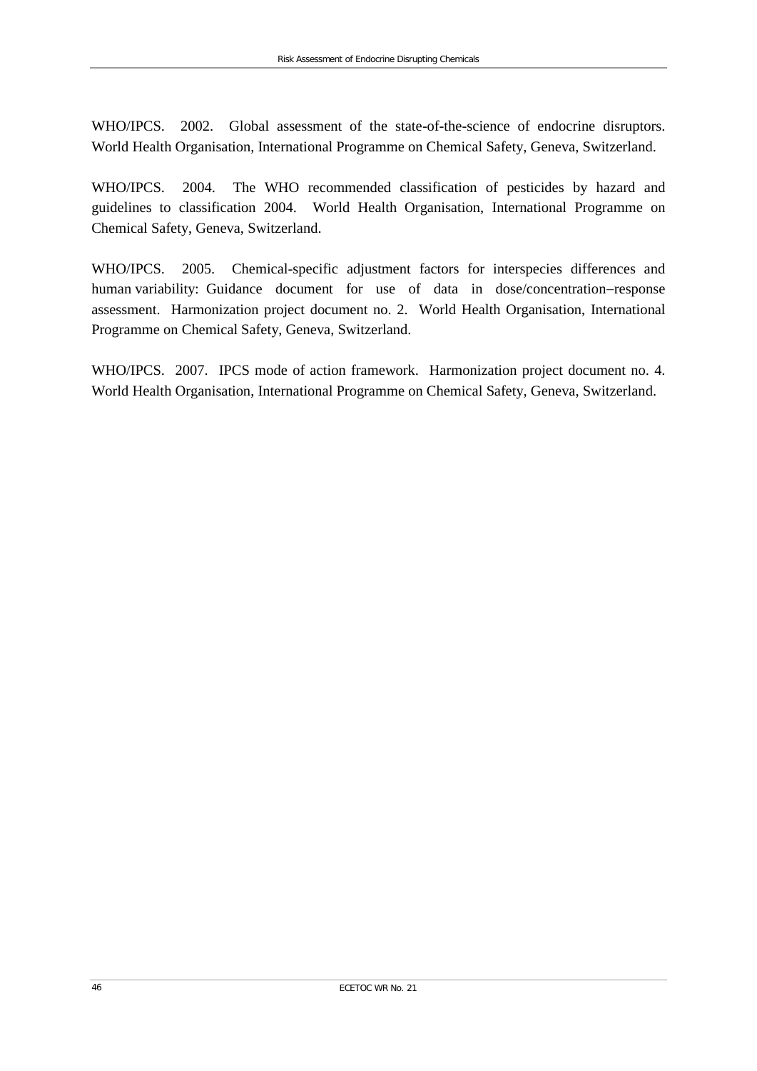WHO/IPCS. 2002. Global assessment of the state-of-the-science of endocrine disruptors. World Health Organisation, International Programme on Chemical Safety, Geneva, Switzerland.

WHO/IPCS. 2004. The WHO recommended classification of pesticides by hazard and guidelines to classification 2004. World Health Organisation, International Programme on Chemical Safety, Geneva, Switzerland.

WHO/IPCS. 2005. Chemical-specific adjustment factors for interspecies differences and human variability: Guidance document for use of data in dose/concentration−response assessment. Harmonization project document no. 2. World Health Organisation, International Programme on Chemical Safety, Geneva, Switzerland.

WHO/IPCS. 2007. IPCS mode of action framework. Harmonization project document no. 4. World Health Organisation, International Programme on Chemical Safety, Geneva, Switzerland.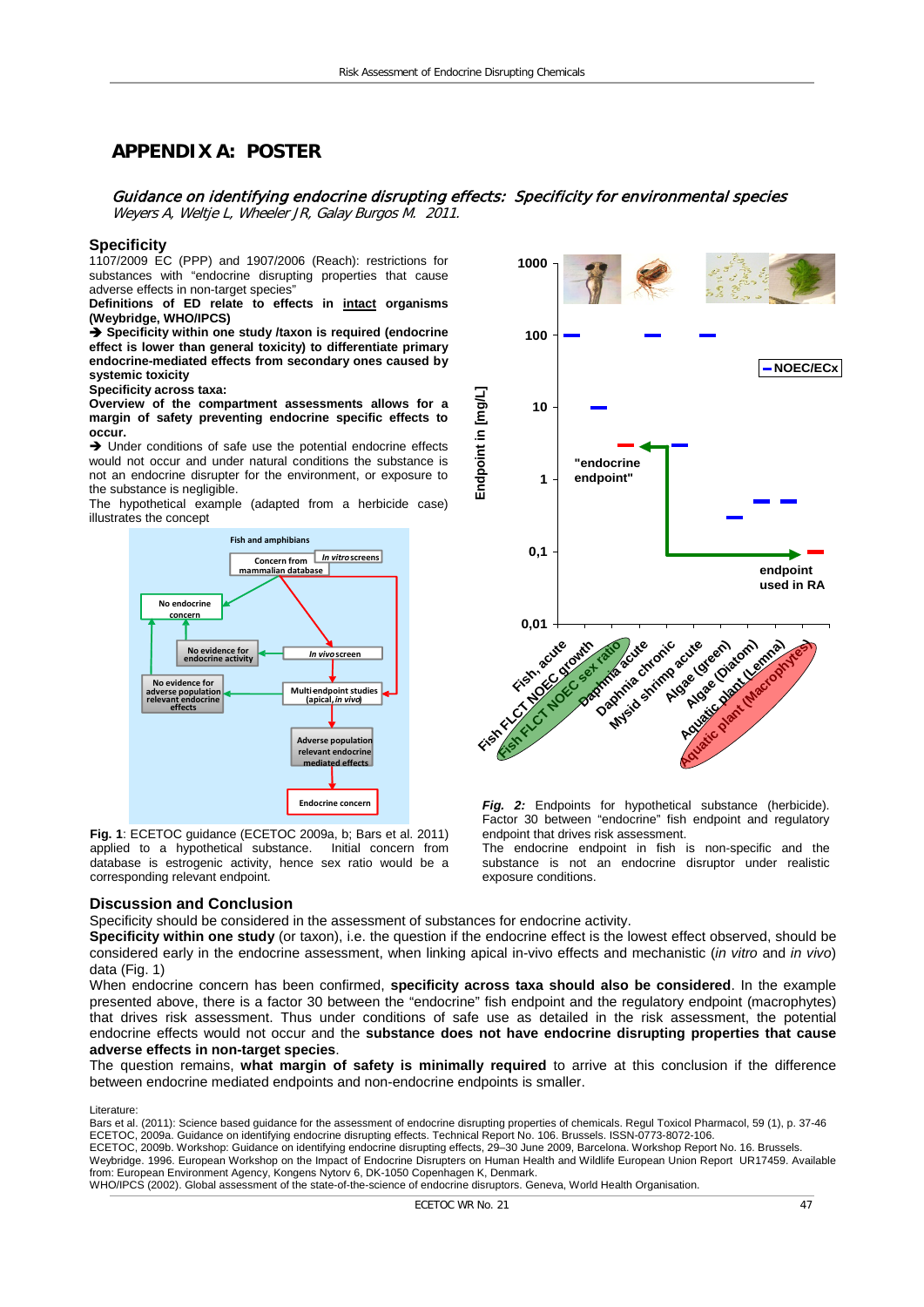# APPENDIX A: POSTER

*Guidance on identifying endocrine disrupting effects: Specificity for environmental species*
*Weyers A, Weltje L, Wheeler JR, Galay Burgos M. 2011.*

## Specificity

1107/2009 EC (PPP) and 1907/2006 (Reach): restrictions for substances with "endocrine disrupting properties that cause adverse effects in non-target species"

**Definitions of ED relate to effects in intact organisms (Weybridge, WHO/IPCS)**

**➔ Specificity within one study /taxon is required (endocrine effect is lower than general toxicity) to differentiate primary endocrine-mediated effects from secondary ones caused by systemic toxicity**

**Specificity across taxa:**

**Overview of the compartment assessments allows for a margin of safety preventing endocrine specific effects to occur.**

➔ Under conditions of safe use the potential endocrine effects would not occur and under natural conditions the substance is not an endocrine disrupter for the environment, or exposure to the substance is negligible.

The hypothetical example (adapted from a herbicide case) illustrates the concept

**Fig. 1**: ECETOC guidance (ECETOC 2009a, b; Bars et al. 2011) applied to a hypothetical substance. Initial concern from database is estrogenic activity, hence sex ratio would be a corresponding relevant endpoint.

***Fig. 2:*** Endpoints for hypothetical substance (herbicide). Factor 30 between "endocrine" fish endpoint and regulatory endpoint that drives risk assessment.

The endocrine endpoint in fish is non-specific and the substance is not an endocrine disruptor under realistic exposure conditions.

## Discussion and Conclusion

Specificity should be considered in the assessment of substances for endocrine activity.

**Specificity within one study** (or taxon), i.e. the question if the endocrine effect is the lowest effect observed, should be considered early in the endocrine assessment, when linking apical in-vivo effects and mechanistic (*in vitro* and *in vivo*) data (Fig. 1)

When endocrine concern has been confirmed, **specificity across taxa should also be considered**. In the example presented above, there is a factor 30 between the "endocrine" fish endpoint and the regulatory endpoint (macrophytes) that drives risk assessment. Thus under conditions of safe use as detailed in the risk assessment, the potential endocrine effects would not occur and the **substance does not have endocrine disrupting properties that cause adverse effects in non-target species**.

The question remains, **what margin of safety is minimally required** to arrive at this conclusion if the difference between endocrine mediated endpoints and non-endocrine endpoints is smaller.

Literature:

Bars et al. (2011): Science based guidance for the assessment of endocrine disrupting properties of chemicals. Regul Toxicol Pharmacol, 59 (1), p. 37-46

ECETOC, 2009a. Guidance on identifying endocrine disrupting effects. Technical Report No. 106. Brussels. ISSN-0773-8072-106.

ECETOC, 2009b. Workshop: Guidance on identifying endocrine disrupting effects, 29–30 June 2009, Barcelona. Workshop Report No. 16. Brussels.

Weybridge. 1996. European Workshop on the Impact of Endocrine Disrupters on Human Health and Wildlife European Union Report UR17459. Available from: European Environment Agency, Kongens Nytorv 6, DK-1050 Copenhagen K, Denmark.

WHO/IPCS (2002). Global assessment of the state-of-the-science of endocrine disruptors. Geneva, World Health Organisation.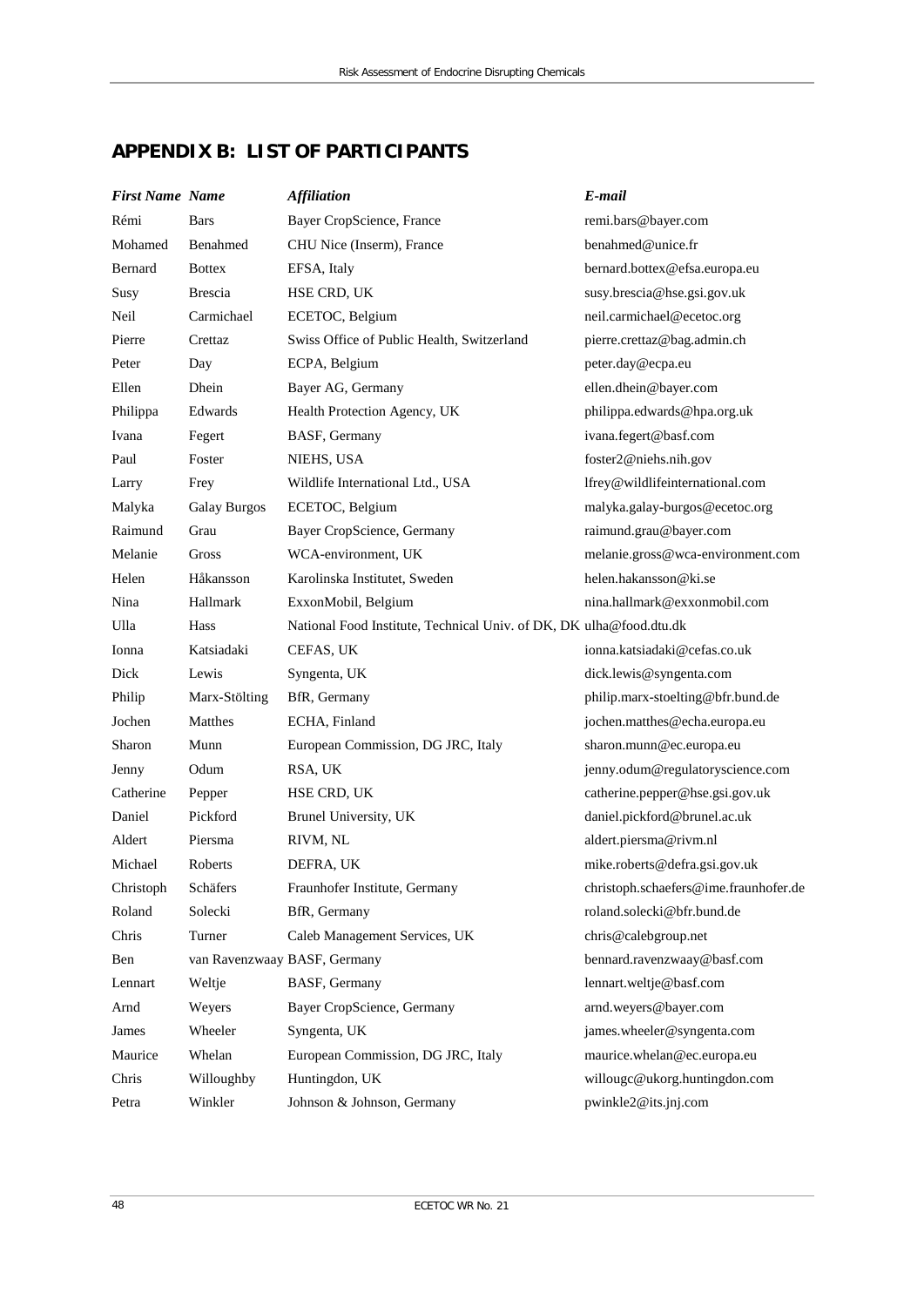## APPENDIX B: LIST OF PARTICIPANTS

| *First Name* | *Name* | *Affiliation* | *E-mail* |
|---|---|---|---|
| Rémi | Bars | Bayer CropScience, France | remi.bars@bayer.com |
| Mohamed | Benahmed | CHU Nice (Inserm), France | benahmed@unice.fr |
| Bernard | Bottex | EFSA, Italy | bernard.bottex@efsa.europa.eu |
| Susy | Brescia | HSE CRD, UK | susy.brescia@hse.gsi.gov.uk |
| Neil | Carmichael | ECETOC, Belgium | neil.carmichael@ecetoc.org |
| Pierre | Crettaz | Swiss Office of Public Health, Switzerland | pierre.crettaz@bag.admin.ch |
| Peter | Day | ECPA, Belgium | peter.day@ecpa.eu |
| Ellen | Dhein | Bayer AG, Germany | ellen.dhein@bayer.com |
| Philippa | Edwards | Health Protection Agency, UK | philippa.edwards@hpa.org.uk |
| Ivana | Fegert | BASF, Germany | ivana.fegert@basf.com |
| Paul | Foster | NIEHS, USA | foster2@niehs.nih.gov |
| Larry | Frey | Wildlife International Ltd., USA | lfrey@wildlifeinternational.com |
| Malyka | Galay Burgos | ECETOC, Belgium | malyka.galay-burgos@ecetoc.org |
| Raimund | Grau | Bayer CropScience, Germany | raimund.grau@bayer.com |
| Melanie | Gross | WCA-environment, UK | melanie.gross@wca-environment.com |
| Helen | Håkansson | Karolinska Institutet, Sweden | helen.hakansson@ki.se |
| Nina | Hallmark | ExxonMobil, Belgium | nina.hallmark@exxonmobil.com |
| Ulla | Hass | National Food Institute, Technical Univ. of DK, DK | ulha@food.dtu.dk |
| Ionna | Katsiadaki | CEFAS, UK | ionna.katsiadaki@cefas.co.uk |
| Dick | Lewis | Syngenta, UK | dick.lewis@syngenta.com |
| Philip | Marx-Stölting | BfR, Germany | philip.marx-stoelting@bfr.bund.de |
| Jochen | Matthes | ECHA, Finland | jochen.matthes@echa.europa.eu |
| Sharon | Munn | European Commission, DG JRC, Italy | sharon.munn@ec.europa.eu |
| Jenny | Odum | RSA, UK | jenny.odum@regulatoryscience.com |
| Catherine | Pepper | HSE CRD, UK | catherine.pepper@hse.gsi.gov.uk |
| Daniel | Pickford | Brunel University, UK | daniel.pickford@brunel.ac.uk |
| Aldert | Piersma | RIVM, NL | aldert.piersma@rivm.nl |
| Michael | Roberts | DEFRA, UK | mike.roberts@defra.gsi.gov.uk |
| Christoph | Schäfers | Fraunhofer Institute, Germany | christoph.schaefers@ime.fraunhofer.de |
| Roland | Solecki | BfR, Germany | roland.solecki@bfr.bund.de |
| Chris | Turner | Caleb Management Services, UK | chris@calebgroup.net |
| Ben | van Ravenzwaay | BASF, Germany | bennard.ravenzwaay@basf.com |
| Lennart | Weltje | BASF, Germany | lennart.weltje@basf.com |
| Arnd | Weyers | Bayer CropScience, Germany | arnd.weyers@bayer.com |
| James | Wheeler | Syngenta, UK | james.wheeler@syngenta.com |
| Maurice | Whelan | European Commission, DG JRC, Italy | maurice.whelan@ec.europa.eu |
| Chris | Willoughby | Huntingdon, UK | willougc@ukorg.huntingdon.com |
| Petra | Winkler | Johnson & Johnson, Germany | pwinkle2@its.jnj.com |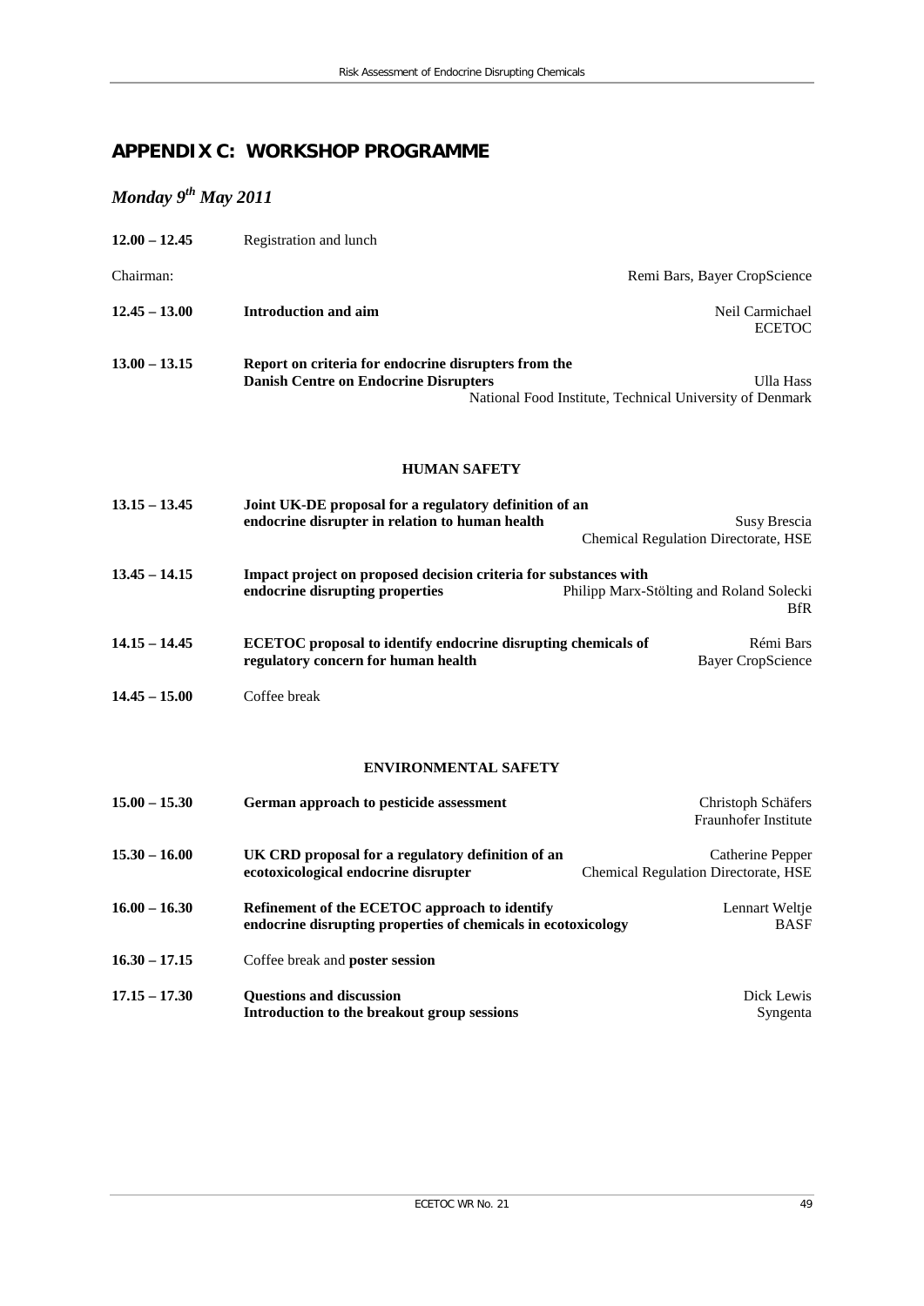## APPENDIX C: WORKSHOP PROGRAMME

### *Monday 9th May 2011*

| | | |
|---|---|---|
| **12.00 – 12.45** | Registration and lunch | |
| Chairman: | | Remi Bars, Bayer CropScience |
| **12.45 – 13.00** | **Introduction and aim** | Neil Carmichael ECETOC |
| **13.00 – 13.15** | **Report on criteria for endocrine disrupters from the Danish Centre on Endocrine Disrupters** | Ulla Hass National Food Institute, Technical University of Denmark |

**HUMAN SAFETY**

| | | |
|---|---|---|
| **13.15 – 13.45** | **Joint UK-DE proposal for a regulatory definition of an endocrine disrupter in relation to human health** | Susy Brescia Chemical Regulation Directorate, HSE |
| **13.45 – 14.15** | **Impact project on proposed decision criteria for substances with endocrine disrupting properties** | Philipp Marx-Stölting and Roland Solecki BfR |
| **14.15 – 14.45** | **ECETOC proposal to identify endocrine disrupting chemicals of regulatory concern for human health** | Rémi Bars Bayer CropScience |
| **14.45 – 15.00** | Coffee break | |

**ENVIRONMENTAL SAFETY**

| | | |
|---|---|---|
| **15.00 – 15.30** | **German approach to pesticide assessment** | Christoph Schäfers Fraunhofer Institute |
| **15.30 – 16.00** | **UK CRD proposal for a regulatory definition of an ecotoxicological endocrine disrupter** | Catherine Pepper Chemical Regulation Directorate, HSE |
| **16.00 – 16.30** | **Refinement of the ECETOC approach to identify endocrine disrupting properties of chemicals in ecotoxicology** | Lennart Weltje BASF |
| **16.30 – 17.15** | Coffee break and **poster session** | |
| **17.15 – 17.30** | **Questions and discussion**<br>**Introduction to the breakout group sessions** | Dick Lewis Syngenta |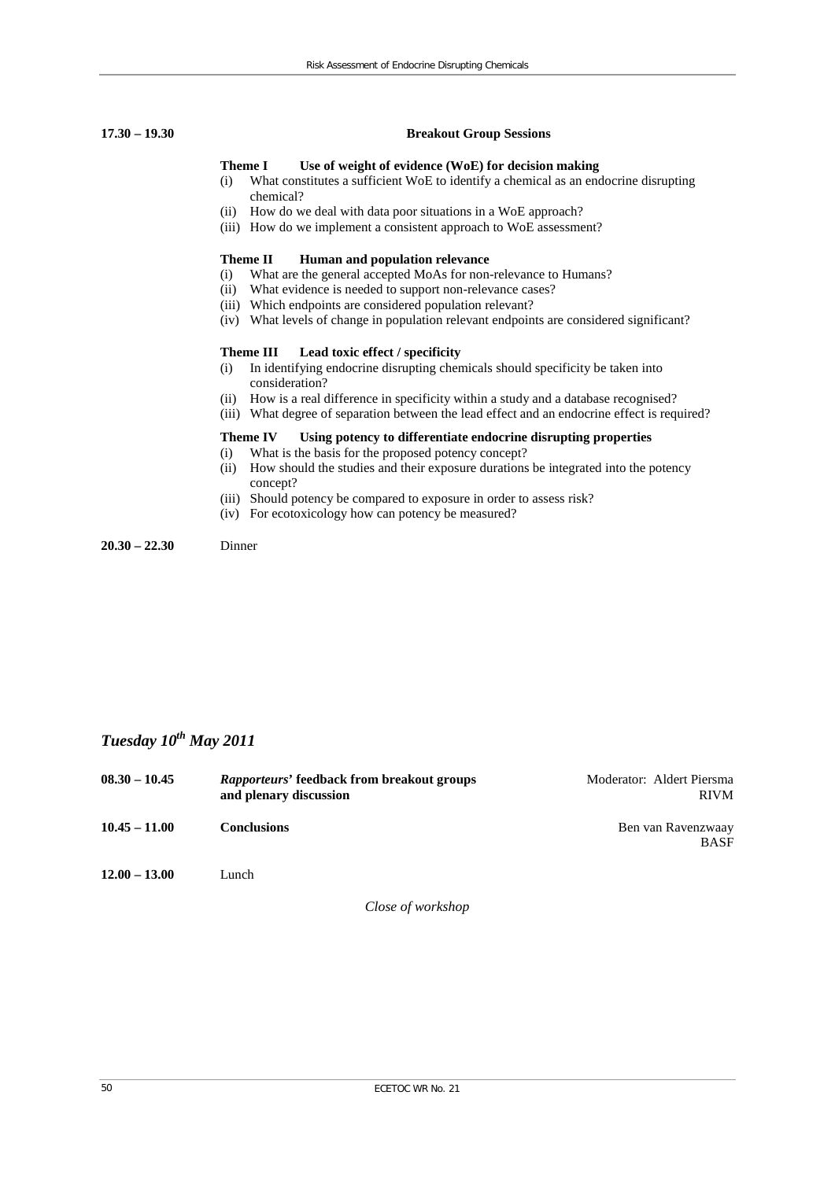**17.30 – 19.30** **Breakout Group Sessions**

**Theme I Use of weight of evidence (WoE) for decision making**

(i) What constitutes a sufficient WoE to identify a chemical as an endocrine disrupting chemical?
(ii) How do we deal with data poor situations in a WoE approach?
(iii) How do we implement a consistent approach to WoE assessment?

**Theme II Human and population relevance**

(i) What are the general accepted MoAs for non-relevance to Humans?
(ii) What evidence is needed to support non-relevance cases?
(iii) Which endpoints are considered population relevant?
(iv) What levels of change in population relevant endpoints are considered significant?

**Theme III Lead toxic effect / specificity**

(i) In identifying endocrine disrupting chemicals should specificity be taken into consideration?
(ii) How is a real difference in specificity within a study and a database recognised?
(iii) What degree of separation between the lead effect and an endocrine effect is required?

**Theme IV Using potency to differentiate endocrine disrupting properties**

(i) What is the basis for the proposed potency concept?
(ii) How should the studies and their exposure durations be integrated into the potency concept?
(iii) Should potency be compared to exposure in order to assess risk?
(iv) For ecotoxicology how can potency be measured?

**20.30 – 22.30** Dinner

## *Tuesday 10th May 2011*

| | | |
|---|---|---|
| **08.30 – 10.45** | ***Rapporteurs*' feedback from breakout groups and plenary discussion** | Moderator: Aldert Piersma RIVM |
| **10.45 – 11.00** | **Conclusions** | Ben van Ravenzwaay BASF |
| **12.00 – 13.00** | Lunch | |

*Close of workshop*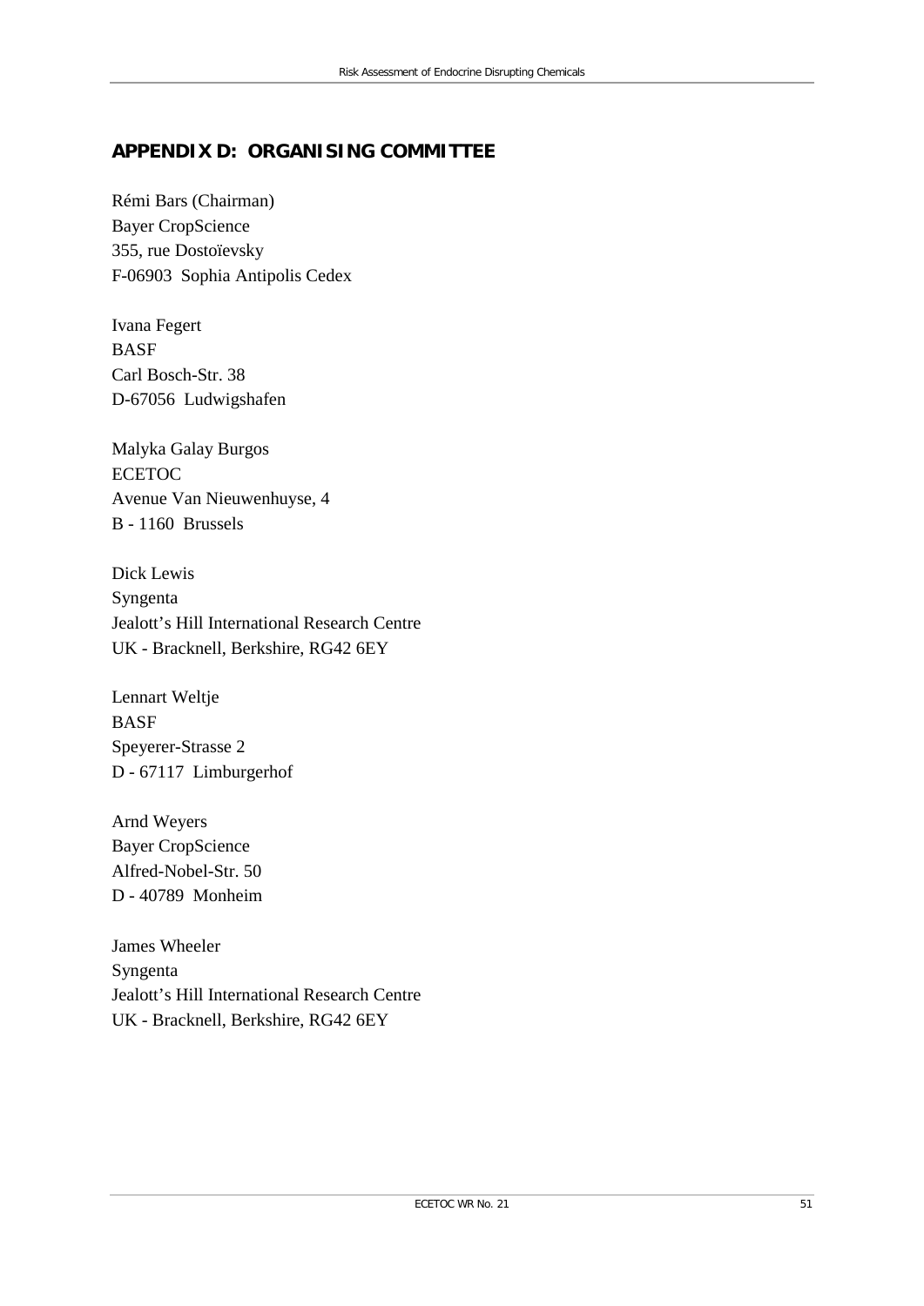## APPENDIX D: ORGANISING COMMITTEE

Rémi Bars (Chairman)
Bayer CropScience
355, rue Dostoïevsky
F-06903 Sophia Antipolis Cedex

Ivana Fegert
BASF
Carl Bosch-Str. 38
D-67056 Ludwigshafen

Malyka Galay Burgos
ECETOC
Avenue Van Nieuwenhuyse, 4
B - 1160 Brussels

Dick Lewis
Syngenta
Jealott's Hill International Research Centre
UK - Bracknell, Berkshire, RG42 6EY

Lennart Weltje
BASF
Speyerer-Strasse 2
D - 67117 Limburgerhof

Arnd Weyers
Bayer CropScience
Alfred-Nobel-Str. 50
D - 40789 Monheim

James Wheeler
Syngenta
Jealott's Hill International Research Centre
UK - Bracknell, Berkshire, RG42 6EY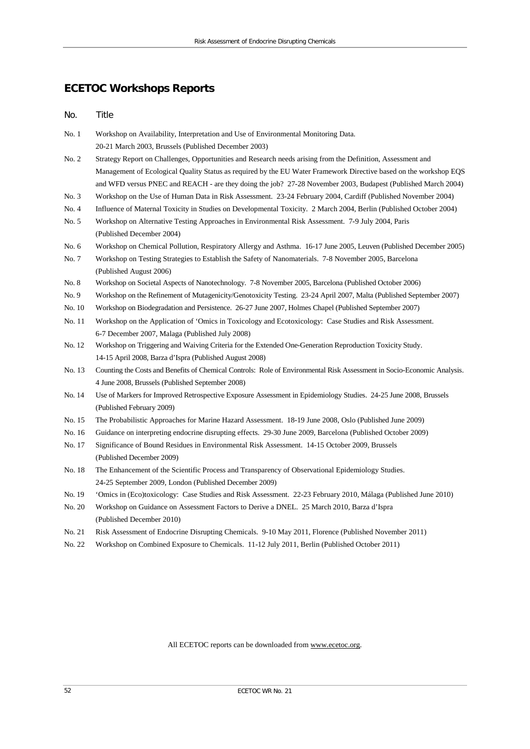## ECETOC Workshops Reports

| No. | Title |
|---|---|
| No. 1 | Workshop on Availability, Interpretation and Use of Environmental Monitoring Data. 20-21 March 2003, Brussels (Published December 2003) |
| No. 2 | Strategy Report on Challenges, Opportunities and Research needs arising from the Definition, Assessment and Management of Ecological Quality Status as required by the EU Water Framework Directive based on the workshop EQS and WFD versus PNEC and REACH - are they doing the job? 27-28 November 2003, Budapest (Published March 2004) |
| No. 3 | Workshop on the Use of Human Data in Risk Assessment. 23-24 February 2004, Cardiff (Published November 2004) |
| No. 4 | Influence of Maternal Toxicity in Studies on Developmental Toxicity. 2 March 2004, Berlin (Published October 2004) |
| No. 5 | Workshop on Alternative Testing Approaches in Environmental Risk Assessment. 7-9 July 2004, Paris (Published December 2004) |
| No. 6 | Workshop on Chemical Pollution, Respiratory Allergy and Asthma. 16-17 June 2005, Leuven (Published December 2005) |
| No. 7 | Workshop on Testing Strategies to Establish the Safety of Nanomaterials. 7-8 November 2005, Barcelona (Published August 2006) |
| No. 8 | Workshop on Societal Aspects of Nanotechnology. 7-8 November 2005, Barcelona (Published October 2006) |
| No. 9 | Workshop on the Refinement of Mutagenicity/Genotoxicity Testing. 23-24 April 2007, Malta (Published September 2007) |
| No. 10 | Workshop on Biodegradation and Persistence. 26-27 June 2007, Holmes Chapel (Published September 2007) |
| No. 11 | Workshop on the Application of 'Omics in Toxicology and Ecotoxicology: Case Studies and Risk Assessment. 6-7 December 2007, Malaga (Published July 2008) |
| No. 12 | Workshop on Triggering and Waiving Criteria for the Extended One-Generation Reproduction Toxicity Study. 14-15 April 2008, Barza d'Ispra (Published August 2008) |
| No. 13 | Counting the Costs and Benefits of Chemical Controls: Role of Environmental Risk Assessment in Socio-Economic Analysis. 4 June 2008, Brussels (Published September 2008) |
| No. 14 | Use of Markers for Improved Retrospective Exposure Assessment in Epidemiology Studies. 24-25 June 2008, Brussels (Published February 2009) |
| No. 15 | The Probabilistic Approaches for Marine Hazard Assessment. 18-19 June 2008, Oslo (Published June 2009) |
| No. 16 | Guidance on interpreting endocrine disrupting effects. 29-30 June 2009, Barcelona (Published October 2009) |
| No. 17 | Significance of Bound Residues in Environmental Risk Assessment. 14-15 October 2009, Brussels (Published December 2009) |
| No. 18 | The Enhancement of the Scientific Process and Transparency of Observational Epidemiology Studies. 24-25 September 2009, London (Published December 2009) |
| No. 19 | 'Omics in (Eco)toxicology: Case Studies and Risk Assessment. 22-23 February 2010, Málaga (Published June 2010) |
| No. 20 | Workshop on Guidance on Assessment Factors to Derive a DNEL. 25 March 2010, Barza d'Ispra (Published December 2010) |
| No. 21 | Risk Assessment of Endocrine Disrupting Chemicals. 9-10 May 2011, Florence (Published November 2011) |
| No. 22 | Workshop on Combined Exposure to Chemicals. 11-12 July 2011, Berlin (Published October 2011) |

All ECETOC reports can be downloaded from www.ecetoc.org.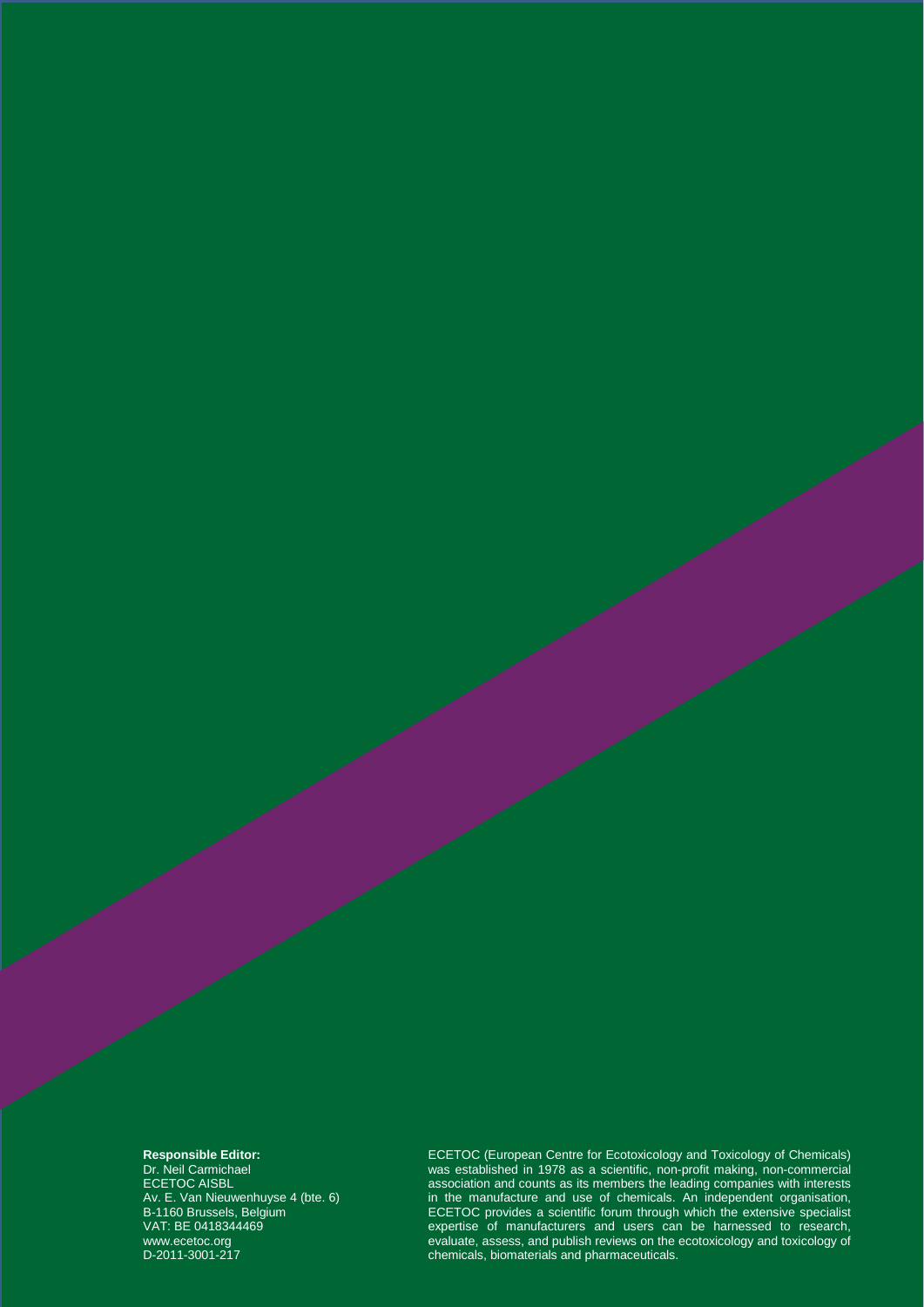**Responsible Editor:**
Dr. Neil Carmichael
ECETOC AISBL
Av. E. Van Nieuwenhuyse 4 (bte. 6)
B-1160 Brussels, Belgium
VAT: BE 0418344469
www.ecetoc.org
D-2011-3001-217

ECETOC (European Centre for Ecotoxicology and Toxicology of Chemicals) was established in 1978 as a scientific, non-profit making, non-commercial association and counts as its members the leading companies with interests in the manufacture and use of chemicals. An independent organisation, ECETOC provides a scientific forum through which the extensive specialist expertise of manufacturers and users can be harnessed to research, evaluate, assess, and publish reviews on the ecotoxicology and toxicology of chemicals, biomaterials and pharmaceuticals.